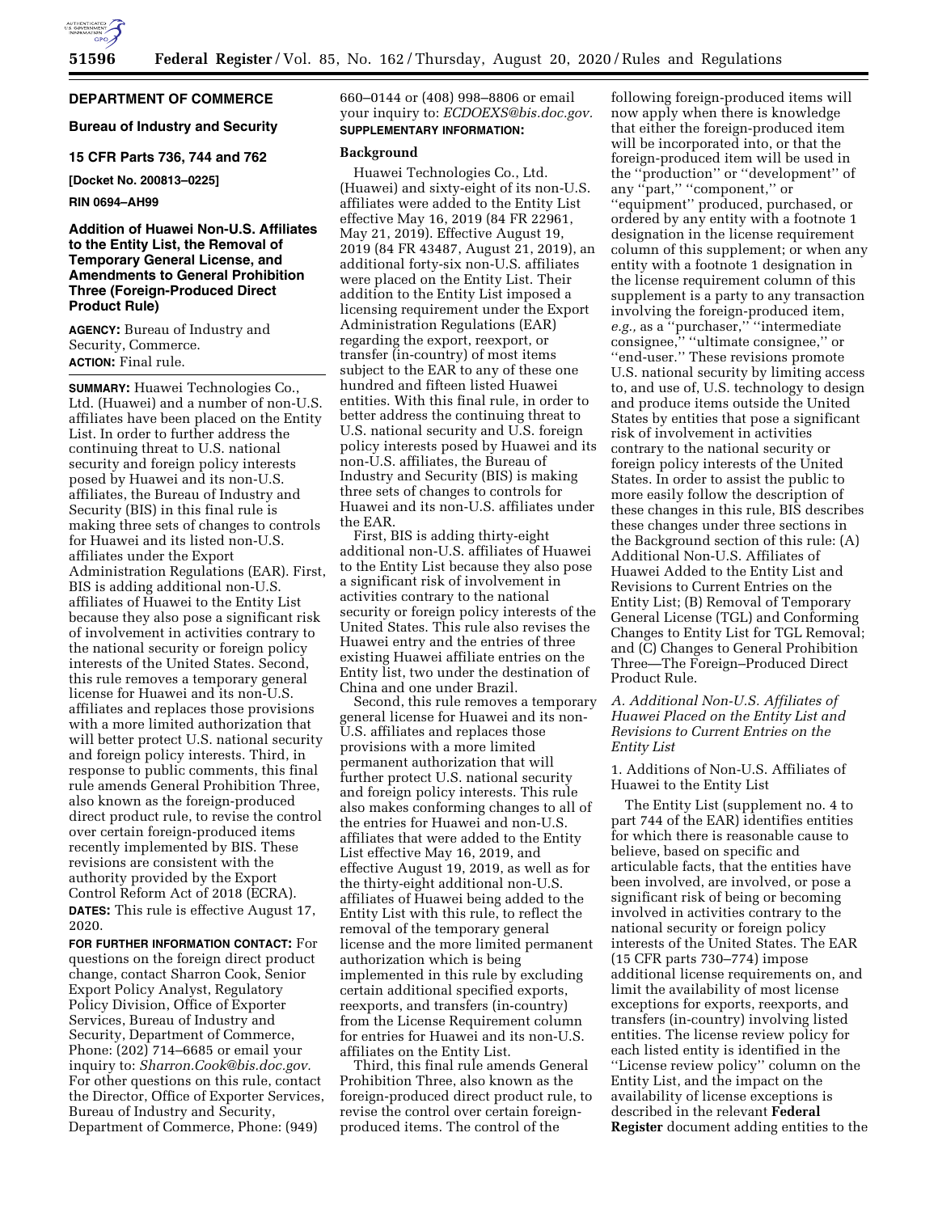**DEPARTMENT OF COMMERCE**

**Bureau of Industry and Security**

**15 CFR Parts 736, 744 and 762**

**[Docket No. 200813–0225]**

**RIN 0694–AH99**

# Addition of Huawei Non-U.S. Affiliates to the Entity List, the Removal of Temporary General License, and Amendments to General Prohibition Three (Foreign-Produced Direct Product Rule)

**AGENCY:** Bureau of Industry and Security, Commerce.

**ACTION:** Final rule.

**SUMMARY:** Huawei Technologies Co., Ltd. (Huawei) and a number of non-U.S. affiliates have been placed on the Entity List. In order to further address the continuing threat to U.S. national security and foreign policy interests posed by Huawei and its non-U.S. affiliates, the Bureau of Industry and Security (BIS) in this final rule is making three sets of changes to controls for Huawei and its listed non-U.S. affiliates under the Export Administration Regulations (EAR). First, BIS is adding additional non-U.S. affiliates of Huawei to the Entity List because they also pose a significant risk of involvement in activities contrary to the national security or foreign policy interests of the United States. Second, this rule removes a temporary general license for Huawei and its non-U.S. affiliates and replaces those provisions with a more limited authorization that will better protect U.S. national security and foreign policy interests. Third, in response to public comments, this final rule amends General Prohibition Three, also known as the foreign-produced direct product rule, to revise the control over certain foreign-produced items recently implemented by BIS. These revisions are consistent with the authority provided by the Export Control Reform Act of 2018 (ECRA).

**DATES:** This rule is effective August 17, 2020.

**FOR FURTHER INFORMATION CONTACT:** For questions on the foreign direct product change, contact Sharron Cook, Senior Export Policy Analyst, Regulatory Policy Division, Office of Exporter Services, Bureau of Industry and Security, Department of Commerce, Phone: (202) 714–6685 or email your inquiry to: *Sharron.Cook@bis.doc.gov.* For other questions on this rule, contact the Director, Office of Exporter Services, Bureau of Industry and Security, Department of Commerce, Phone: (949) 660–0144 or (408) 998–8806 or email your inquiry to: *ECDOEXS@bis.doc.gov.*

**SUPPLEMENTARY INFORMATION:**

## Background

Huawei Technologies Co., Ltd. (Huawei) and sixty-eight of its non-U.S. affiliates were added to the Entity List effective May 16, 2019 (84 FR 22961, May 21, 2019). Effective August 19, 2019 (84 FR 43487, August 21, 2019), an additional forty-six non-U.S. affiliates were placed on the Entity List. Their addition to the Entity List imposed a licensing requirement under the Export Administration Regulations (EAR) regarding the export, reexport, or transfer (in-country) of most items subject to the EAR to any of these one hundred and fifteen listed Huawei entities. With this final rule, in order to better address the continuing threat to U.S. national security and U.S. foreign policy interests posed by Huawei and its non-U.S. affiliates, the Bureau of Industry and Security (BIS) is making three sets of changes to controls for Huawei and its non-U.S. affiliates under the EAR.

First, BIS is adding thirty-eight additional non-U.S. affiliates of Huawei to the Entity List because they also pose a significant risk of involvement in activities contrary to the national security or foreign policy interests of the United States. This rule also revises the Huawei entry and the entries of three existing Huawei affiliate entries on the Entity list, two under the destination of China and one under Brazil.

Second, this rule removes a temporary general license for Huawei and its non-U.S. affiliates and replaces those provisions with a more limited permanent authorization that will further protect U.S. national security and foreign policy interests. This rule also makes conforming changes to all of the entries for Huawei and non-U.S. affiliates that were added to the Entity List effective May 16, 2019, and effective August 19, 2019, as well as for the thirty-eight additional non-U.S. affiliates of Huawei being added to the Entity List with this rule, to reflect the removal of the temporary general license and the more limited permanent authorization which is being implemented in this rule by excluding certain additional specified exports, reexports, and transfers (in-country) from the License Requirement column for entries for Huawei and its non-U.S. affiliates on the Entity List.

Third, this final rule amends General Prohibition Three, also known as the foreign-produced direct product rule, to revise the control over certain foreign-produced items. The control of the following foreign-produced items will now apply when there is knowledge that either the foreign-produced item will be incorporated into, or that the foreign-produced item will be used in the ''production'' or ''development'' of any ''part,'' ''component,'' or ''equipment'' produced, purchased, or ordered by any entity with a footnote 1 designation in the license requirement column of this supplement; or when any entity with a footnote 1 designation in the license requirement column of this supplement is a party to any transaction involving the foreign-produced item, *e.g.,* as a ''purchaser,'' ''intermediate consignee,'' ''ultimate consignee,'' or ''end-user.'' These revisions promote U.S. national security by limiting access to, and use of, U.S. technology to design and produce items outside the United States by entities that pose a significant risk of involvement in activities contrary to the national security or foreign policy interests of the United States. In order to assist the public to more easily follow the description of these changes in this rule, BIS describes these changes under three sections in the Background section of this rule: (A) Additional Non-U.S. Affiliates of Huawei Added to the Entity List and Revisions to Current Entries on the Entity List; (B) Removal of Temporary General License (TGL) and Conforming Changes to Entity List for TGL Removal; and (C) Changes to General Prohibition Three—The Foreign–Produced Direct Product Rule.

### *A. Additional Non-U.S. Affiliates of Huawei Placed on the Entity List and Revisions to Current Entries on the Entity List*

1. Additions of Non-U.S. Affiliates of Huawei to the Entity List

The Entity List (supplement no. 4 to part 744 of the EAR) identifies entities for which there is reasonable cause to believe, based on specific and articulable facts, that the entities have been involved, are involved, or pose a significant risk of being or becoming involved in activities contrary to the national security or foreign policy interests of the United States. The EAR (15 CFR parts 730–774) impose additional license requirements on, and limit the availability of most license exceptions for exports, reexports, and transfers (in-country) involving listed entities. The license review policy for each listed entity is identified in the ''License review policy'' column on the Entity List, and the impact on the availability of license exceptions is described in the relevant **Federal Register** document adding entities to the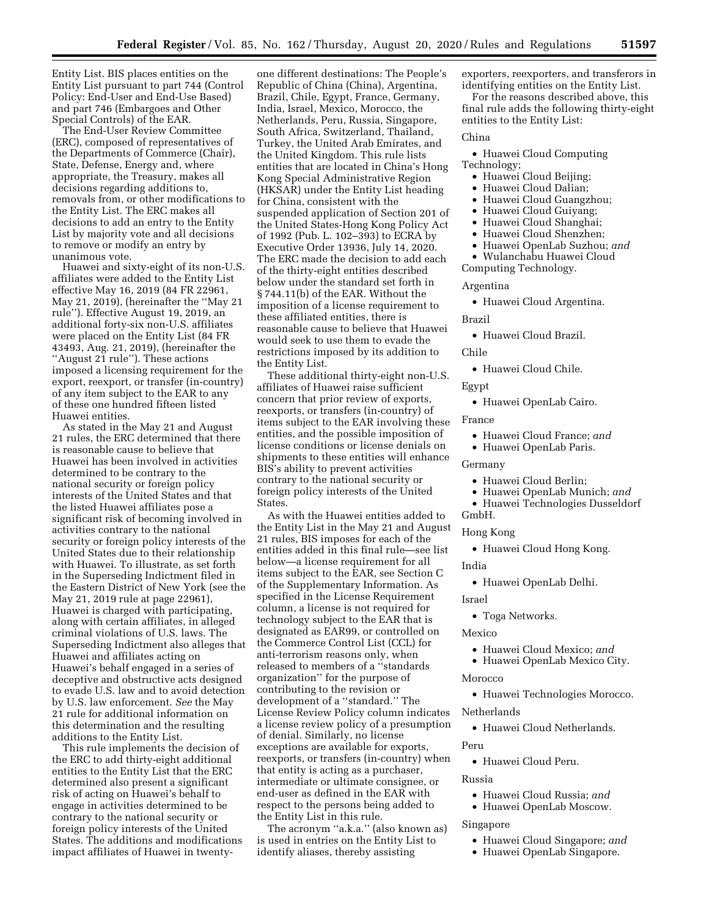Entity List. BIS places entities on the Entity List pursuant to part 744 (Control Policy: End-User and End-Use Based) and part 746 (Embargoes and Other Special Controls) of the EAR.

The End-User Review Committee (ERC), composed of representatives of the Departments of Commerce (Chair), State, Defense, Energy and, where appropriate, the Treasury, makes all decisions regarding additions to, removals from, or other modifications to the Entity List. The ERC makes all decisions to add an entry to the Entity List by majority vote and all decisions to remove or modify an entry by unanimous vote.

Huawei and sixty-eight of its non-U.S. affiliates were added to the Entity List effective May 16, 2019 (84 FR 22961, May 21, 2019), (hereinafter the ''May 21 rule''). Effective August 19, 2019, an additional forty-six non-U.S. affiliates were placed on the Entity List (84 FR 43493, Aug. 21, 2019), (hereinafter the ''August 21 rule''). These actions imposed a licensing requirement for the export, reexport, or transfer (in-country) of any item subject to the EAR to any of these one hundred fifteen listed Huawei entities.

As stated in the May 21 and August 21 rules, the ERC determined that there is reasonable cause to believe that Huawei has been involved in activities determined to be contrary to the national security or foreign policy interests of the United States and that the listed Huawei affiliates pose a significant risk of becoming involved in activities contrary to the national security or foreign policy interests of the United States due to their relationship with Huawei. To illustrate, as set forth in the Superseding Indictment filed in the Eastern District of New York (see the May 21, 2019 rule at page 22961), Huawei is charged with participating, along with certain affiliates, in alleged criminal violations of U.S. laws. The Superseding Indictment also alleges that Huawei and affiliates acting on Huawei's behalf engaged in a series of deceptive and obstructive acts designed to evade U.S. law and to avoid detection by U.S. law enforcement. *See* the May 21 rule for additional information on this determination and the resulting additions to the Entity List.

This rule implements the decision of the ERC to add thirty-eight additional entities to the Entity List that the ERC determined also present a significant risk of acting on Huawei's behalf to engage in activities determined to be contrary to the national security or foreign policy interests of the United States. The additions and modifications impact affiliates of Huawei in twenty-one different destinations: The People's Republic of China (China), Argentina, Brazil, Chile, Egypt, France, Germany, India, Israel, Mexico, Morocco, the Netherlands, Peru, Russia, Singapore, South Africa, Switzerland, Thailand, Turkey, the United Arab Emirates, and the United Kingdom. This rule lists entities that are located in China's Hong Kong Special Administrative Region (HKSAR) under the Entity List heading for China, consistent with the suspended application of Section 201 of the United States-Hong Kong Policy Act of 1992 (Pub. L. 102–393) to ECRA by Executive Order 13936, July 14, 2020. The ERC made the decision to add each of the thirty-eight entities described below under the standard set forth in § 744.11(b) of the EAR. Without the imposition of a license requirement to these affiliated entities, there is reasonable cause to believe that Huawei would seek to use them to evade the restrictions imposed by its addition to the Entity List.

These additional thirty-eight non-U.S. affiliates of Huawei raise sufficient concern that prior review of exports, reexports, or transfers (in-country) of items subject to the EAR involving these entities, and the possible imposition of license conditions or license denials on shipments to these entities will enhance BIS's ability to prevent activities contrary to the national security or foreign policy interests of the United States.

As with the Huawei entities added to the Entity List in the May 21 and August 21 rules, BIS imposes for each of the entities added in this final rule—see list below—a license requirement for all items subject to the EAR, see Section C of the Supplementary Information. As specified in the License Requirement column, a license is not required for technology subject to the EAR that is designated as EAR99, or controlled on the Commerce Control List (CCL) for anti-terrorism reasons only, when released to members of a ''standards organization'' for the purpose of contributing to the revision or development of a ''standard.'' The License Review Policy column indicates a license review policy of a presumption of denial. Similarly, no license exceptions are available for exports, reexports, or transfers (in-country) when that entity is acting as a purchaser, intermediate or ultimate consignee, or end-user as defined in the EAR with respect to the persons being added to the Entity List in this rule.

The acronym ''a.k.a.'' (also known as) is used in entries on the Entity List to identify aliases, thereby assisting exporters, reexporters, and transferors in identifying entities on the Entity List.

For the reasons described above, this final rule adds the following thirty-eight entities to the Entity List:

China

- Huawei Cloud Computing Technology;
- Huawei Cloud Beijing;
- Huawei Cloud Dalian;
- Huawei Cloud Guangzhou;
- Huawei Cloud Guiyang;
- Huawei Cloud Shanghai;
- Huawei Cloud Shenzhen;
- Huawei OpenLab Suzhou; *and*
- Wulanchabu Huawei Cloud Computing Technology.

Argentina

- Huawei Cloud Argentina.

Brazil

- Huawei Cloud Brazil.

Chile

- Huawei Cloud Chile.

Egypt

- Huawei OpenLab Cairo.

France

- Huawei Cloud France; *and*
- Huawei OpenLab Paris.

Germany

- Huawei Cloud Berlin;
- Huawei OpenLab Munich; *and*
- Huawei Technologies Dusseldorf GmbH.

Hong Kong

- Huawei Cloud Hong Kong.

India

- Huawei OpenLab Delhi.

Israel

- Toga Networks.

Mexico

- Huawei Cloud Mexico; *and*
- Huawei OpenLab Mexico City.

Morocco

- Huawei Technologies Morocco.

Netherlands

- Huawei Cloud Netherlands.

Peru

- Huawei Cloud Peru.

Russia

- Huawei Cloud Russia; *and*
- Huawei OpenLab Moscow.

Singapore

- Huawei Cloud Singapore; *and*
- Huawei OpenLab Singapore.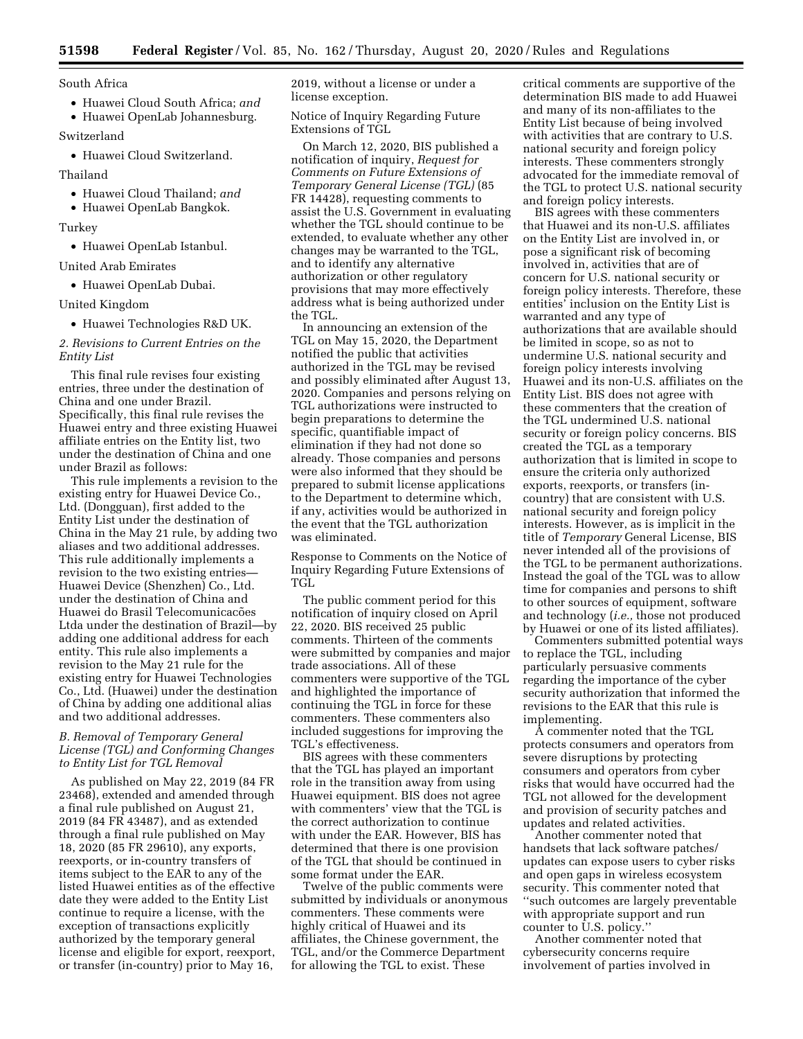South Africa

- Huawei Cloud South Africa; *and*
- Huawei OpenLab Johannesburg.

Switzerland

- Huawei Cloud Switzerland.

Thailand

- Huawei Cloud Thailand; *and*
- Huawei OpenLab Bangkok.

Turkey

- Huawei OpenLab Istanbul.

United Arab Emirates

- Huawei OpenLab Dubai.

United Kingdom

- Huawei Technologies R&D UK.

*2. Revisions to Current Entries on the Entity List*

This final rule revises four existing entries, three under the destination of China and one under Brazil. Specifically, this final rule revises the Huawei entry and three existing Huawei affiliate entries on the Entity list, two under the destination of China and one under Brazil as follows:

This rule implements a revision to the existing entry for Huawei Device Co., Ltd. (Dongguan), first added to the Entity List under the destination of China in the May 21 rule, by adding two aliases and two additional addresses. This rule additionally implements a revision to the two existing entries—Huawei Device (Shenzhen) Co., Ltd. under the destination of China and Huawei do Brasil Telecomunicacões Ltda under the destination of Brazil—by adding one additional address for each entity. This rule also implements a revision to the May 21 rule for the existing entry for Huawei Technologies Co., Ltd. (Huawei) under the destination of China by adding one additional alias and two additional addresses.

*B. Removal of Temporary General License (TGL) and Conforming Changes to Entity List for TGL Removal*

As published on May 22, 2019 (84 FR 23468), extended and amended through a final rule published on August 21, 2019 (84 FR 43487), and as extended through a final rule published on May 18, 2020 (85 FR 29610), any exports, reexports, or in-country transfers of items subject to the EAR to any of the listed Huawei entities as of the effective date they were added to the Entity List continue to require a license, with the exception of transactions explicitly authorized by the temporary general license and eligible for export, reexport, or transfer (in-country) prior to May 16, 2019, without a license or under a license exception.

Notice of Inquiry Regarding Future Extensions of TGL

On March 12, 2020, BIS published a notification of inquiry, *Request for Comments on Future Extensions of Temporary General License (TGL)* (85 FR 14428), requesting comments to assist the U.S. Government in evaluating whether the TGL should continue to be extended, to evaluate whether any other changes may be warranted to the TGL, and to identify any alternative authorization or other regulatory provisions that may more effectively address what is being authorized under the TGL.

In announcing an extension of the TGL on May 15, 2020, the Department notified the public that activities authorized in the TGL may be revised and possibly eliminated after August 13, 2020. Companies and persons relying on TGL authorizations were instructed to begin preparations to determine the specific, quantifiable impact of elimination if they had not done so already. Those companies and persons were also informed that they should be prepared to submit license applications to the Department to determine which, if any, activities would be authorized in the event that the TGL authorization was eliminated.

Response to Comments on the Notice of Inquiry Regarding Future Extensions of TGL

The public comment period for this notification of inquiry closed on April 22, 2020. BIS received 25 public comments. Thirteen of the comments were submitted by companies and major trade associations. All of these commenters were supportive of the TGL and highlighted the importance of continuing the TGL in force for these commenters. These commenters also included suggestions for improving the TGL's effectiveness.

BIS agrees with these commenters that the TGL has played an important role in the transition away from using Huawei equipment. BIS does not agree with commenters' view that the TGL is the correct authorization to continue with under the EAR. However, BIS has determined that there is one provision of the TGL that should be continued in some format under the EAR.

Twelve of the public comments were submitted by individuals or anonymous commenters. These comments were highly critical of Huawei and its affiliates, the Chinese government, the TGL, and/or the Commerce Department for allowing the TGL to exist. These critical comments are supportive of the determination BIS made to add Huawei and many of its non-affiliates to the Entity List because of being involved with activities that are contrary to U.S. national security and foreign policy interests. These commenters strongly advocated for the immediate removal of the TGL to protect U.S. national security and foreign policy interests.

BIS agrees with these commenters that Huawei and its non-U.S. affiliates on the Entity List are involved in, or pose a significant risk of becoming involved in, activities that are of concern for U.S. national security or foreign policy interests. Therefore, these entities' inclusion on the Entity List is warranted and any type of authorizations that are available should be limited in scope, so as not to undermine U.S. national security and foreign policy interests involving Huawei and its non-U.S. affiliates on the Entity List. BIS does not agree with these commenters that the creation of the TGL undermined U.S. national security or foreign policy concerns. BIS created the TGL as a temporary authorization that is limited in scope to ensure the criteria only authorized exports, reexports, or transfers (in-country) that are consistent with U.S. national security and foreign policy interests. However, as is implicit in the title of *Temporary* General License, BIS never intended all of the provisions of the TGL to be permanent authorizations. Instead the goal of the TGL was to allow time for companies and persons to shift to other sources of equipment, software and technology (*i.e.,* those not produced by Huawei or one of its listed affiliates).

Commenters submitted potential ways to replace the TGL, including particularly persuasive comments regarding the importance of the cyber security authorization that informed the revisions to the EAR that this rule is implementing.

A commenter noted that the TGL protects consumers and operators from severe disruptions by protecting consumers and operators from cyber risks that would have occurred had the TGL not allowed for the development and provision of security patches and updates and related activities.

Another commenter noted that handsets that lack software patches/updates can expose users to cyber risks and open gaps in wireless ecosystem security. This commenter noted that ''such outcomes are largely preventable with appropriate support and run counter to U.S. policy.''

Another commenter noted that cybersecurity concerns require involvement of parties involved in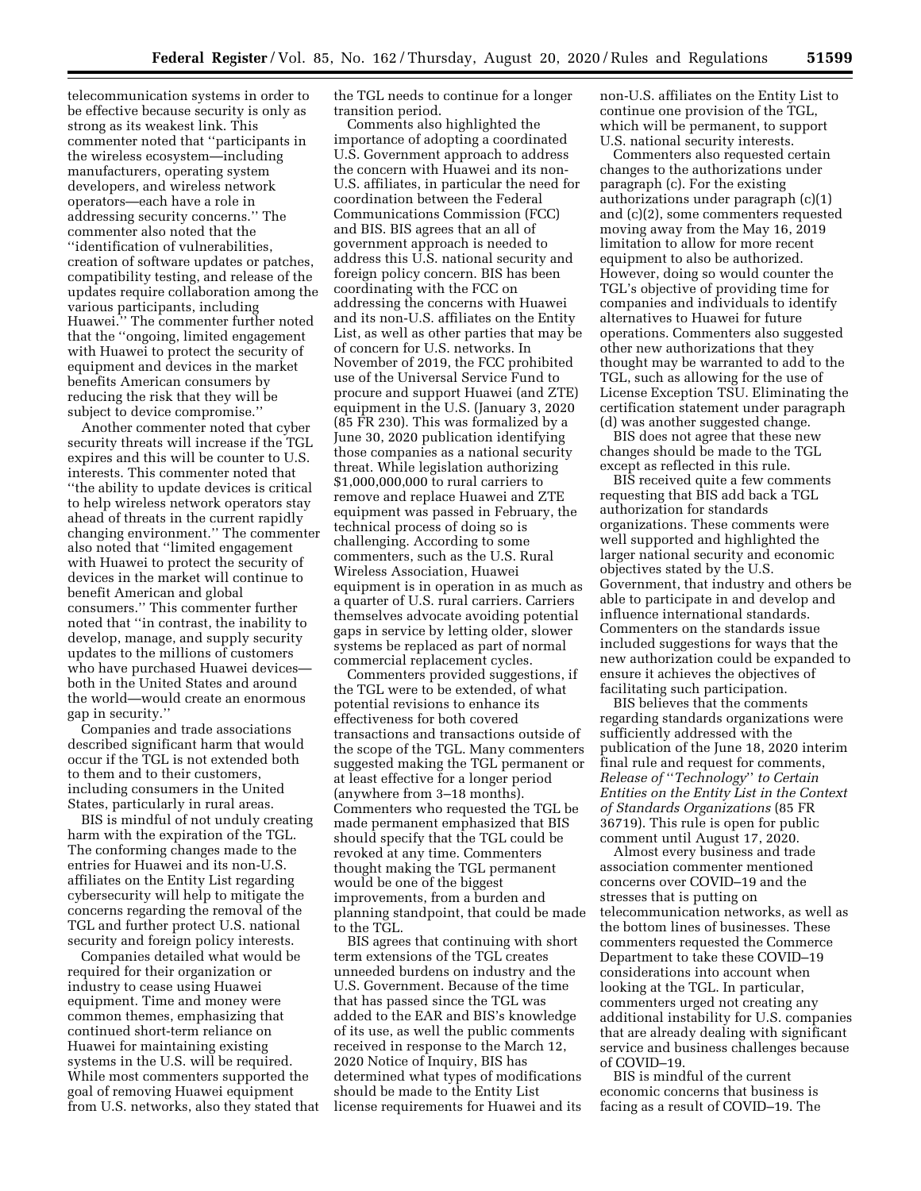telecommunication systems in order to be effective because security is only as strong as its weakest link. This commenter noted that ''participants in the wireless ecosystem—including manufacturers, operating system developers, and wireless network operators—each have a role in addressing security concerns.'' The commenter also noted that the ''identification of vulnerabilities, creation of software updates or patches, compatibility testing, and release of the updates require collaboration among the various participants, including Huawei.'' The commenter further noted that the ''ongoing, limited engagement with Huawei to protect the security of equipment and devices in the market benefits American consumers by reducing the risk that they will be subject to device compromise.''

Another commenter noted that cyber security threats will increase if the TGL expires and this will be counter to U.S. interests. This commenter noted that ''the ability to update devices is critical to help wireless network operators stay ahead of threats in the current rapidly changing environment.'' The commenter also noted that ''limited engagement with Huawei to protect the security of devices in the market will continue to benefit American and global consumers.'' This commenter further noted that ''in contrast, the inability to develop, manage, and supply security updates to the millions of customers who have purchased Huawei devices—both in the United States and around the world—would create an enormous gap in security.''

Companies and trade associations described significant harm that would occur if the TGL is not extended both to them and to their customers, including consumers in the United States, particularly in rural areas.

BIS is mindful of not unduly creating harm with the expiration of the TGL. The conforming changes made to the entries for Huawei and its non-U.S. affiliates on the Entity List regarding cybersecurity will help to mitigate the concerns regarding the removal of the TGL and further protect U.S. national security and foreign policy interests.

Companies detailed what would be required for their organization or industry to cease using Huawei equipment. Time and money were common themes, emphasizing that continued short-term reliance on Huawei for maintaining existing systems in the U.S. will be required. While most commenters supported the goal of removing Huawei equipment from U.S. networks, also they stated that the TGL needs to continue for a longer transition period.

Comments also highlighted the importance of adopting a coordinated U.S. Government approach to address the concern with Huawei and its non-U.S. affiliates, in particular the need for coordination between the Federal Communications Commission (FCC) and BIS. BIS agrees that an all of government approach is needed to address this U.S. national security and foreign policy concern. BIS has been coordinating with the FCC on addressing the concerns with Huawei and its non-U.S. affiliates on the Entity List, as well as other parties that may be of concern for U.S. networks. In November of 2019, the FCC prohibited use of the Universal Service Fund to procure and support Huawei (and ZTE) equipment in the U.S. (January 3, 2020 (85 FR 230). This was formalized by a June 30, 2020 publication identifying those companies as a national security threat. While legislation authorizing $1,000,000,000 to rural carriers to remove and replace Huawei and ZTE equipment was passed in February, the technical process of doing so is challenging. According to some commenters, such as the U.S. Rural Wireless Association, Huawei equipment is in operation in as much as a quarter of U.S. rural carriers. Carriers themselves advocate avoiding potential gaps in service by letting older, slower systems be replaced as part of normal commercial replacement cycles.

Commenters provided suggestions, if the TGL were to be extended, of what potential revisions to enhance its effectiveness for both covered transactions and transactions outside of the scope of the TGL. Many commenters suggested making the TGL permanent or at least effective for a longer period (anywhere from 3–18 months). Commenters who requested the TGL be made permanent emphasized that BIS should specify that the TGL could be revoked at any time. Commenters thought making the TGL permanent would be one of the biggest improvements, from a burden and planning standpoint, that could be made to the TGL.

BIS agrees that continuing with short term extensions of the TGL creates unneeded burdens on industry and the U.S. Government. Because of the time that has passed since the TGL was added to the EAR and BIS's knowledge of its use, as well the public comments received in response to the March 12, 2020 Notice of Inquiry, BIS has determined what types of modifications should be made to the Entity List license requirements for Huawei and its non-U.S. affiliates on the Entity List to continue one provision of the TGL, which will be permanent, to support U.S. national security interests.

Commenters also requested certain changes to the authorizations under paragraph (c). For the existing authorizations under paragraph (c)(1) and (c)(2), some commenters requested moving away from the May 16, 2019 limitation to allow for more recent equipment to also be authorized. However, doing so would counter the TGL's objective of providing time for companies and individuals to identify alternatives to Huawei for future operations. Commenters also suggested other new authorizations that they thought may be warranted to add to the TGL, such as allowing for the use of License Exception TSU. Eliminating the certification statement under paragraph (d) was another suggested change.

BIS does not agree that these new changes should be made to the TGL except as reflected in this rule.

BIS received quite a few comments requesting that BIS add back a TGL authorization for standards organizations. These comments were well supported and highlighted the larger national security and economic objectives stated by the U.S. Government, that industry and others be able to participate in and develop and influence international standards. Commenters on the standards issue included suggestions for ways that the new authorization could be expanded to ensure it achieves the objectives of facilitating such participation.

BIS believes that the comments regarding standards organizations were sufficiently addressed with the publication of the June 18, 2020 interim final rule and request for comments, *Release of ''Technology'' to Certain Entities on the Entity List in the Context of Standards Organizations* (85 FR 36719). This rule is open for public comment until August 17, 2020.

Almost every business and trade association commenter mentioned concerns over COVID–19 and the stresses that is putting on telecommunication networks, as well as the bottom lines of businesses. These commenters requested the Commerce Department to take these COVID–19 considerations into account when looking at the TGL. In particular, commenters urged not creating any additional instability for U.S. companies that are already dealing with significant service and business challenges because of COVID–19.

BIS is mindful of the current economic concerns that business is facing as a result of COVID–19. The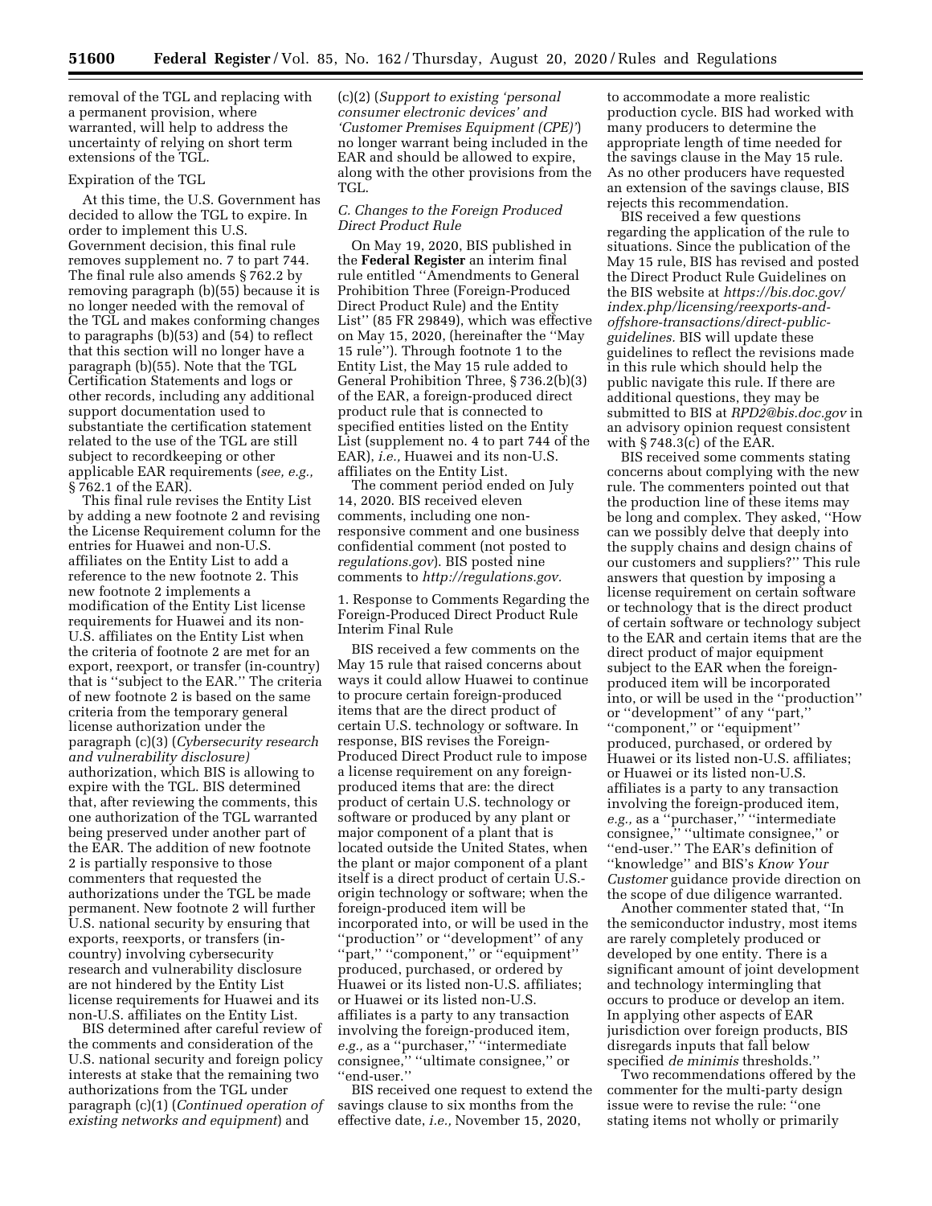removal of the TGL and replacing with a permanent provision, where warranted, will help to address the uncertainty of relying on short term extensions of the TGL.

Expiration of the TGL

At this time, the U.S. Government has decided to allow the TGL to expire. In order to implement this U.S. Government decision, this final rule removes supplement no. 7 to part 744. The final rule also amends § 762.2 by removing paragraph (b)(55) because it is no longer needed with the removal of the TGL and makes conforming changes to paragraphs (b)(53) and (54) to reflect that this section will no longer have a paragraph (b)(55). Note that the TGL Certification Statements and logs or other records, including any additional support documentation used to substantiate the certification statement related to the use of the TGL are still subject to recordkeeping or other applicable EAR requirements (*see, e.g.,* § 762.1 of the EAR).

This final rule revises the Entity List by adding a new footnote 2 and revising the License Requirement column for the entries for Huawei and non-U.S. affiliates on the Entity List to add a reference to the new footnote 2. This new footnote 2 implements a modification of the Entity List license requirements for Huawei and its non-U.S. affiliates on the Entity List when the criteria of footnote 2 are met for an export, reexport, or transfer (in-country) that is ''subject to the EAR.'' The criteria of new footnote 2 is based on the same criteria from the temporary general license authorization under the paragraph (c)(3) (*Cybersecurity research and vulnerability disclosure)* authorization, which BIS is allowing to expire with the TGL. BIS determined that, after reviewing the comments, this one authorization of the TGL warranted being preserved under another part of the EAR. The addition of new footnote 2 is partially responsive to those commenters that requested the authorizations under the TGL be made permanent. New footnote 2 will further U.S. national security by ensuring that exports, reexports, or transfers (in-country) involving cybersecurity research and vulnerability disclosure are not hindered by the Entity List license requirements for Huawei and its non-U.S. affiliates on the Entity List.

BIS determined after careful review of the comments and consideration of the U.S. national security and foreign policy interests at stake that the remaining two authorizations from the TGL under paragraph (c)(1) (*Continued operation of existing networks and equipment*) and (c)(2) (*Support to existing 'personal consumer electronic devices' and 'Customer Premises Equipment (CPE)'*) no longer warrant being included in the EAR and should be allowed to expire, along with the other provisions from the TGL.

### *C. Changes to the Foreign Produced Direct Product Rule*

On May 19, 2020, BIS published in the **Federal Register** an interim final rule entitled ''Amendments to General Prohibition Three (Foreign-Produced Direct Product Rule) and the Entity List'' (85 FR 29849), which was effective on May 15, 2020, (hereinafter the ''May 15 rule''). Through footnote 1 to the Entity List, the May 15 rule added to General Prohibition Three, § 736.2(b)(3) of the EAR, a foreign-produced direct product rule that is connected to specified entities listed on the Entity List (supplement no. 4 to part 744 of the EAR), *i.e.,* Huawei and its non-U.S. affiliates on the Entity List.

The comment period ended on July 14, 2020. BIS received eleven comments, including one non-responsive comment and one business confidential comment (not posted to *regulations.gov*). BIS posted nine comments to *http://regulations.gov.*

1. Response to Comments Regarding the Foreign-Produced Direct Product Rule Interim Final Rule

BIS received a few comments on the May 15 rule that raised concerns about ways it could allow Huawei to continue to procure certain foreign-produced items that are the direct product of certain U.S. technology or software. In response, BIS revises the Foreign-Produced Direct Product rule to impose a license requirement on any foreign-produced items that are: the direct product of certain U.S. technology or software or produced by any plant or major component of a plant that is located outside the United States, when the plant or major component of a plant itself is a direct product of certain U.S.-origin technology or software; when the foreign-produced item will be incorporated into, or will be used in the ''production'' or ''development'' of any ''part,'' ''component,'' or ''equipment'' produced, purchased, or ordered by Huawei or its listed non-U.S. affiliates; or Huawei or its listed non-U.S. affiliates is a party to any transaction involving the foreign-produced item, *e.g.,* as a ''purchaser,'' ''intermediate consignee,'' ''ultimate consignee,'' or ''end-user.''

BIS received one request to extend the savings clause to six months from the effective date, *i.e.,* November 15, 2020, to accommodate a more realistic production cycle. BIS had worked with many producers to determine the appropriate length of time needed for the savings clause in the May 15 rule. As no other producers have requested an extension of the savings clause, BIS rejects this recommendation.

BIS received a few questions regarding the application of the rule to situations. Since the publication of the May 15 rule, BIS has revised and posted the Direct Product Rule Guidelines on the BIS website at *https://bis.doc.gov/index.php/licensing/reexports-and-offshore-transactions/direct-public-guidelines.* BIS will update these guidelines to reflect the revisions made in this rule which should help the public navigate this rule. If there are additional questions, they may be submitted to BIS at *RPD2@bis.doc.gov* in an advisory opinion request consistent with § 748.3(c) of the EAR.

BIS received some comments stating concerns about complying with the new rule. The commenters pointed out that the production line of these items may be long and complex. They asked, ''How can we possibly delve that deeply into the supply chains and design chains of our customers and suppliers?'' This rule answers that question by imposing a license requirement on certain software or technology that is the direct product of certain software or technology subject to the EAR and certain items that are the direct product of major equipment subject to the EAR when the foreign-produced item will be incorporated into, or will be used in the ''production'' or ''development'' of any ''part,'' ''component,'' or ''equipment'' produced, purchased, or ordered by Huawei or its listed non-U.S. affiliates; or Huawei or its listed non-U.S. affiliates is a party to any transaction involving the foreign-produced item, *e.g.,* as a ''purchaser,'' ''intermediate consignee,'' ''ultimate consignee,'' or ''end-user.'' The EAR's definition of ''knowledge'' and BIS's *Know Your Customer* guidance provide direction on the scope of due diligence warranted.

Another commenter stated that, ''In the semiconductor industry, most items are rarely completely produced or developed by one entity. There is a significant amount of joint development and technology intermingling that occurs to produce or develop an item. In applying other aspects of EAR jurisdiction over foreign products, BIS disregards inputs that fall below specified *de minimis* thresholds.''

Two recommendations offered by the commenter for the multi-party design issue were to revise the rule: ''one stating items not wholly or primarily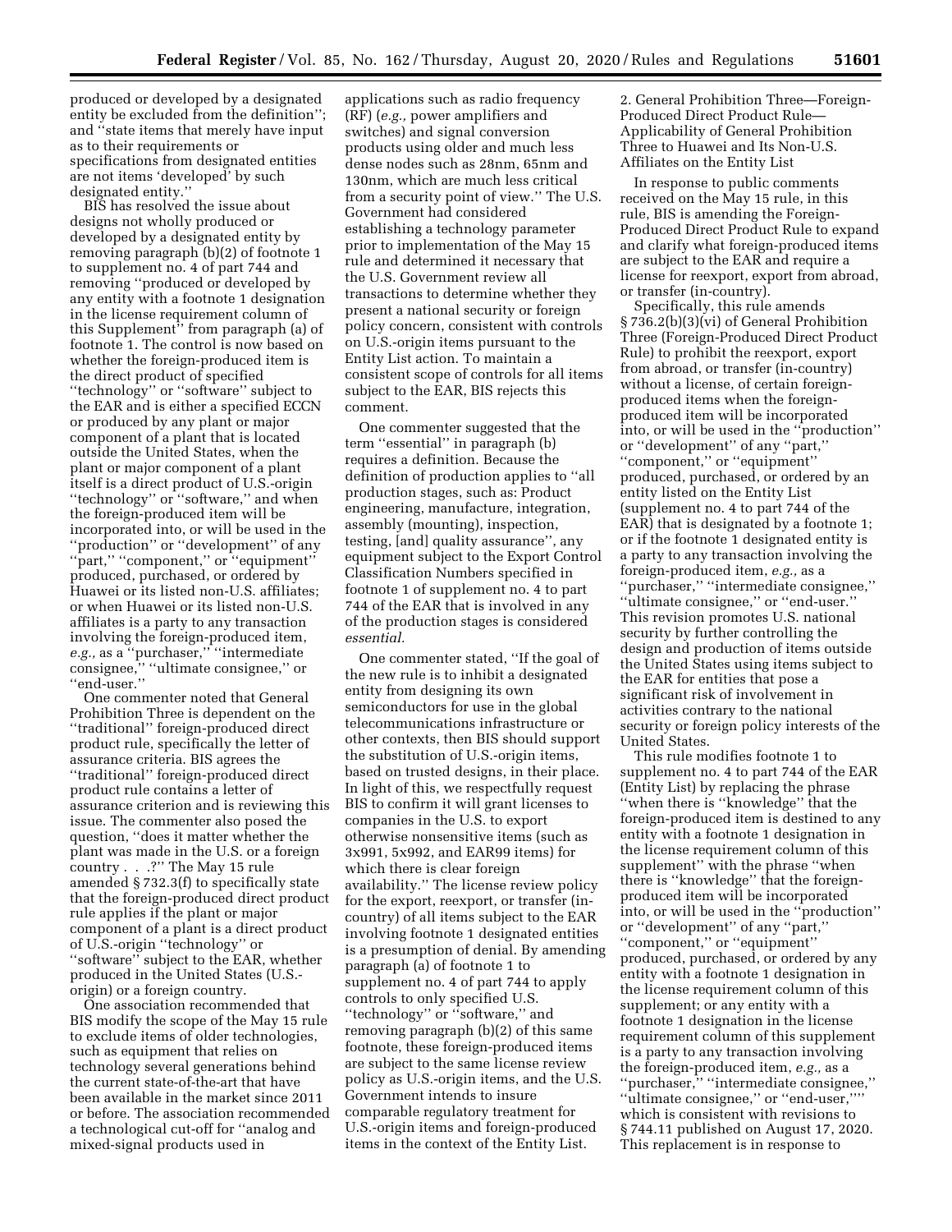produced or developed by a designated entity be excluded from the definition''; and ''state items that merely have input as to their requirements or specifications from designated entities are not items 'developed' by such designated entity.''

BIS has resolved the issue about designs not wholly produced or developed by a designated entity by removing paragraph (b)(2) of footnote 1 to supplement no. 4 of part 744 and removing ''produced or developed by any entity with a footnote 1 designation in the license requirement column of this Supplement'' from paragraph (a) of footnote 1. The control is now based on whether the foreign-produced item is the direct product of specified ''technology'' or ''software'' subject to the EAR and is either a specified ECCN or produced by any plant or major component of a plant that is located outside the United States, when the plant or major component of a plant itself is a direct product of U.S.-origin ''technology'' or ''software,'' and when the foreign-produced item will be incorporated into, or will be used in the ''production'' or ''development'' of any ''part,'' ''component,'' or ''equipment'' produced, purchased, or ordered by Huawei or its listed non-U.S. affiliates; or when Huawei or its listed non-U.S. affiliates is a party to any transaction involving the foreign-produced item, *e.g.,* as a ''purchaser,'' ''intermediate consignee,'' ''ultimate consignee,'' or ''end-user.''

One commenter noted that General Prohibition Three is dependent on the ''traditional'' foreign-produced direct product rule, specifically the letter of assurance criteria. BIS agrees the ''traditional'' foreign-produced direct product rule contains a letter of assurance criterion and is reviewing this issue. The commenter also posed the question, ''does it matter whether the plant was made in the U.S. or a foreign country . . .?'' The May 15 rule amended § 732.3(f) to specifically state that the foreign-produced direct product rule applies if the plant or major component of a plant is a direct product of U.S.-origin ''technology'' or ''software'' subject to the EAR, whether produced in the United States (U.S.-origin) or a foreign country.

One association recommended that BIS modify the scope of the May 15 rule to exclude items of older technologies, such as equipment that relies on technology several generations behind the current state-of-the-art that have been available in the market since 2011 or before. The association recommended a technological cut-off for ''analog and mixed-signal products used in applications such as radio frequency (RF) (*e.g.,* power amplifiers and switches) and signal conversion products using older and much less dense nodes such as 28nm, 65nm and 130nm, which are much less critical from a security point of view.'' The U.S. Government had considered establishing a technology parameter prior to implementation of the May 15 rule and determined it necessary that the U.S. Government review all transactions to determine whether they present a national security or foreign policy concern, consistent with controls on U.S.-origin items pursuant to the Entity List action. To maintain a consistent scope of controls for all items subject to the EAR, BIS rejects this comment.

One commenter suggested that the term ''essential'' in paragraph (b) requires a definition. Because the definition of production applies to ''all production stages, such as: Product engineering, manufacture, integration, assembly (mounting), inspection, testing, [and] quality assurance'', any equipment subject to the Export Control Classification Numbers specified in footnote 1 of supplement no. 4 to part 744 of the EAR that is involved in any of the production stages is considered *essential.*

One commenter stated, ''If the goal of the new rule is to inhibit a designated entity from designing its own semiconductors for use in the global telecommunications infrastructure or other contexts, then BIS should support the substitution of U.S.-origin items, based on trusted designs, in their place. In light of this, we respectfully request BIS to confirm it will grant licenses to companies in the U.S. to export otherwise nonsensitive items (such as 3x991, 5x992, and EAR99 items) for which there is clear foreign availability.'' The license review policy for the export, reexport, or transfer (in-country) of all items subject to the EAR involving footnote 1 designated entities is a presumption of denial. By amending paragraph (a) of footnote 1 to supplement no. 4 of part 744 to apply controls to only specified U.S. ''technology'' or ''software,'' and removing paragraph (b)(2) of this same footnote, these foreign-produced items are subject to the same license review policy as U.S.-origin items, and the U.S. Government intends to insure comparable regulatory treatment for U.S.-origin items and foreign-produced items in the context of the Entity List.

2. General Prohibition Three—Foreign-Produced Direct Product Rule—Applicability of General Prohibition Three to Huawei and Its Non-U.S. Affiliates on the Entity List

In response to public comments received on the May 15 rule, in this rule, BIS is amending the Foreign-Produced Direct Product Rule to expand and clarify what foreign-produced items are subject to the EAR and require a license for reexport, export from abroad, or transfer (in-country).

Specifically, this rule amends § 736.2(b)(3)(vi) of General Prohibition Three (Foreign-Produced Direct Product Rule) to prohibit the reexport, export from abroad, or transfer (in-country) without a license, of certain foreign-produced items when the foreign-produced item will be incorporated into, or will be used in the ''production'' or ''development'' of any ''part,'' ''component,'' or ''equipment'' produced, purchased, or ordered by an entity listed on the Entity List (supplement no. 4 to part 744 of the EAR) that is designated by a footnote 1; or if the footnote 1 designated entity is a party to any transaction involving the foreign-produced item, *e.g.,* as a ''purchaser,'' ''intermediate consignee,'' ''ultimate consignee,'' or ''end-user.'' This revision promotes U.S. national security by further controlling the design and production of items outside the United States using items subject to the EAR for entities that pose a significant risk of involvement in activities contrary to the national security or foreign policy interests of the United States.

This rule modifies footnote 1 to supplement no. 4 to part 744 of the EAR (Entity List) by replacing the phrase ''when there is ''knowledge'' that the foreign-produced item is destined to any entity with a footnote 1 designation in the license requirement column of this supplement'' with the phrase ''when there is ''knowledge'' that the foreign-produced item will be incorporated into, or will be used in the ''production'' or ''development'' of any ''part,'' ''component,'' or ''equipment'' produced, purchased, or ordered by any entity with a footnote 1 designation in the license requirement column of this supplement; or any entity with a footnote 1 designation in the license requirement column of this supplement is a party to any transaction involving the foreign-produced item, *e.g.,* as a ''purchaser,'' ''intermediate consignee,'' ''ultimate consignee,'' or ''end-user,'''' which is consistent with revisions to § 744.11 published on August 17, 2020. This replacement is in response to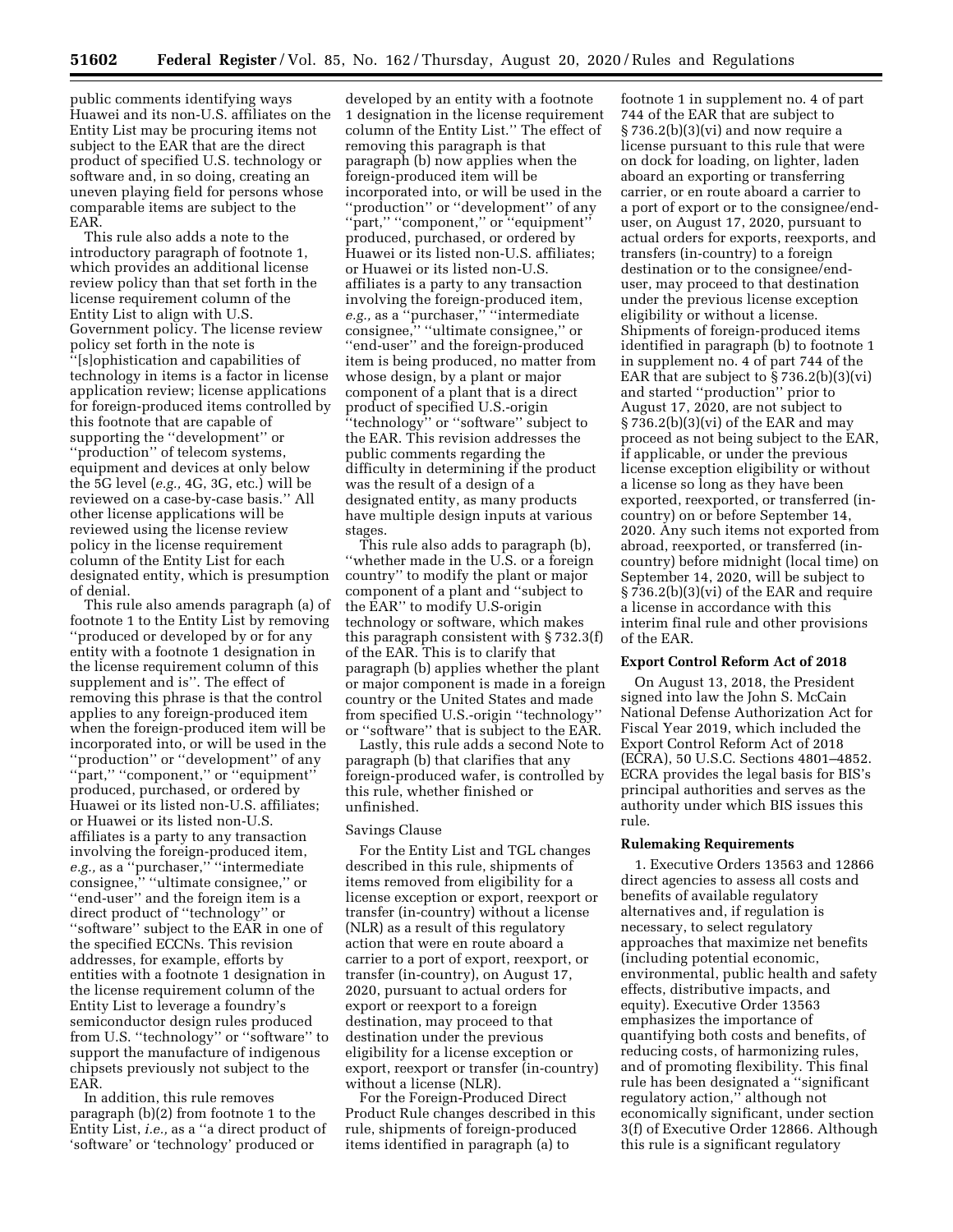public comments identifying ways Huawei and its non-U.S. affiliates on the Entity List may be procuring items not subject to the EAR that are the direct product of specified U.S. technology or software and, in so doing, creating an uneven playing field for persons whose comparable items are subject to the EAR.

This rule also adds a note to the introductory paragraph of footnote 1, which provides an additional license review policy than that set forth in the license requirement column of the Entity List to align with U.S. Government policy. The license review policy set forth in the note is ''[s]ophistication and capabilities of technology in items is a factor in license application review; license applications for foreign-produced items controlled by this footnote that are capable of supporting the ''development'' or ''production'' of telecom systems, equipment and devices at only below the 5G level (*e.g.,* 4G, 3G, etc.) will be reviewed on a case-by-case basis.'' All other license applications will be reviewed using the license review policy in the license requirement column of the Entity List for each designated entity, which is presumption of denial.

This rule also amends paragraph (a) of footnote 1 to the Entity List by removing ''produced or developed by or for any entity with a footnote 1 designation in the license requirement column of this supplement and is''. The effect of removing this phrase is that the control applies to any foreign-produced item when the foreign-produced item will be incorporated into, or will be used in the ''production'' or ''development'' of any ''part,'' ''component,'' or ''equipment'' produced, purchased, or ordered by Huawei or its listed non-U.S. affiliates; or Huawei or its listed non-U.S. affiliates is a party to any transaction involving the foreign-produced item, *e.g.,* as a ''purchaser,'' ''intermediate consignee,'' ''ultimate consignee,'' or ''end-user'' and the foreign item is a direct product of ''technology'' or ''software'' subject to the EAR in one of the specified ECCNs. This revision addresses, for example, efforts by entities with a footnote 1 designation in the license requirement column of the Entity List to leverage a foundry's semiconductor design rules produced from U.S. ''technology'' or ''software'' to support the manufacture of indigenous chipsets previously not subject to the EAR.

In addition, this rule removes paragraph (b)(2) from footnote 1 to the Entity List, *i.e.,* as a ''a direct product of 'software' or 'technology' produced or developed by an entity with a footnote 1 designation in the license requirement column of the Entity List.'' The effect of removing this paragraph is that paragraph (b) now applies when the foreign-produced item will be incorporated into, or will be used in the ''production'' or ''development'' of any ''part,'' ''component,'' or ''equipment'' produced, purchased, or ordered by Huawei or its listed non-U.S. affiliates; or Huawei or its listed non-U.S. affiliates is a party to any transaction involving the foreign-produced item, *e.g.,* as a ''purchaser,'' ''intermediate consignee,'' ''ultimate consignee,'' or ''end-user'' and the foreign-produced item is being produced, no matter from whose design, by a plant or major component of a plant that is a direct product of specified U.S.-origin ''technology'' or ''software'' subject to the EAR. This revision addresses the public comments regarding the difficulty in determining if the product was the result of a design of a designated entity, as many products have multiple design inputs at various stages.

This rule also adds to paragraph (b), ''whether made in the U.S. or a foreign country'' to modify the plant or major component of a plant and ''subject to the EAR'' to modify U.S-origin technology or software, which makes this paragraph consistent with § 732.3(f) of the EAR. This is to clarify that paragraph (b) applies whether the plant or major component is made in a foreign country or the United States and made from specified U.S.-origin ''technology'' or ''software'' that is subject to the EAR.

Lastly, this rule adds a second Note to paragraph (b) that clarifies that any foreign-produced wafer, is controlled by this rule, whether finished or unfinished.

Savings Clause

For the Entity List and TGL changes described in this rule, shipments of items removed from eligibility for a license exception or export, reexport or transfer (in-country) without a license (NLR) as a result of this regulatory action that were en route aboard a carrier to a port of export, reexport, or transfer (in-country), on August 17, 2020, pursuant to actual orders for export or reexport to a foreign destination, may proceed to that destination under the previous eligibility for a license exception or export, reexport or transfer (in-country) without a license (NLR).

For the Foreign-Produced Direct Product Rule changes described in this rule, shipments of foreign-produced items identified in paragraph (a) to footnote 1 in supplement no. 4 of part 744 of the EAR that are subject to § 736.2(b)(3)(vi) and now require a license pursuant to this rule that were on dock for loading, on lighter, laden aboard an exporting or transferring carrier, or en route aboard a carrier to a port of export or to the consignee/end-user, on August 17, 2020, pursuant to actual orders for exports, reexports, and transfers (in-country) to a foreign destination or to the consignee/end-user, may proceed to that destination under the previous license exception eligibility or without a license. Shipments of foreign-produced items identified in paragraph (b) to footnote 1 in supplement no. 4 of part 744 of the EAR that are subject to § 736.2(b)(3)(vi) and started ''production'' prior to August 17, 2020, are not subject to § 736.2(b)(3)(vi) of the EAR and may proceed as not being subject to the EAR, if applicable, or under the previous license exception eligibility or without a license so long as they have been exported, reexported, or transferred (in-country) on or before September 14, 2020. Any such items not exported from abroad, reexported, or transferred (in-country) before midnight (local time) on September 14, 2020, will be subject to § 736.2(b)(3)(vi) of the EAR and require a license in accordance with this interim final rule and other provisions of the EAR.

**Export Control Reform Act of 2018**

On August 13, 2018, the President signed into law the John S. McCain National Defense Authorization Act for Fiscal Year 2019, which included the Export Control Reform Act of 2018 (ECRA), 50 U.S.C. Sections 4801–4852. ECRA provides the legal basis for BIS's principal authorities and serves as the authority under which BIS issues this rule.

**Rulemaking Requirements**

1. Executive Orders 13563 and 12866 direct agencies to assess all costs and benefits of available regulatory alternatives and, if regulation is necessary, to select regulatory approaches that maximize net benefits (including potential economic, environmental, public health and safety effects, distributive impacts, and equity). Executive Order 13563 emphasizes the importance of quantifying both costs and benefits, of reducing costs, of harmonizing rules, and of promoting flexibility. This final rule has been designated a ''significant regulatory action,'' although not economically significant, under section 3(f) of Executive Order 12866. Although this rule is a significant regulatory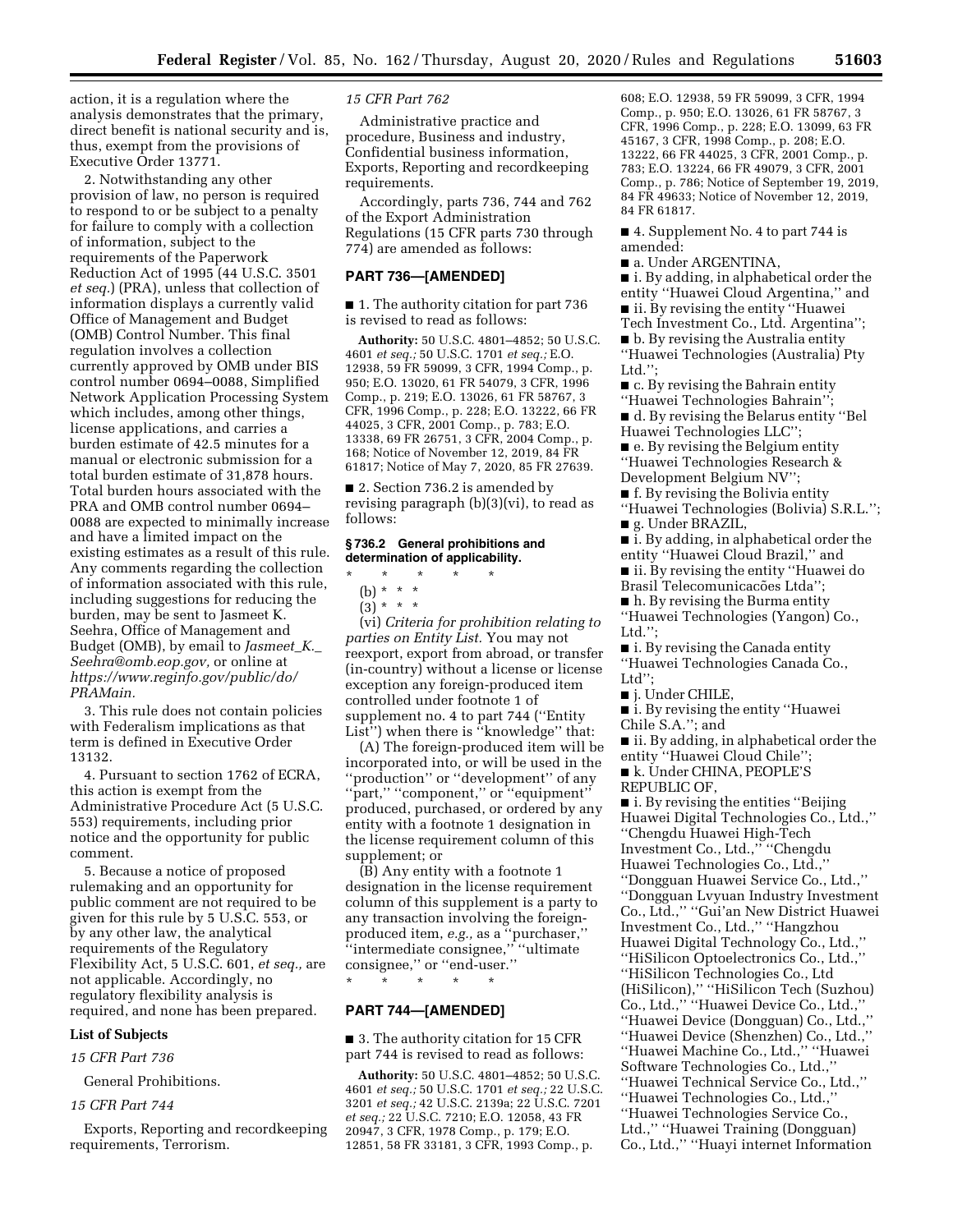action, it is a regulation where the analysis demonstrates that the primary, direct benefit is national security and is, thus, exempt from the provisions of Executive Order 13771.

2. Notwithstanding any other provision of law, no person is required to respond to or be subject to a penalty for failure to comply with a collection of information, subject to the requirements of the Paperwork Reduction Act of 1995 (44 U.S.C. 3501 *et seq.*) (PRA), unless that collection of information displays a currently valid Office of Management and Budget (OMB) Control Number. This final regulation involves a collection currently approved by OMB under BIS control number 0694–0088, Simplified Network Application Processing System which includes, among other things, license applications, and carries a burden estimate of 42.5 minutes for a manual or electronic submission for a total burden estimate of 31,878 hours. Total burden hours associated with the PRA and OMB control number 0694–0088 are expected to minimally increase and have a limited impact on the existing estimates as a result of this rule. Any comments regarding the collection of information associated with this rule, including suggestions for reducing the burden, may be sent to Jasmeet K. Seehra, Office of Management and Budget (OMB), by email to *Jasmeet_K._Seehra@omb.eop.gov,* or online at *https://www.reginfo.gov/public/do/PRAMain.*

3. This rule does not contain policies with Federalism implications as that term is defined in Executive Order 13132.

4. Pursuant to section 1762 of ECRA, this action is exempt from the Administrative Procedure Act (5 U.S.C. 553) requirements, including prior notice and the opportunity for public comment.

5. Because a notice of proposed rulemaking and an opportunity for public comment are not required to be given for this rule by 5 U.S.C. 553, or by any other law, the analytical requirements of the Regulatory Flexibility Act, 5 U.S.C. 601, *et seq.,* are not applicable. Accordingly, no regulatory flexibility analysis is required, and none has been prepared.

**List of Subjects**

*15 CFR Part 736*

General Prohibitions.

*15 CFR Part 744*

Exports, Reporting and recordkeeping requirements, Terrorism.

*15 CFR Part 762*

Administrative practice and procedure, Business and industry, Confidential business information, Exports, Reporting and recordkeeping requirements.

Accordingly, parts 736, 744 and 762 of the Export Administration Regulations (15 CFR parts 730 through 774) are amended as follows:

## PART 736—[AMENDED]

■ 1. The authority citation for part 736 is revised to read as follows:

**Authority:** 50 U.S.C. 4801–4852; 50 U.S.C. 4601 *et seq.;* 50 U.S.C. 1701 *et seq.;* E.O. 12938, 59 FR 59099, 3 CFR, 1994 Comp., p. 950; E.O. 13020, 61 FR 54079, 3 CFR, 1996 Comp., p. 219; E.O. 13026, 61 FR 58767, 3 CFR, 1996 Comp., p. 228; E.O. 13222, 66 FR 44025, 3 CFR, 2001 Comp., p. 783; E.O. 13338, 69 FR 26751, 3 CFR, 2004 Comp., p. 168; Notice of November 12, 2019, 84 FR 61817; Notice of May 7, 2020, 85 FR 27639.

■ 2. Section 736.2 is amended by revising paragraph (b)(3)(vi), to read as follows:

### § 736.2 General prohibitions and determination of applicability.

\* \* \* \* \*

(b) \* \* \*

(3) \* \* \*

(vi) *Criteria for prohibition relating to parties on Entity List.* You may not reexport, export from abroad, or transfer (in-country) without a license or license exception any foreign-produced item controlled under footnote 1 of supplement no. 4 to part 744 (''Entity List'') when there is ''knowledge'' that:

(A) The foreign-produced item will be incorporated into, or will be used in the ''production'' or ''development'' of any ''part,'' ''component,'' or ''equipment'' produced, purchased, or ordered by any entity with a footnote 1 designation in the license requirement column of this supplement; or

(B) Any entity with a footnote 1 designation in the license requirement column of this supplement is a party to any transaction involving the foreign-produced item, *e.g.,* as a ''purchaser,'' ''intermediate consignee,'' ''ultimate consignee,'' or ''end-user.''

\* \* \* \* \*

## PART 744—[AMENDED]

■ 3. The authority citation for 15 CFR part 744 is revised to read as follows:

**Authority:** 50 U.S.C. 4801–4852; 50 U.S.C. 4601 *et seq.;* 50 U.S.C. 1701 *et seq.;* 22 U.S.C. 3201 *et seq.;* 42 U.S.C. 2139a; 22 U.S.C. 7201 *et seq.;* 22 U.S.C. 7210; E.O. 12058, 43 FR 20947, 3 CFR, 1978 Comp., p. 179; E.O. 12851, 58 FR 33181, 3 CFR, 1993 Comp., p. 608; E.O. 12938, 59 FR 59099, 3 CFR, 1994 Comp., p. 950; E.O. 13026, 61 FR 58767, 3 CFR, 1996 Comp., p. 228; E.O. 13099, 63 FR 45167, 3 CFR, 1998 Comp., p. 208; E.O. 13222, 66 FR 44025, 3 CFR, 2001 Comp., p. 783; E.O. 13224, 66 FR 49079, 3 CFR, 2001 Comp., p. 786; Notice of September 19, 2019, 84 FR 49633; Notice of November 12, 2019, 84 FR 61817.

■ 4. Supplement No. 4 to part 744 is amended:

■ a. Under ARGENTINA,

■ i. By adding, in alphabetical order the entity ''Huawei Cloud Argentina,'' and

■ ii. By revising the entity ''Huawei Tech Investment Co., Ltd. Argentina'';

■ b. By revising the Australia entity ''Huawei Technologies (Australia) Pty Ltd.'';

■ c. By revising the Bahrain entity ''Huawei Technologies Bahrain'';

■ d. By revising the Belarus entity ''Bel Huawei Technologies LLC'';

■ e. By revising the Belgium entity ''Huawei Technologies Research & Development Belgium NV'';

■ f. By revising the Bolivia entity ''Huawei Technologies (Bolivia) S.R.L.'';

■ g. Under BRAZIL,

■ i. By adding, in alphabetical order the entity ''Huawei Cloud Brazil,'' and

■ ii. By revising the entity ''Huawei do Brasil Telecomunicacões Ltda'';

■ h. By revising the Burma entity ''Huawei Technologies (Yangon) Co., Ltd.'';

■ i. By revising the Canada entity ''Huawei Technologies Canada Co., Ltd'';

■ j. Under CHILE,

■ i. By revising the entity ''Huawei Chile S.A.''; and

■ ii. By adding, in alphabetical order the entity ''Huawei Cloud Chile'';

■ k. Under CHINA, PEOPLE'S REPUBLIC OF,

■ i. By revising the entities ''Beijing Huawei Digital Technologies Co., Ltd.,'' ''Chengdu Huawei High-Tech Investment Co., Ltd.,'' ''Chengdu Huawei Technologies Co., Ltd.,'' ''Dongguan Huawei Service Co., Ltd.,'' ''Dongguan Lvyuan Industry Investment Co., Ltd.,'' ''Gui'an New District Huawei Investment Co., Ltd.,'' ''Hangzhou Huawei Digital Technology Co., Ltd.,'' ''HiSilicon Optoelectronics Co., Ltd.,'' ''HiSilicon Technologies Co., Ltd (HiSilicon),'' ''HiSilicon Tech (Suzhou) Co., Ltd.,'' ''Huawei Device Co., Ltd.,'' ''Huawei Device (Dongguan) Co., Ltd.,'' ''Huawei Device (Shenzhen) Co., Ltd.,'' ''Huawei Machine Co., Ltd.,'' ''Huawei Software Technologies Co., Ltd.,'' ''Huawei Technical Service Co., Ltd.,'' ''Huawei Technologies Co., Ltd.,'' ''Huawei Technologies Service Co., Ltd.,'' ''Huawei Training (Dongguan) Co., Ltd.,'' ''Huayi internet Information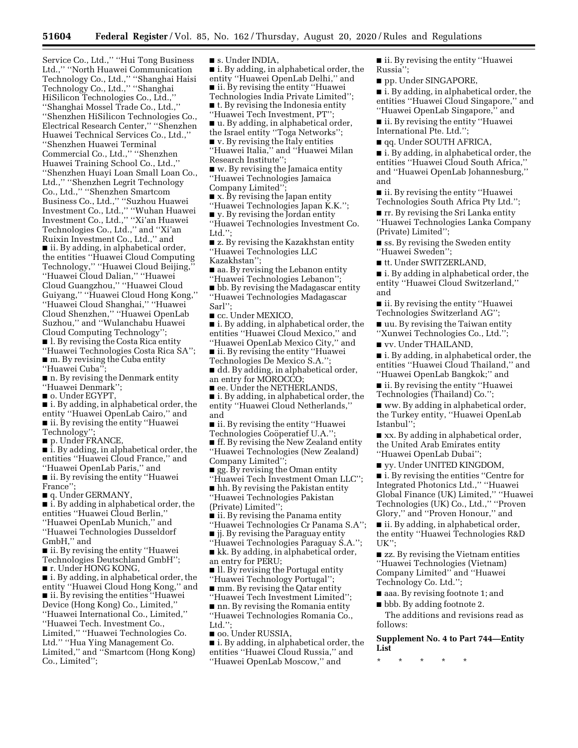Service Co., Ltd.,'' ''Hui Tong Business Ltd.,'' ''North Huawei Communication Technology Co., Ltd.,'' ''Shanghai Haisi Technology Co., Ltd.,'' ''Shanghai HiSilicon Technologies Co., Ltd.,'' ''Shanghai Mossel Trade Co., Ltd.,'' ''Shenzhen HiSilicon Technologies Co., Electrical Research Center,'' ''Shenzhen Huawei Technical Services Co., Ltd.,'' ''Shenzhen Huawei Terminal Commercial Co., Ltd.,'' ''Shenzhen Huawei Training School Co., Ltd.,'' ''Shenzhen Huayi Loan Small Loan Co., Ltd.,'' ''Shenzhen Legrit Technology Co., Ltd.,'' ''Shenzhen Smartcom Business Co., Ltd.,'' ''Suzhou Huawei Investment Co., Ltd.,'' ''Wuhan Huawei Investment Co., Ltd.,'' ''Xi'an Huawei Technologies Co., Ltd.,'' and ''Xi'an Ruixin Investment Co., Ltd.,'' and

■ ii. By adding, in alphabetical order, the entities ''Huawei Cloud Computing Technology,'' ''Huawei Cloud Beijing,'' ''Huawei Cloud Dalian,'' ''Huawei Cloud Guangzhou,'' ''Huawei Cloud Guiyang,'' ''Huawei Cloud Hong Kong,'' ''Huawei Cloud Shanghai,'' ''Huawei Cloud Shenzhen,'' ''Huawei OpenLab Suzhou,'' and ''Wulanchabu Huawei Cloud Computing Technology'';

■ l. By revising the Costa Rica entity ''Huawei Technologies Costa Rica SA'';

■ m. By revising the Cuba entity ''Huawei Cuba'';

■ n. By revising the Denmark entity ''Huawei Denmark'';

■ o. Under EGYPT,

■ i. By adding, in alphabetical order, the entity ''Huawei OpenLab Cairo,'' and

■ ii. By revising the entity ''Huawei Technology'';

■ p. Under FRANCE,

■ i. By adding, in alphabetical order, the entities ''Huawei Cloud France,'' and ''Huawei OpenLab Paris,'' and

■ ii. By revising the entity ''Huawei France'';

■ q. Under GERMANY,

■ i. By adding in alphabetical order, the entities ''Huawei Cloud Berlin,'' ''Huawei OpenLab Munich,'' and ''Huawei Technologies Dusseldorf GmbH,'' and

■ ii. By revising the entity ''Huawei Technologies Deutschland GmbH'';

■ r. Under HONG KONG,

■ i. By adding, in alphabetical order, the entity ''Huawei Cloud Hong Kong,'' and

■ ii. By revising the entities ''Huawei Device (Hong Kong) Co., Limited,'' ''Huawei International Co., Limited,'' ''Huawei Tech. Investment Co., Limited,'' ''Huawei Technologies Co. Ltd.'' ''Hua Ying Management Co. Limited,'' and ''Smartcom (Hong Kong) Co., Limited'';

■ s. Under INDIA,

■ i. By adding, in alphabetical order, the entity ''Huawei OpenLab Delhi,'' and

■ ii. By revising the entity ''Huawei Technologies India Private Limited'';

■ t. By revising the Indonesia entity ''Huawei Tech Investment, PT'';

■ u. By adding, in alphabetical order, the Israel entity ''Toga Networks'';

■ v. By revising the Italy entities ''Huawei Italia,'' and ''Huawei Milan Research Institute'';

■ w. By revising the Jamaica entity ''Huawei Technologies Jamaica Company Limited'';

■ x. By revising the Japan entity ''Huawei Technologies Japan K.K.'';

■ y. By revising the Jordan entity ''Huawei Technologies Investment Co. Ltd.'';

■ z. By revising the Kazakhstan entity ''Huawei Technologies LLC Kazakhstan'';

■ aa. By revising the Lebanon entity ''Huawei Technologies Lebanon'';

■ bb. By revising the Madagascar entity ''Huawei Technologies Madagascar Sarl'';

■ cc. Under MEXICO,

■ i. By adding, in alphabetical order, the entities ''Huawei Cloud Mexico,'' and ''Huawei OpenLab Mexico City,'' and

■ ii. By revising the entity ''Huawei Technologies De Mexico S.A.'';

■ dd. By adding, in alphabetical order, an entry for MOROCCO;

■ ee. Under the NETHERLANDS,

■ i. By adding, in alphabetical order, the entity ''Huawei Cloud Netherlands,'' and

■ ii. By revising the entity ''Huawei Technologies Coöperatief U.A.'';

■ ff. By revising the New Zealand entity ''Huawei Technologies (New Zealand) Company Limited'';

■ gg. By revising the Oman entity ''Huawei Tech Investment Oman LLC'';

■ hh. By revising the Pakistan entity ''Huawei Technologies Pakistan (Private) Limited'';

■ ii. By revising the Panama entity ''Huawei Technologies Cr Panama S.A'';

■ jj. By revising the Paraguay entity ''Huawei Technologies Paraguay S.A.'';

■ kk. By adding, in alphabetical order, an entry for PERU;

■ ll. By revising the Portugal entity ''Huawei Technology Portugal'';

■ mm. By revising the Qatar entity ''Huawei Tech Investment Limited'';

■ nn. By revising the Romania entity ''Huawei Technologies Romania Co., Ltd.'';

■ oo. Under RUSSIA,

■ i. By adding, in alphabetical order, the entities ''Huawei Cloud Russia,'' and ''Huawei OpenLab Moscow,'' and

■ ii. By revising the entity ''Huawei Russia'';

■ pp. Under SINGAPORE,

■ i. By adding, in alphabetical order, the entities ''Huawei Cloud Singapore,'' and ''Huawei OpenLab Singapore,'' and

■ ii. By revising the entity ''Huawei International Pte. Ltd.'';

■ qq. Under SOUTH AFRICA,

■ i. By adding, in alphabetical order, the entities ''Huawei Cloud South Africa,'' and ''Huawei OpenLab Johannesburg,'' and

■ ii. By revising the entity ''Huawei Technologies South Africa Pty Ltd.'';

■ rr. By revising the Sri Lanka entity ''Huawei Technologies Lanka Company (Private) Limited'';

■ ss. By revising the Sweden entity ''Huawei Sweden'';

■ tt. Under SWITZERLAND,

■ i. By adding in alphabetical order, the entity ''Huawei Cloud Switzerland,'' and

■ ii. By revising the entity ''Huawei Technologies Switzerland AG'';

■ uu. By revising the Taiwan entity ''Xunwei Technologies Co., Ltd.'';

■ vv. Under THAILAND,

■ i. By adding, in alphabetical order, the entities ''Huawei Cloud Thailand,'' and ''Huawei OpenLab Bangkok;'' and

■ ii. By revising the entity ''Huawei Technologies (Thailand) Co.'';

■ ww. By adding in alphabetical order, the Turkey entity, ''Huawei OpenLab Istanbul'';

■ xx. By adding, in alphabetical order, the United Arab Emirates entity ''Huawei OpenLab Dubai'';

■ yy. Under UNITED KINGDOM,

■ i. By revising the entities ''Centre for Integrated Photonics Ltd.,'' ''Huawei Global Finance (UK) Limited,'' ''Huawei Technologies (UK) Co., Ltd.,'' ''Proven Glory,'' and ''Proven Honour,'' and

■ ii. By adding, in alphabetical order, the entity ''Huawei Technologies R&D UK'';

■ zz. By revising the Vietnam entities ''Huawei Technologies (Vietnam) Company Limited'' and ''Huawei Technology Co. Ltd.'';

■ aaa. By revising footnote 1; and

■ bbb. By adding footnote 2.

The additions and revisions read as follows:

**Supplement No. 4 to Part 744—Entity List**

\* \* \* \* \*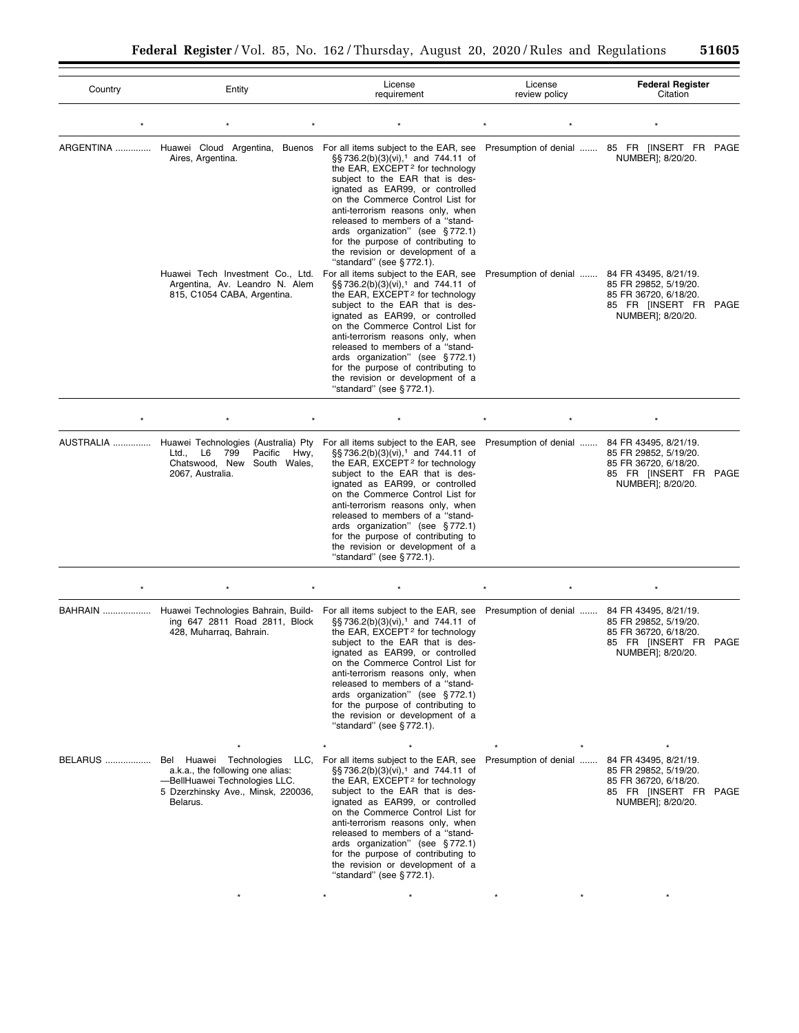| Country | Entity | License requirement | License review policy | Federal Register Citation |
|---|---|---|---|---|
| * | * * | * | * * | * |
| ARGENTINA | Huawei Cloud Argentina, Buenos Aires, Argentina. | For all items subject to the EAR, see §§ 736.2(b)(3)(vi),[1] and 744.11 of the EAR, EXCEPT[2] for technology subject to the EAR that is designated as EAR99, or controlled on the Commerce Control List for anti-terrorism reasons only, when released to members of a "standards organization" (see § 772.1) for the purpose of contributing to the revision or development of a "standard" (see § 772.1). | Presumption of denial | 85 FR [INSERT FR PAGE NUMBER]; 8/20/20. |
| | Huawei Tech Investment Co., Ltd. Argentina, Av. Leandro N. Alem 815, C1054 CABA, Argentina. | For all items subject to the EAR, see §§ 736.2(b)(3)(vi),[1] and 744.11 of the EAR, EXCEPT[2] for technology subject to the EAR that is designated as EAR99, or controlled on the Commerce Control List for anti-terrorism reasons only, when released to members of a "standards organization" (see § 772.1) for the purpose of contributing to the revision or development of a "standard" (see § 772.1). | Presumption of denial | 84 FR 43495, 8/21/19. 85 FR 29852, 5/19/20. 85 FR 36720, 6/18/20. 85 FR [INSERT FR PAGE NUMBER]; 8/20/20. |
| * | * * | * | * * | * |
| AUSTRALIA | Huawei Technologies (Australia) Pty Ltd., L6 799 Pacific Hwy, Chatswood, New South Wales, 2067, Australia. | For all items subject to the EAR, see §§ 736.2(b)(3)(vi),[1] and 744.11 of the EAR, EXCEPT[2] for technology subject to the EAR that is designated as EAR99, or controlled on the Commerce Control List for anti-terrorism reasons only, when released to members of a "standards organization" (see § 772.1) for the purpose of contributing to the revision or development of a "standard" (see § 772.1). | Presumption of denial | 84 FR 43495, 8/21/19. 85 FR 29852, 5/19/20. 85 FR 36720, 6/18/20. 85 FR [INSERT FR PAGE NUMBER]; 8/20/20. |
| * | * * | * | * * | * |
| BAHRAIN | Huawei Technologies Bahrain, Building 647 2811 Road 2811, Block 428, Muharraq, Bahrain. | For all items subject to the EAR, see §§ 736.2(b)(3)(vi),[1] and 744.11 of the EAR, EXCEPT[2] for technology subject to the EAR that is designated as EAR99, or controlled on the Commerce Control List for anti-terrorism reasons only, when released to members of a "standards organization" (see § 772.1) for the purpose of contributing to the revision or development of a "standard" (see § 772.1). | Presumption of denial | 84 FR 43495, 8/21/19. 85 FR 29852, 5/19/20. 85 FR 36720, 6/18/20. 85 FR [INSERT FR PAGE NUMBER]; 8/20/20. |
| | * | * * | * * | * |
| BELARUS | Bel Huawei Technologies LLC, a.k.a., the following one alias: —BellHuawei Technologies LLC. 5 Dzerzhinsky Ave., Minsk, 220036, Belarus. | For all items subject to the EAR, see §§ 736.2(b)(3)(vi),[1] and 744.11 of the EAR, EXCEPT[2] for technology subject to the EAR that is designated as EAR99, or controlled on the Commerce Control List for anti-terrorism reasons only, when released to members of a "standards organization" (see § 772.1) for the purpose of contributing to the revision or development of a "standard" (see § 772.1). | Presumption of denial | 84 FR 43495, 8/21/19. 85 FR 29852, 5/19/20. 85 FR 36720, 6/18/20. 85 FR [INSERT FR PAGE NUMBER]; 8/20/20. |
| | * | * * | * * | * |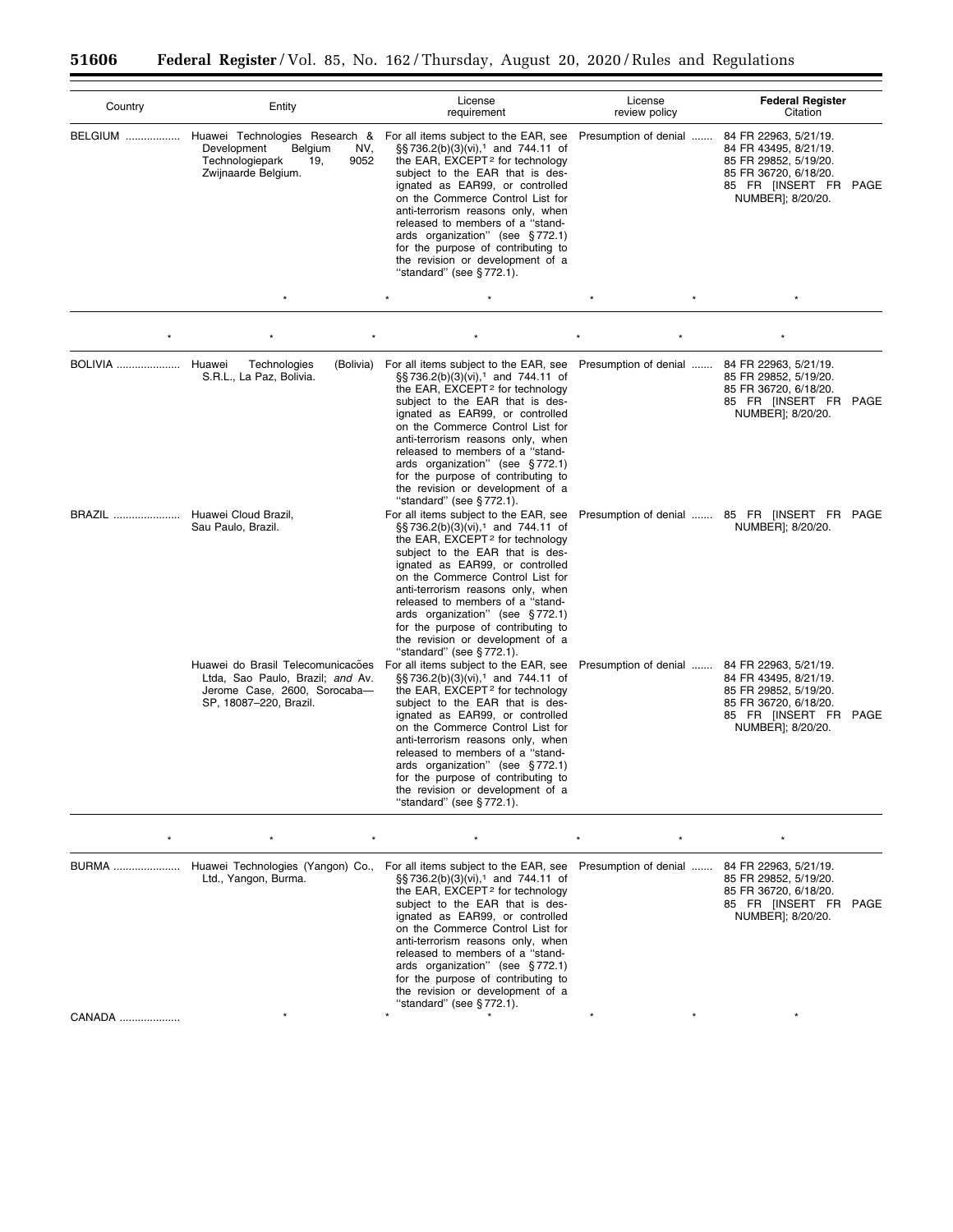| Country | Entity | License requirement | License review policy | **Federal Register** Citation |
| --- | --- | --- | --- | --- |
| BELGIUM .................. | Huawei Technologies Research & Development Belgium NV, Technologiepark 19, 9052 Zwijnaarde Belgium. | For all items subject to the EAR, see §§ 736.2(b)(3)(vi),[1] and 744.11 of the EAR, EXCEPT[2] for technology subject to the EAR that is designated as EAR99, or controlled on the Commerce Control List for anti-terrorism reasons only, when released to members of a ''standards organization'' (see § 772.1) for the purpose of contributing to the revision or development of a ''standard'' (see § 772.1). | Presumption of denial ....... | 84 FR 22963, 5/21/19. 84 FR 43495, 8/21/19. 85 FR 29852, 5/19/20. 85 FR 36720, 6/18/20. 85 FR [INSERT FR PAGE NUMBER]; 8/20/20. |
| | * | * * | * * | * |
| * | * * | * | * * | * |
| BOLIVIA .................... | Huawei Technologies (Bolivia) S.R.L., La Paz, Bolivia. | For all items subject to the EAR, see §§ 736.2(b)(3)(vi),[1] and 744.11 of the EAR, EXCEPT[2] for technology subject to the EAR that is designated as EAR99, or controlled on the Commerce Control List for anti-terrorism reasons only, when released to members of a ''standards organization'' (see § 772.1) for the purpose of contributing to the revision or development of a ''standard'' (see § 772.1). | Presumption of denial ....... | 84 FR 22963, 5/21/19. 85 FR 29852, 5/19/20. 85 FR 36720, 6/18/20. 85 FR [INSERT FR PAGE NUMBER]; 8/20/20. |
| BRAZIL ...................... | Huawei Cloud Brazil, Sau Paulo, Brazil. | For all items subject to the EAR, see §§ 736.2(b)(3)(vi),[1] and 744.11 of the EAR, EXCEPT[2] for technology subject to the EAR that is designated as EAR99, or controlled on the Commerce Control List for anti-terrorism reasons only, when released to members of a ''standards organization'' (see § 772.1) for the purpose of contributing to the revision or development of a ''standard'' (see § 772.1). | Presumption of denial ....... | 85 FR [INSERT FR PAGE NUMBER]; 8/20/20. |
| | Huawei do Brasil Telecomunicacões Ltda, Sao Paulo, Brazil; *and* Av. Jerome Case, 2600, Sorocaba—SP, 18087–220, Brazil. | For all items subject to the EAR, see §§ 736.2(b)(3)(vi),[1] and 744.11 of the EAR, EXCEPT[2] for technology subject to the EAR that is designated as EAR99, or controlled on the Commerce Control List for anti-terrorism reasons only, when released to members of a ''standards organization'' (see § 772.1) for the purpose of contributing to the revision or development of a ''standard'' (see § 772.1). | Presumption of denial ....... | 84 FR 22963, 5/21/19. 84 FR 43495, 8/21/19. 85 FR 29852, 5/19/20. 85 FR 36720, 6/18/20. 85 FR [INSERT FR PAGE NUMBER]; 8/20/20. |
| * | * * | * | * * | * |
| BURMA ...................... | Huawei Technologies (Yangon) Co., Ltd., Yangon, Burma. | For all items subject to the EAR, see §§ 736.2(b)(3)(vi),[1] and 744.11 of the EAR, EXCEPT[2] for technology subject to the EAR that is designated as EAR99, or controlled on the Commerce Control List for anti-terrorism reasons only, when released to members of a ''standards organization'' (see § 772.1) for the purpose of contributing to the revision or development of a ''standard'' (see § 772.1). | Presumption of denial ....... | 84 FR 22963, 5/21/19. 85 FR 29852, 5/19/20. 85 FR 36720, 6/18/20. 85 FR [INSERT FR PAGE NUMBER]; 8/20/20. |
| CANADA ................... | * | * * | * * | * |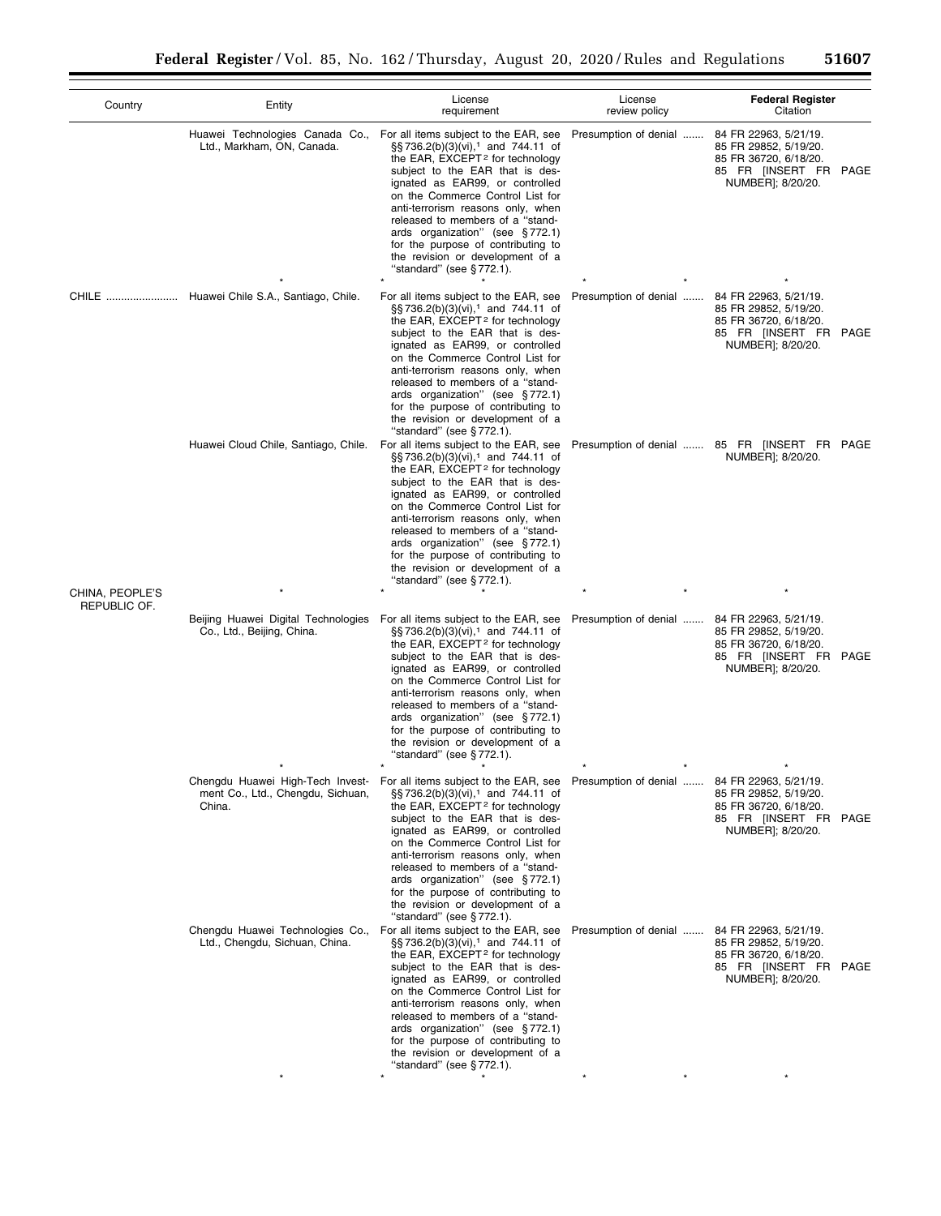| Country | Entity | License requirement | License review policy | Federal Register Citation |
|---|---|---|---|---|
| | Huawei Technologies Canada Co., Ltd., Markham, ON, Canada. | For all items subject to the EAR, see §§ 736.2(b)(3)(vi),[1] and 744.11 of the EAR, EXCEPT[2] for technology subject to the EAR that is designated as EAR99, or controlled on the Commerce Control List for anti-terrorism reasons only, when released to members of a "standards organization" (see § 772.1) for the purpose of contributing to the revision or development of a "standard" (see § 772.1). | Presumption of denial ....... | 84 FR 22963, 5/21/19. 85 FR 29852, 5/19/20. 85 FR 36720, 6/18/20. 85 FR [INSERT FR PAGE NUMBER]; 8/20/20. |
| | * | * | * * | * |
| CHILE ........................ | Huawei Chile S.A., Santiago, Chile. | For all items subject to the EAR, see §§ 736.2(b)(3)(vi),[1] and 744.11 of the EAR, EXCEPT[2] for technology subject to the EAR that is designated as EAR99, or controlled on the Commerce Control List for anti-terrorism reasons only, when released to members of a "standards organization" (see § 772.1) for the purpose of contributing to the revision or development of a "standard" (see § 772.1). | Presumption of denial ....... | 84 FR 22963, 5/21/19. 85 FR 29852, 5/19/20. 85 FR 36720, 6/18/20. 85 FR [INSERT FR PAGE NUMBER]; 8/20/20. |
| | Huawei Cloud Chile, Santiago, Chile. | For all items subject to the EAR, see §§ 736.2(b)(3)(vi),[1] and 744.11 of the EAR, EXCEPT[2] for technology subject to the EAR that is designated as EAR99, or controlled on the Commerce Control List for anti-terrorism reasons only, when released to members of a "standards organization" (see § 772.1) for the purpose of contributing to the revision or development of a "standard" (see § 772.1). | Presumption of denial ....... | 85 FR [INSERT FR PAGE NUMBER]; 8/20/20. |
| CHINA, PEOPLE'S REPUBLIC OF. | * | * | * * | * |
| | Beijing Huawei Digital Technologies Co., Ltd., Beijing, China. | For all items subject to the EAR, see §§ 736.2(b)(3)(vi),[1] and 744.11 of the EAR, EXCEPT[2] for technology subject to the EAR that is designated as EAR99, or controlled on the Commerce Control List for anti-terrorism reasons only, when released to members of a "standards organization" (see § 772.1) for the purpose of contributing to the revision or development of a "standard" (see § 772.1). | Presumption of denial ....... | 84 FR 22963, 5/21/19. 85 FR 29852, 5/19/20. 85 FR 36720, 6/18/20. 85 FR [INSERT FR PAGE NUMBER]; 8/20/20. |
| | * | * | * * | * |
| | Chengdu Huawei High-Tech Investment Co., Ltd., Chengdu, Sichuan, China. | For all items subject to the EAR, see §§ 736.2(b)(3)(vi),[1] and 744.11 of the EAR, EXCEPT[2] for technology subject to the EAR that is designated as EAR99, or controlled on the Commerce Control List for anti-terrorism reasons only, when released to members of a "standards organization" (see § 772.1) for the purpose of contributing to the revision or development of a "standard" (see § 772.1). | Presumption of denial ....... | 84 FR 22963, 5/21/19. 85 FR 29852, 5/19/20. 85 FR 36720, 6/18/20. 85 FR [INSERT FR PAGE NUMBER]; 8/20/20. |
| | Chengdu Huawei Technologies Co., Ltd., Chengdu, Sichuan, China. | For all items subject to the EAR, see §§ 736.2(b)(3)(vi),[1] and 744.11 of the EAR, EXCEPT[2] for technology subject to the EAR that is designated as EAR99, or controlled on the Commerce Control List for anti-terrorism reasons only, when released to members of a "standards organization" (see § 772.1) for the purpose of contributing to the revision or development of a "standard" (see § 772.1). | Presumption of denial ....... | 84 FR 22963, 5/21/19. 85 FR 29852, 5/19/20. 85 FR 36720, 6/18/20. 85 FR [INSERT FR PAGE NUMBER]; 8/20/20. |
| | * | * | * * | * |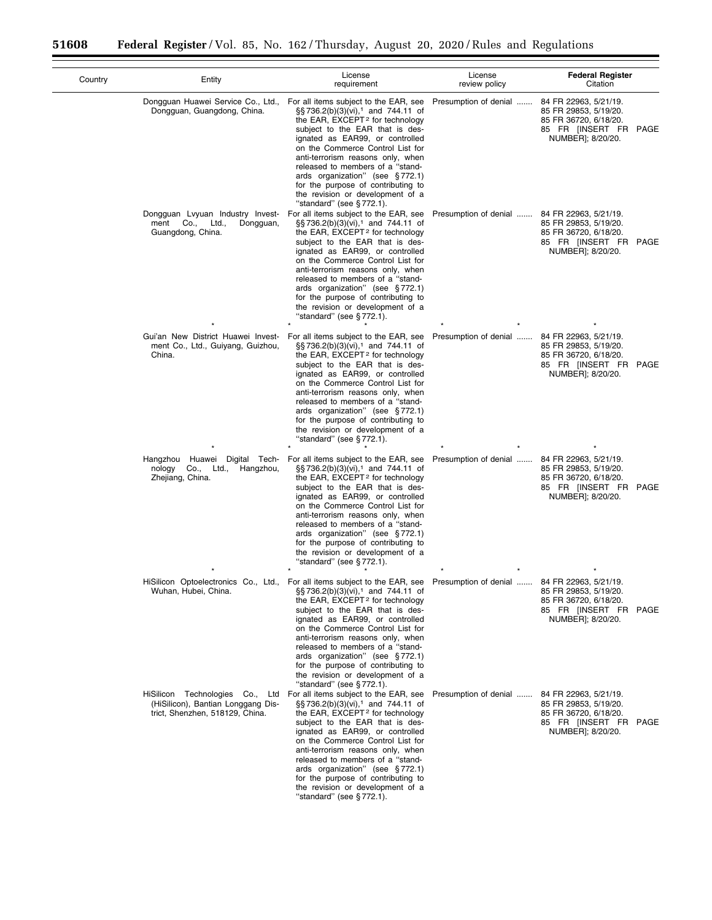| Country | Entity | License requirement | License review policy | **Federal Register** Citation |
|---|---|---|---|---|
| | Dongguan Huawei Service Co., Ltd., Dongguan, Guangdong, China. | For all items subject to the EAR, see §§ 736.2(b)(3)(vi),[1] and 744.11 of the EAR, EXCEPT[2] for technology subject to the EAR that is designated as EAR99, or controlled on the Commerce Control List for anti-terrorism reasons only, when released to members of a ''standards organization'' (see § 772.1) for the purpose of contributing to the revision or development of a ''standard'' (see § 772.1). | Presumption of denial ....... | 84 FR 22963, 5/21/19. 85 FR 29853, 5/19/20. 85 FR 36720, 6/18/20. 85 FR [INSERT FR PAGE NUMBER]; 8/20/20. |
| | Dongguan Lvyuan Industry Investment Co., Ltd., Dongguan, Guangdong, China. | For all items subject to the EAR, see §§ 736.2(b)(3)(vi),[1] and 744.11 of the EAR, EXCEPT[2] for technology subject to the EAR that is designated as EAR99, or controlled on the Commerce Control List for anti-terrorism reasons only, when released to members of a ''standards organization'' (see § 772.1) for the purpose of contributing to the revision or development of a ''standard'' (see § 772.1). | Presumption of denial ....... | 84 FR 22963, 5/21/19. 85 FR 29853, 5/19/20. 85 FR 36720, 6/18/20. 85 FR [INSERT FR PAGE NUMBER]; 8/20/20. |
| * | * | * | * * | * |
| | Gui'an New District Huawei Investment Co., Ltd., Guiyang, Guizhou, China. | For all items subject to the EAR, see §§ 736.2(b)(3)(vi),[1] and 744.11 of the EAR, EXCEPT[2] for technology subject to the EAR that is designated as EAR99, or controlled on the Commerce Control List for anti-terrorism reasons only, when released to members of a ''standards organization'' (see § 772.1) for the purpose of contributing to the revision or development of a ''standard'' (see § 772.1). | Presumption of denial ....... | 84 FR 22963, 5/21/19. 85 FR 29853, 5/19/20. 85 FR 36720, 6/18/20. 85 FR [INSERT FR PAGE NUMBER]; 8/20/20. |
| * | * | * | * * | * |
| | Hangzhou Huawei Digital Technology Co., Ltd., Hangzhou, Zhejiang, China. | For all items subject to the EAR, see §§ 736.2(b)(3)(vi),[1] and 744.11 of the EAR, EXCEPT[2] for technology subject to the EAR that is designated as EAR99, or controlled on the Commerce Control List for anti-terrorism reasons only, when released to members of a ''standards organization'' (see § 772.1) for the purpose of contributing to the revision or development of a ''standard'' (see § 772.1). | Presumption of denial ....... | 84 FR 22963, 5/21/19. 85 FR 29853, 5/19/20. 85 FR 36720, 6/18/20. 85 FR [INSERT FR PAGE NUMBER]; 8/20/20. |
| * | * | * | * * | * |
| | HiSilicon Optoelectronics Co., Ltd., Wuhan, Hubei, China. | For all items subject to the EAR, see §§ 736.2(b)(3)(vi),[1] and 744.11 of the EAR, EXCEPT[2] for technology subject to the EAR that is designated as EAR99, or controlled on the Commerce Control List for anti-terrorism reasons only, when released to members of a ''standards organization'' (see § 772.1) for the purpose of contributing to the revision or development of a ''standard'' (see § 772.1). | Presumption of denial ....... | 84 FR 22963, 5/21/19. 85 FR 29853, 5/19/20. 85 FR 36720, 6/18/20. 85 FR [INSERT FR PAGE NUMBER]; 8/20/20. |
| | HiSilicon Technologies Co., Ltd (HiSilicon), Bantian Longgang District, Shenzhen, 518129, China. | For all items subject to the EAR, see §§ 736.2(b)(3)(vi),[1] and 744.11 of the EAR, EXCEPT[2] for technology subject to the EAR that is designated as EAR99, or controlled on the Commerce Control List for anti-terrorism reasons only, when released to members of a ''standards organization'' (see § 772.1) for the purpose of contributing to the revision or development of a ''standard'' (see § 772.1). | Presumption of denial ....... | 84 FR 22963, 5/21/19. 85 FR 29853, 5/19/20. 85 FR 36720, 6/18/20. 85 FR [INSERT FR PAGE NUMBER]; 8/20/20. |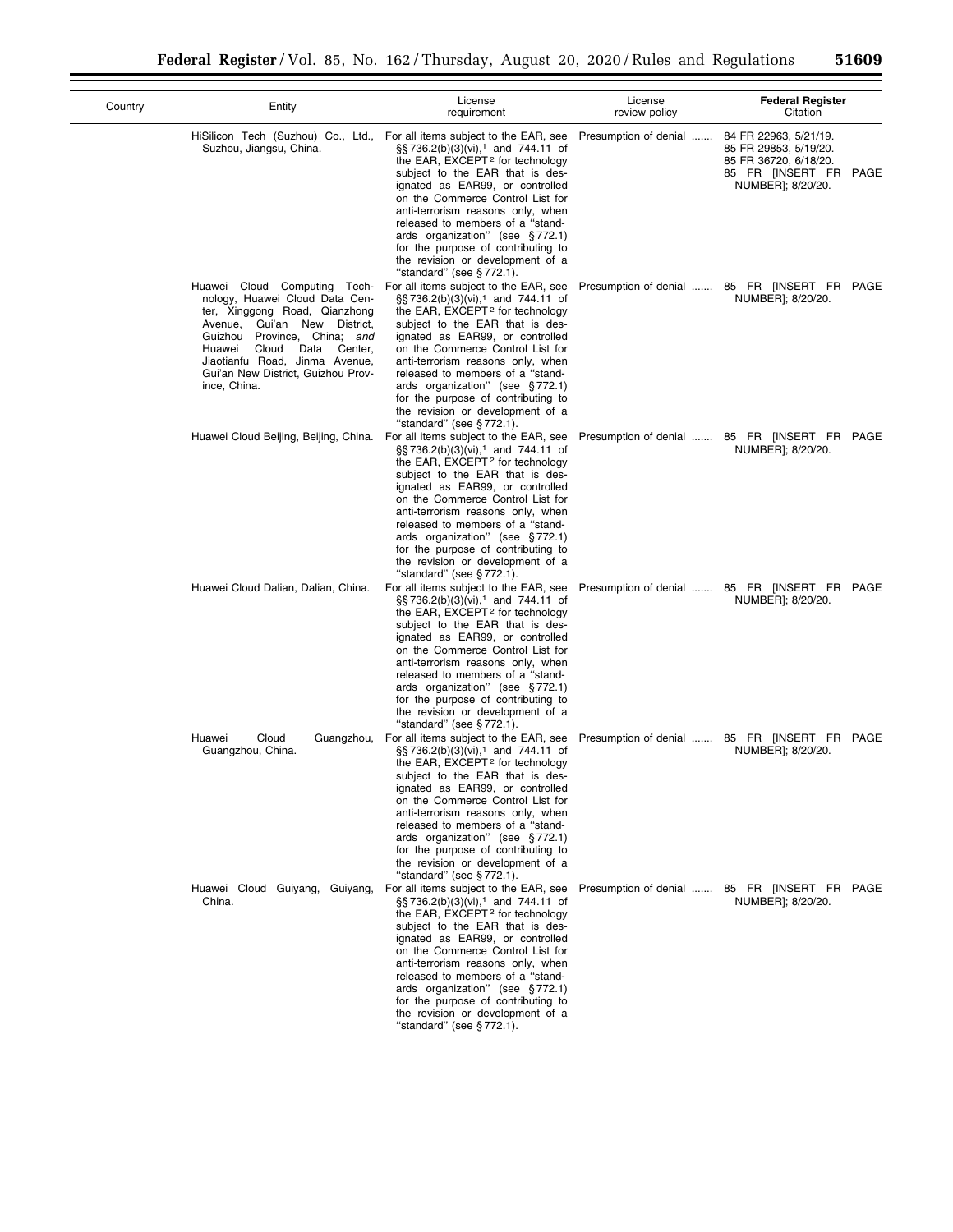| Country | Entity | License requirement | License review policy | Federal Register Citation |
| --- | --- | --- | --- | --- |
| | HiSilicon Tech (Suzhou) Co., Ltd., Suzhou, Jiangsu, China. | For all items subject to the EAR, see §§ 736.2(b)(3)(vi),[1] and 744.11 of the EAR, EXCEPT[2] for technology subject to the EAR that is designated as EAR99, or controlled on the Commerce Control List for anti-terrorism reasons only, when released to members of a "standards organization" (see § 772.1) for the purpose of contributing to the revision or development of a "standard" (see § 772.1). | Presumption of denial ....... | 84 FR 22963, 5/21/19. 85 FR 29853, 5/19/20. 85 FR 36720, 6/18/20. 85 FR [INSERT FR PAGE NUMBER]; 8/20/20. |
| | Huawei Cloud Computing Technology, Huawei Cloud Data Center, Xinggong Road, Qianzhong Avenue, Gui'an New District, Guizhou Province, China; *and* Huawei Cloud Data Center, Jiaotianfu Road, Jinma Avenue, Gui'an New District, Guizhou Province, China. | For all items subject to the EAR, see §§ 736.2(b)(3)(vi),[1] and 744.11 of the EAR, EXCEPT[2] for technology subject to the EAR that is designated as EAR99, or controlled on the Commerce Control List for anti-terrorism reasons only, when released to members of a "standards organization" (see § 772.1) for the purpose of contributing to the revision or development of a "standard" (see § 772.1). | Presumption of denial ....... | 85 FR [INSERT FR PAGE NUMBER]; 8/20/20. |
| | Huawei Cloud Beijing, Beijing, China. | For all items subject to the EAR, see §§ 736.2(b)(3)(vi),[1] and 744.11 of the EAR, EXCEPT[2] for technology subject to the EAR that is designated as EAR99, or controlled on the Commerce Control List for anti-terrorism reasons only, when released to members of a "standards organization" (see § 772.1) for the purpose of contributing to the revision or development of a "standard" (see § 772.1). | Presumption of denial ....... | 85 FR [INSERT FR PAGE NUMBER]; 8/20/20. |
| | Huawei Cloud Dalian, Dalian, China. | For all items subject to the EAR, see §§ 736.2(b)(3)(vi),[1] and 744.11 of the EAR, EXCEPT[2] for technology subject to the EAR that is designated as EAR99, or controlled on the Commerce Control List for anti-terrorism reasons only, when released to members of a "standards organization" (see § 772.1) for the purpose of contributing to the revision or development of a "standard" (see § 772.1). | Presumption of denial ....... | 85 FR [INSERT FR PAGE NUMBER]; 8/20/20. |
| | Huawei Cloud Guangzhou, Guangzhou, China. | For all items subject to the EAR, see §§ 736.2(b)(3)(vi),[1] and 744.11 of the EAR, EXCEPT[2] for technology subject to the EAR that is designated as EAR99, or controlled on the Commerce Control List for anti-terrorism reasons only, when released to members of a "standards organization" (see § 772.1) for the purpose of contributing to the revision or development of a "standard" (see § 772.1). | Presumption of denial ....... | 85 FR [INSERT FR PAGE NUMBER]; 8/20/20. |
| | Huawei Cloud Guiyang, Guiyang, China. | For all items subject to the EAR, see §§ 736.2(b)(3)(vi),[1] and 744.11 of the EAR, EXCEPT[2] for technology subject to the EAR that is designated as EAR99, or controlled on the Commerce Control List for anti-terrorism reasons only, when released to members of a "standards organization" (see § 772.1) for the purpose of contributing to the revision or development of a "standard" (see § 772.1). | Presumption of denial ....... | 85 FR [INSERT FR PAGE NUMBER]; 8/20/20. |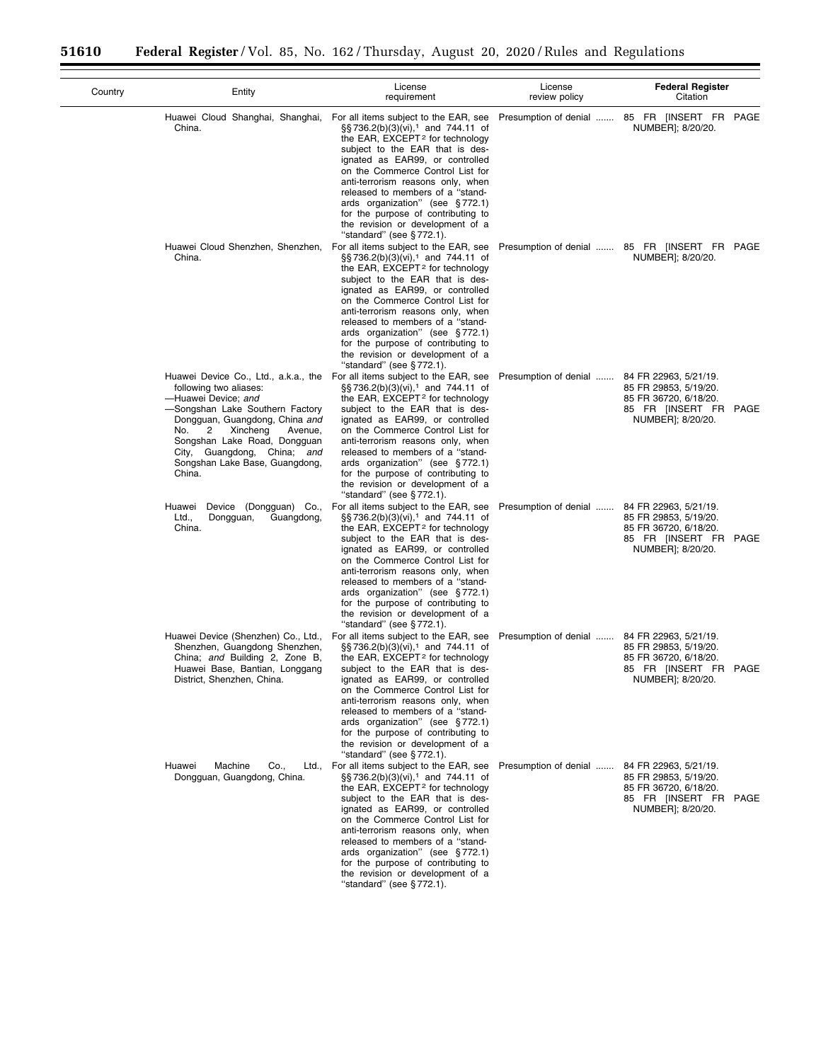| Country | Entity | License requirement | License review policy | Federal Register Citation |
|---|---|---|---|---|
| | Huawei Cloud Shanghai, Shanghai, China. | For all items subject to the EAR, see §§ 736.2(b)(3)(vi),[1] and 744.11 of the EAR, EXCEPT [2] for technology subject to the EAR that is designated as EAR99, or controlled on the Commerce Control List for anti-terrorism reasons only, when released to members of a ''standards organization'' (see § 772.1) for the purpose of contributing to the revision or development of a ''standard'' (see § 772.1). | Presumption of denial ....... | 85 FR [INSERT FR PAGE NUMBER]; 8/20/20. |
| | Huawei Cloud Shenzhen, Shenzhen, China. | For all items subject to the EAR, see §§ 736.2(b)(3)(vi),[1] and 744.11 of the EAR, EXCEPT [2] for technology subject to the EAR that is designated as EAR99, or controlled on the Commerce Control List for anti-terrorism reasons only, when released to members of a ''standards organization'' (see § 772.1) for the purpose of contributing to the revision or development of a ''standard'' (see § 772.1). | Presumption of denial ....... | 85 FR [INSERT FR PAGE NUMBER]; 8/20/20. |
| | Huawei Device Co., Ltd., a.k.a., the following two aliases: —Huawei Device; *and* —Songshan Lake Southern Factory Dongguan, Guangdong, China *and* No. 2 Xincheng Avenue, Songshan Lake Road, Dongguan City, Guangdong, China; *and* Songshan Lake Base, Guangdong, China. | For all items subject to the EAR, see §§ 736.2(b)(3)(vi),[1] and 744.11 of the EAR, EXCEPT [2] for technology subject to the EAR that is designated as EAR99, or controlled on the Commerce Control List for anti-terrorism reasons only, when released to members of a ''standards organization'' (see § 772.1) for the purpose of contributing to the revision or development of a ''standard'' (see § 772.1). | Presumption of denial ....... | 84 FR 22963, 5/21/19. 85 FR 29853, 5/19/20. 85 FR 36720, 6/18/20. 85 FR [INSERT FR PAGE NUMBER]; 8/20/20. |
| | Huawei Device (Dongguan) Co., Ltd., Dongguan, Guangdong, China. | For all items subject to the EAR, see §§ 736.2(b)(3)(vi),[1] and 744.11 of the EAR, EXCEPT [2] for technology subject to the EAR that is designated as EAR99, or controlled on the Commerce Control List for anti-terrorism reasons only, when released to members of a ''standards organization'' (see § 772.1) for the purpose of contributing to the revision or development of a ''standard'' (see § 772.1). | Presumption of denial ....... | 84 FR 22963, 5/21/19. 85 FR 29853, 5/19/20. 85 FR 36720, 6/18/20. 85 FR [INSERT FR PAGE NUMBER]; 8/20/20. |
| | Huawei Device (Shenzhen) Co., Ltd., Shenzhen, Guangdong Shenzhen, China; *and* Building 2, Zone B, Huawei Base, Bantian, Longgang District, Shenzhen, China. | For all items subject to the EAR, see §§ 736.2(b)(3)(vi),[1] and 744.11 of the EAR, EXCEPT [2] for technology subject to the EAR that is designated as EAR99, or controlled on the Commerce Control List for anti-terrorism reasons only, when released to members of a ''standards organization'' (see § 772.1) for the purpose of contributing to the revision or development of a ''standard'' (see § 772.1). | Presumption of denial ....... | 84 FR 22963, 5/21/19. 85 FR 29853, 5/19/20. 85 FR 36720, 6/18/20. 85 FR [INSERT FR PAGE NUMBER]; 8/20/20. |
| | Huawei Machine Co., Ltd., Dongguan, Guangdong, China. | For all items subject to the EAR, see §§ 736.2(b)(3)(vi),[1] and 744.11 of the EAR, EXCEPT [2] for technology subject to the EAR that is designated as EAR99, or controlled on the Commerce Control List for anti-terrorism reasons only, when released to members of a ''standards organization'' (see § 772.1) for the purpose of contributing to the revision or development of a ''standard'' (see § 772.1). | Presumption of denial ....... | 84 FR 22963, 5/21/19. 85 FR 29853, 5/19/20. 85 FR 36720, 6/18/20. 85 FR [INSERT FR PAGE NUMBER]; 8/20/20. |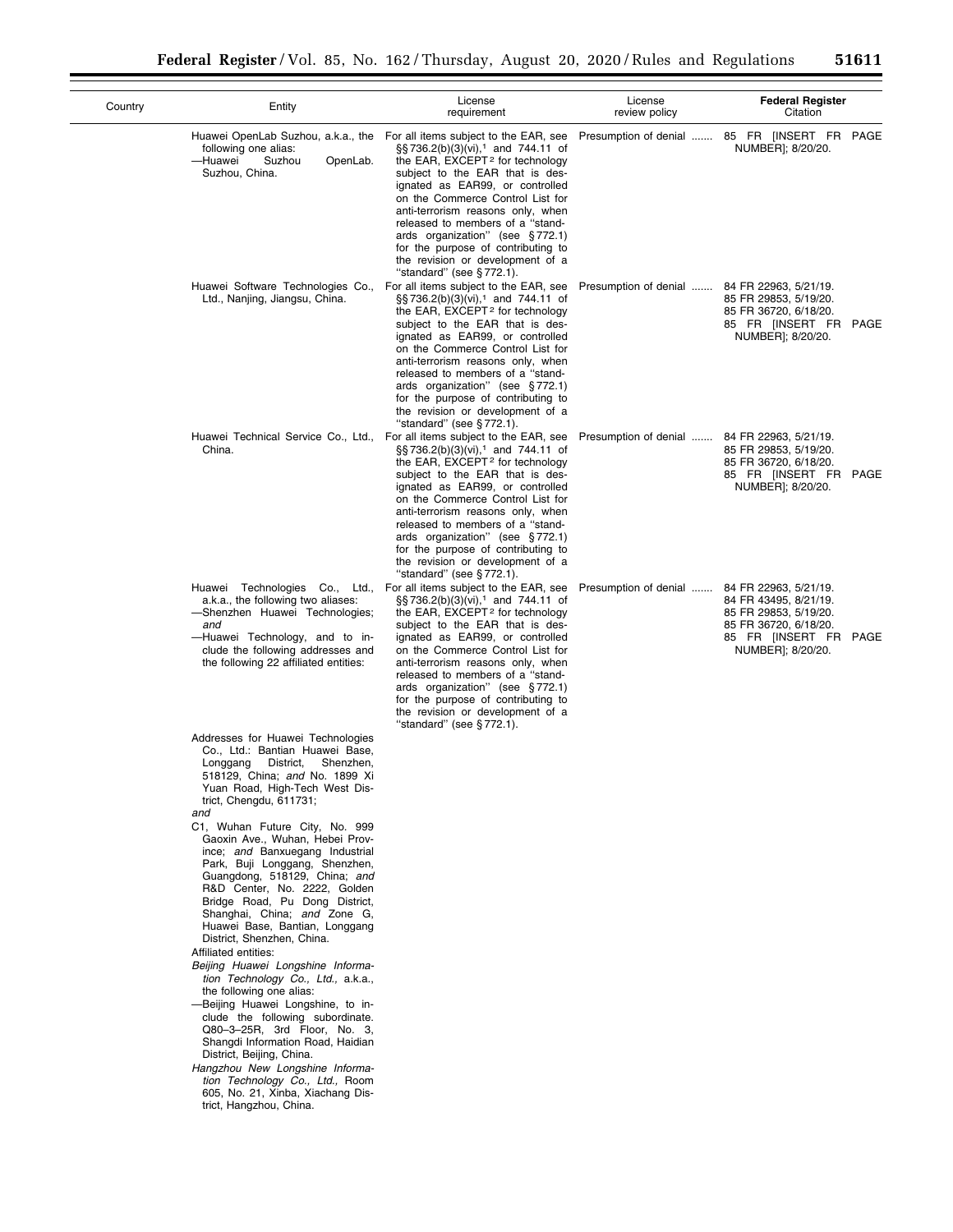| Country | Entity | License requirement | License review policy | Federal Register Citation |
|---|---|---|---|---|
| | Huawei OpenLab Suzhou, a.k.a., the following one alias:<br>—Huawei Suzhou OpenLab.<br>Suzhou, China. | For all items subject to the EAR, see §§ 736.2(b)(3)(vi),[1] and 744.11 of the EAR, EXCEPT[2] for technology subject to the EAR that is designated as EAR99, or controlled on the Commerce Control List for anti-terrorism reasons only, when released to members of a "standards organization" (see § 772.1) for the purpose of contributing to the revision or development of a "standard" (see § 772.1). | Presumption of denial ....... | 85 FR [INSERT FR PAGE NUMBER]; 8/20/20. |
| | Huawei Software Technologies Co., Ltd., Nanjing, Jiangsu, China. | For all items subject to the EAR, see §§ 736.2(b)(3)(vi),[1] and 744.11 of the EAR, EXCEPT[2] for technology subject to the EAR that is designated as EAR99, or controlled on the Commerce Control List for anti-terrorism reasons only, when released to members of a "standards organization" (see § 772.1) for the purpose of contributing to the revision or development of a "standard" (see § 772.1). | Presumption of denial ....... | 84 FR 22963, 5/21/19.<br>85 FR 29853, 5/19/20.<br>85 FR 36720, 6/18/20.<br>85 FR [INSERT FR PAGE NUMBER]; 8/20/20. |
| | Huawei Technical Service Co., Ltd., China. | For all items subject to the EAR, see §§ 736.2(b)(3)(vi),[1] and 744.11 of the EAR, EXCEPT[2] for technology subject to the EAR that is designated as EAR99, or controlled on the Commerce Control List for anti-terrorism reasons only, when released to members of a "standards organization" (see § 772.1) for the purpose of contributing to the revision or development of a "standard" (see § 772.1). | Presumption of denial ....... | 84 FR 22963, 5/21/19.<br>85 FR 29853, 5/19/20.<br>85 FR 36720, 6/18/20.<br>85 FR [INSERT FR PAGE NUMBER]; 8/20/20. |
| | Huawei Technologies Co., Ltd., a.k.a., the following two aliases:<br>—Shenzhen Huawei Technologies; *and*<br>—Huawei Technology, and to include the following addresses and the following 22 affiliated entities:<br><br>Addresses for Huawei Technologies Co., Ltd.: Bantian Huawei Base, Longgang District, Shenzhen, 518129, China; *and* No. 1899 Xi Yuan Road, High-Tech West District, Chengdu, 611731;<br>*and*<br>C1, Wuhan Future City, No. 999 Gaoxin Ave., Wuhan, Hebei Province; *and* Banxuegang Industrial Park, Buji Longgang, Shenzhen, Guangdong, 518129, China; *and* R&D Center, No. 2222, Golden Bridge Road, Pu Dong District, Shanghai, China; *and* Zone G, Huawei Base, Bantian, Longgang District, Shenzhen, China.<br>Affiliated entities:<br>*Beijing Huawei Longshine Information Technology Co., Ltd.,* a.k.a., the following one alias:<br>—Beijing Huawei Longshine, to include the following subordinate. Q80–3–25R, 3rd Floor, No. 3, Shangdi Information Road, Haidian District, Beijing, China.<br>*Hangzhou New Longshine Information Technology Co., Ltd.,* Room 605, No. 21, Xinba, Xiachang District, Hangzhou, China. | For all items subject to the EAR, see §§ 736.2(b)(3)(vi),[1] and 744.11 of the EAR, EXCEPT[2] for technology subject to the EAR that is designated as EAR99, or controlled on the Commerce Control List for anti-terrorism reasons only, when released to members of a "standards organization" (see § 772.1) for the purpose of contributing to the revision or development of a "standard" (see § 772.1). | Presumption of denial ....... | 84 FR 22963, 5/21/19.<br>84 FR 43495, 8/21/19.<br>85 FR 29853, 5/19/20.<br>85 FR 36720, 6/18/20.<br>85 FR [INSERT FR PAGE NUMBER]; 8/20/20. |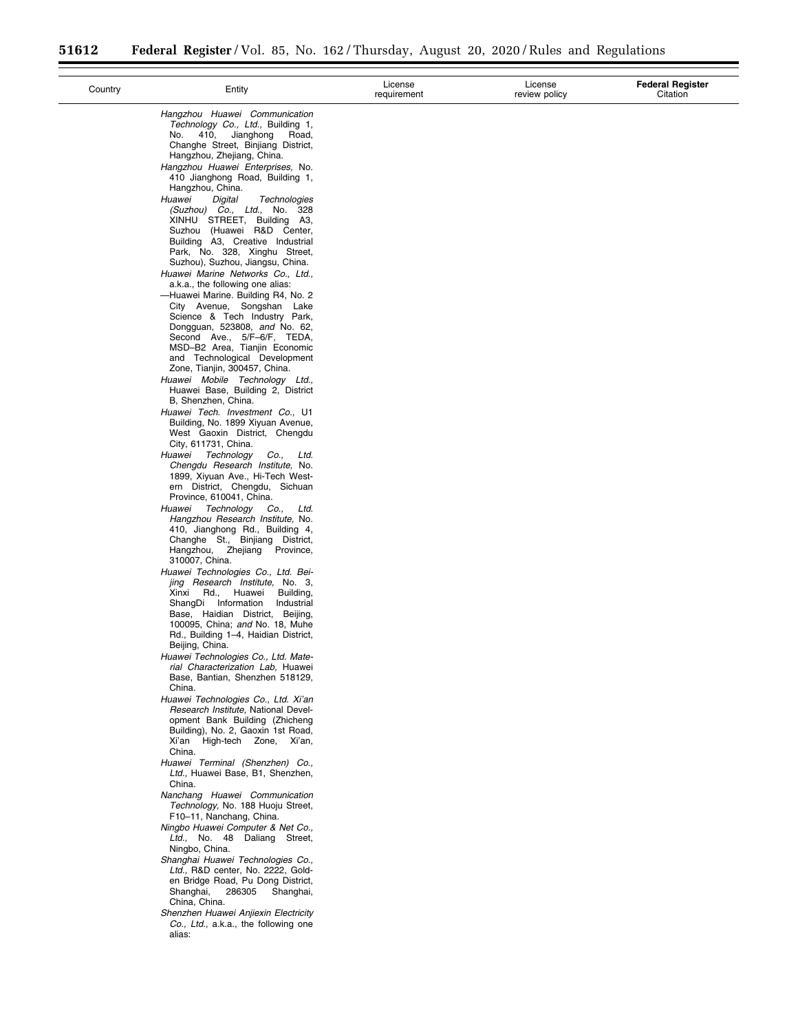| Country | Entity | License requirement | License review policy | Federal Register Citation |
|---|---|---|---|---|
| | *Hangzhou Huawei Communication Technology Co., Ltd.,* Building 1, No. 410, Jianghong Road, Changhe Street, Binjiang District, Hangzhou, Zhejiang, China. | | | |
| | *Hangzhou Huawei Enterprises,* No. 410 Jianghong Road, Building 1, Hangzhou, China. | | | |
| | *Huawei Digital Technologies (Suzhou) Co., Ltd.,* No. 328 XINHU STREET, Building A3, Suzhou (Huawei R&D Center, Building A3, Creative Industrial Park, No. 328, Xinghu Street, Suzhou), Suzhou, Jiangsu, China. | | | |
| | *Huawei Marine Networks Co., Ltd.,* a.k.a., the following one alias: —Huawei Marine. Building R4, No. 2 City Avenue, Songshan Lake Science & Tech Industry Park, Dongguan, 523808, *and* No. 62, Second Ave., 5/F–6/F, TEDA, MSD–B2 Area, Tianjin Economic and Technological Development Zone, Tianjin, 300457, China. | | | |
| | *Huawei Mobile Technology Ltd.,* Huawei Base, Building 2, District B, Shenzhen, China. | | | |
| | *Huawei Tech. Investment Co.,* U1 Building, No. 1899 Xiyuan Avenue, West Gaoxin District, Chengdu City, 611731, China. | | | |
| | *Huawei Technology Co., Ltd. Chengdu Research Institute,* No. 1899, Xiyuan Ave., Hi-Tech Western District, Chengdu, Sichuan Province, 610041, China. | | | |
| | *Huawei Technology Co., Ltd. Hangzhou Research Institute,* No. 410, Jianghong Rd., Building 4, Changhe St., Binjiang District, Hangzhou, Zhejiang Province, 310007, China. | | | |
| | *Huawei Technologies Co., Ltd. Beijing Research Institute,* No. 3, Xinxi Rd., Huawei Building, ShangDi Information Industrial Base, Haidian District, Beijing, 100095, China; *and* No. 18, Muhe Rd., Building 1–4, Haidian District, Beijing, China. | | | |
| | *Huawei Technologies Co., Ltd. Material Characterization Lab,* Huawei Base, Bantian, Shenzhen 518129, China. | | | |
| | *Huawei Technologies Co., Ltd. Xi'an Research Institute,* National Development Bank Building (Zhicheng Building), No. 2, Gaoxin 1st Road, Xi'an High-tech Zone, Xi'an, China. | | | |
| | *Huawei Terminal (Shenzhen) Co., Ltd.,* Huawei Base, B1, Shenzhen, China. | | | |
| | *Nanchang Huawei Communication Technology,* No. 188 Huoju Street, F10–11, Nanchang, China. | | | |
| | *Ningbo Huawei Computer & Net Co., Ltd.,* No. 48 Daliang Street, Ningbo, China. | | | |
| | *Shanghai Huawei Technologies Co., Ltd.,* R&D center, No. 2222, Golden Bridge Road, Pu Dong District, Shanghai, 286305 Shanghai, China, China. | | | |
| | *Shenzhen Huawei Anjiexin Electricity Co., Ltd.,* a.k.a., the following one alias: | | | |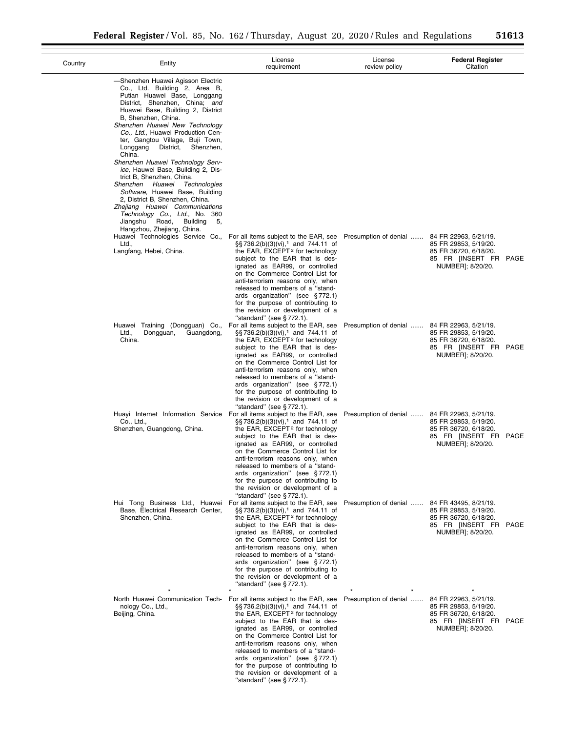| Country | Entity | License requirement | License review policy | Federal Register Citation |
|---|---|---|---|---|
| | —Shenzhen Huawei Agisson Electric Co., Ltd. Building 2, Area B, Putian Huawei Base, Longgang District, Shenzhen, China; *and* Huawei Base, Building 2, District B, Shenzhen, China.<br>*Shenzhen Huawei New Technology Co., Ltd.,* Huawei Production Center, Gangtou Village, Buji Town, Longgang District, Shenzhen, China.<br>*Shenzhen Huawei Technology Service,* Hauwei Base, Building 2, District B, Shenzhen, China.<br>*Shenzhen Huawei Technologies Software,* Huawei Base, Building 2, District B, Shenzhen, China.<br>*Zhejiang Huawei Communications Technology Co., Ltd.,* No. 360 Jiangshu Road, Building 5, Hangzhou, Zhejiang, China. | | | |
| | Huawei Technologies Service Co., Ltd.,<br>Langfang, Hebei, China. | For all items subject to the EAR, see §§ 736.2(b)(3)(vi),[1] and 744.11 of the EAR, EXCEPT[2] for technology subject to the EAR that is designated as EAR99, or controlled on the Commerce Control List for anti-terrorism reasons only, when released to members of a "standards organization" (see § 772.1) for the purpose of contributing to the revision or development of a "standard" (see § 772.1). | Presumption of denial ....... | 84 FR 22963, 5/21/19.<br>85 FR 29853, 5/19/20.<br>85 FR 36720, 6/18/20.<br>85 FR [INSERT FR PAGE NUMBER]; 8/20/20. |
| | Huawei Training (Dongguan) Co., Ltd., Dongguan, Guangdong, China. | For all items subject to the EAR, see §§ 736.2(b)(3)(vi),[1] and 744.11 of the EAR, EXCEPT[2] for technology subject to the EAR that is designated as EAR99, or controlled on the Commerce Control List for anti-terrorism reasons only, when released to members of a "standards organization" (see § 772.1) for the purpose of contributing to the revision or development of a "standard" (see § 772.1). | Presumption of denial ....... | 84 FR 22963, 5/21/19.<br>85 FR 29853, 5/19/20.<br>85 FR 36720, 6/18/20.<br>85 FR [INSERT FR PAGE NUMBER]; 8/20/20. |
| | Huayi Internet Information Service Co., Ltd.,<br>Shenzhen, Guangdong, China. | For all items subject to the EAR, see §§ 736.2(b)(3)(vi),[1] and 744.11 of the EAR, EXCEPT[2] for technology subject to the EAR that is designated as EAR99, or controlled on the Commerce Control List for anti-terrorism reasons only, when released to members of a "standards organization" (see § 772.1) for the purpose of contributing to the revision or development of a "standard" (see § 772.1). | Presumption of denial ....... | 84 FR 22963, 5/21/19.<br>85 FR 29853, 5/19/20.<br>85 FR 36720, 6/18/20.<br>85 FR [INSERT FR PAGE NUMBER]; 8/20/20. |
| | Hui Tong Business Ltd., Huawei Base, Electrical Research Center, Shenzhen, China. | For all items subject to the EAR, see §§ 736.2(b)(3)(vi),[1] and 744.11 of the EAR, EXCEPT[2] for technology subject to the EAR that is designated as EAR99, or controlled on the Commerce Control List for anti-terrorism reasons only, when released to members of a "standards organization" (see § 772.1) for the purpose of contributing to the revision or development of a "standard" (see § 772.1). | Presumption of denial ....... | 84 FR 43495, 8/21/19.<br>85 FR 29853, 5/19/20.<br>85 FR 36720, 6/18/20.<br>85 FR [INSERT FR PAGE NUMBER]; 8/20/20. |
| | * | * * | * * | * |
| | North Huawei Communication Technology Co., Ltd.,<br>Beijing, China. | For all items subject to the EAR, see §§ 736.2(b)(3)(vi),[1] and 744.11 of the EAR, EXCEPT[2] for technology subject to the EAR that is designated as EAR99, or controlled on the Commerce Control List for anti-terrorism reasons only, when released to members of a "standards organization" (see § 772.1) for the purpose of contributing to the revision or development of a "standard" (see § 772.1). | Presumption of denial ....... | 84 FR 22963, 5/21/19.<br>85 FR 29853, 5/19/20.<br>85 FR 36720, 6/18/20.<br>85 FR [INSERT FR PAGE NUMBER]; 8/20/20. |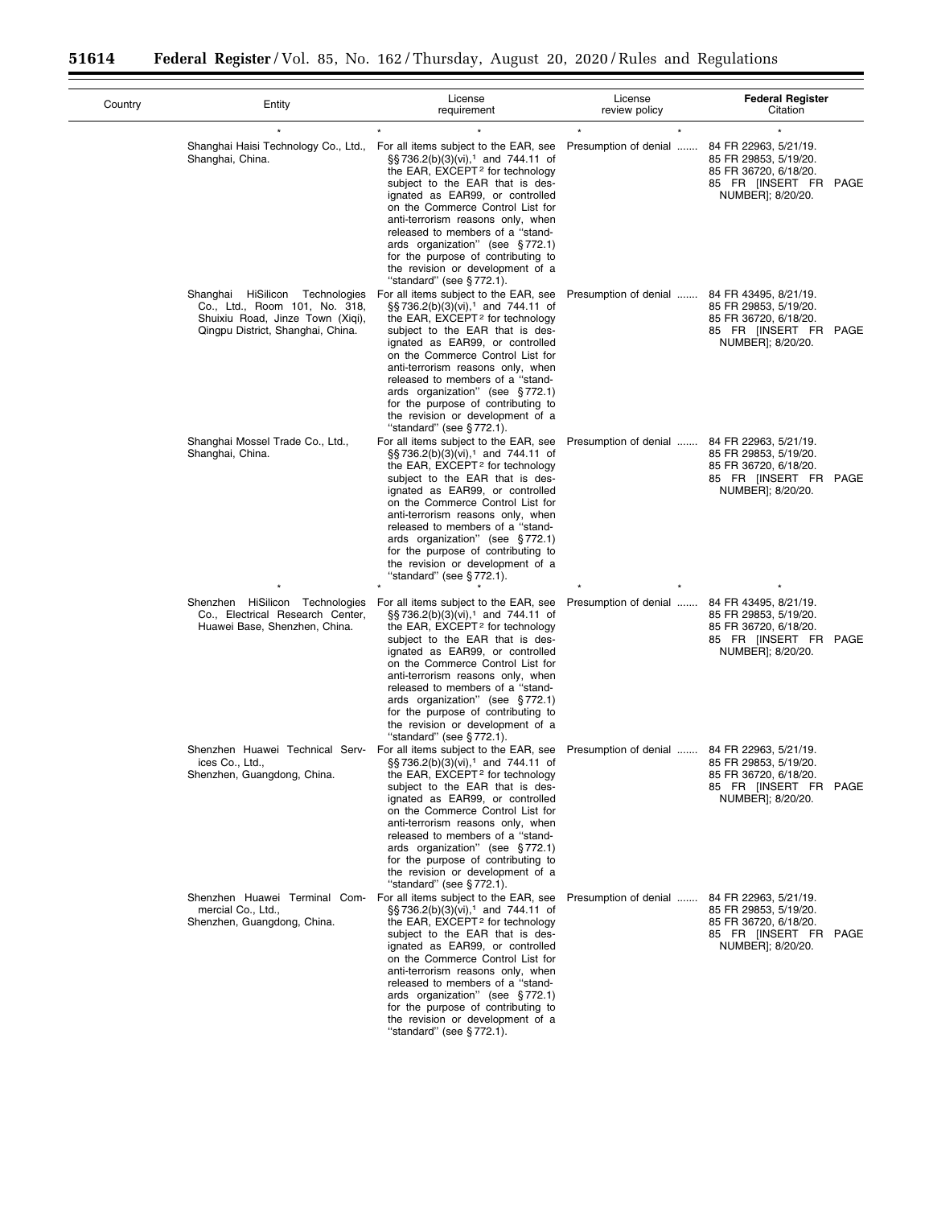| Country | Entity | License requirement | License review policy | Federal Register Citation |
| --- | --- | --- | --- | --- |
| * | * | * | * | * |
| | Shanghai Haisi Technology Co., Ltd., Shanghai, China. | For all items subject to the EAR, see §§ 736.2(b)(3)(vi),[1] and 744.11 of the EAR, EXCEPT[2] for technology subject to the EAR that is designated as EAR99, or controlled on the Commerce Control List for anti-terrorism reasons only, when released to members of a "standards organization" (see § 772.1) for the purpose of contributing to the revision or development of a "standard" (see § 772.1). | Presumption of denial | 84 FR 22963, 5/21/19. 85 FR 29853, 5/19/20. 85 FR 36720, 6/18/20. 85 FR [INSERT FR PAGE NUMBER]; 8/20/20. |
| | Shanghai HiSilicon Technologies Co., Ltd., Room 101, No. 318, Shuixiu Road, Jinze Town (Xiqi), Qingpu District, Shanghai, China. | For all items subject to the EAR, see §§ 736.2(b)(3)(vi),[1] and 744.11 of the EAR, EXCEPT[2] for technology subject to the EAR that is designated as EAR99, or controlled on the Commerce Control List for anti-terrorism reasons only, when released to members of a "standards organization" (see § 772.1) for the purpose of contributing to the revision or development of a "standard" (see § 772.1). | Presumption of denial | 84 FR 43495, 8/21/19. 85 FR 29853, 5/19/20. 85 FR 36720, 6/18/20. 85 FR [INSERT FR PAGE NUMBER]; 8/20/20. |
| | Shanghai Mossel Trade Co., Ltd., Shanghai, China. | For all items subject to the EAR, see §§ 736.2(b)(3)(vi),[1] and 744.11 of the EAR, EXCEPT[2] for technology subject to the EAR that is designated as EAR99, or controlled on the Commerce Control List for anti-terrorism reasons only, when released to members of a "standards organization" (see § 772.1) for the purpose of contributing to the revision or development of a "standard" (see § 772.1). | Presumption of denial | 84 FR 22963, 5/21/19. 85 FR 29853, 5/19/20. 85 FR 36720, 6/18/20. 85 FR [INSERT FR PAGE NUMBER]; 8/20/20. |
| * | * | * | * | * |
| | Shenzhen HiSilicon Technologies Co., Electrical Research Center, Huawei Base, Shenzhen, China. | For all items subject to the EAR, see §§ 736.2(b)(3)(vi),[1] and 744.11 of the EAR, EXCEPT[2] for technology subject to the EAR that is designated as EAR99, or controlled on the Commerce Control List for anti-terrorism reasons only, when released to members of a "standards organization" (see § 772.1) for the purpose of contributing to the revision or development of a "standard" (see § 772.1). | Presumption of denial | 84 FR 43495, 8/21/19. 85 FR 29853, 5/19/20. 85 FR 36720, 6/18/20. 85 FR [INSERT FR PAGE NUMBER]; 8/20/20. |
| | Shenzhen Huawei Technical Services Co., Ltd., Shenzhen, Guangdong, China. | For all items subject to the EAR, see §§ 736.2(b)(3)(vi),[1] and 744.11 of the EAR, EXCEPT[2] for technology subject to the EAR that is designated as EAR99, or controlled on the Commerce Control List for anti-terrorism reasons only, when released to members of a "standards organization" (see § 772.1) for the purpose of contributing to the revision or development of a "standard" (see § 772.1). | Presumption of denial | 84 FR 22963, 5/21/19. 85 FR 29853, 5/19/20. 85 FR 36720, 6/18/20. 85 FR [INSERT FR PAGE NUMBER]; 8/20/20. |
| | Shenzhen Huawei Terminal Commercial Co., Ltd., Shenzhen, Guangdong, China. | For all items subject to the EAR, see §§ 736.2(b)(3)(vi),[1] and 744.11 of the EAR, EXCEPT[2] for technology subject to the EAR that is designated as EAR99, or controlled on the Commerce Control List for anti-terrorism reasons only, when released to members of a "standards organization" (see § 772.1) for the purpose of contributing to the revision or development of a "standard" (see § 772.1). | Presumption of denial | 84 FR 22963, 5/21/19. 85 FR 29853, 5/19/20. 85 FR 36720, 6/18/20. 85 FR [INSERT FR PAGE NUMBER]; 8/20/20. |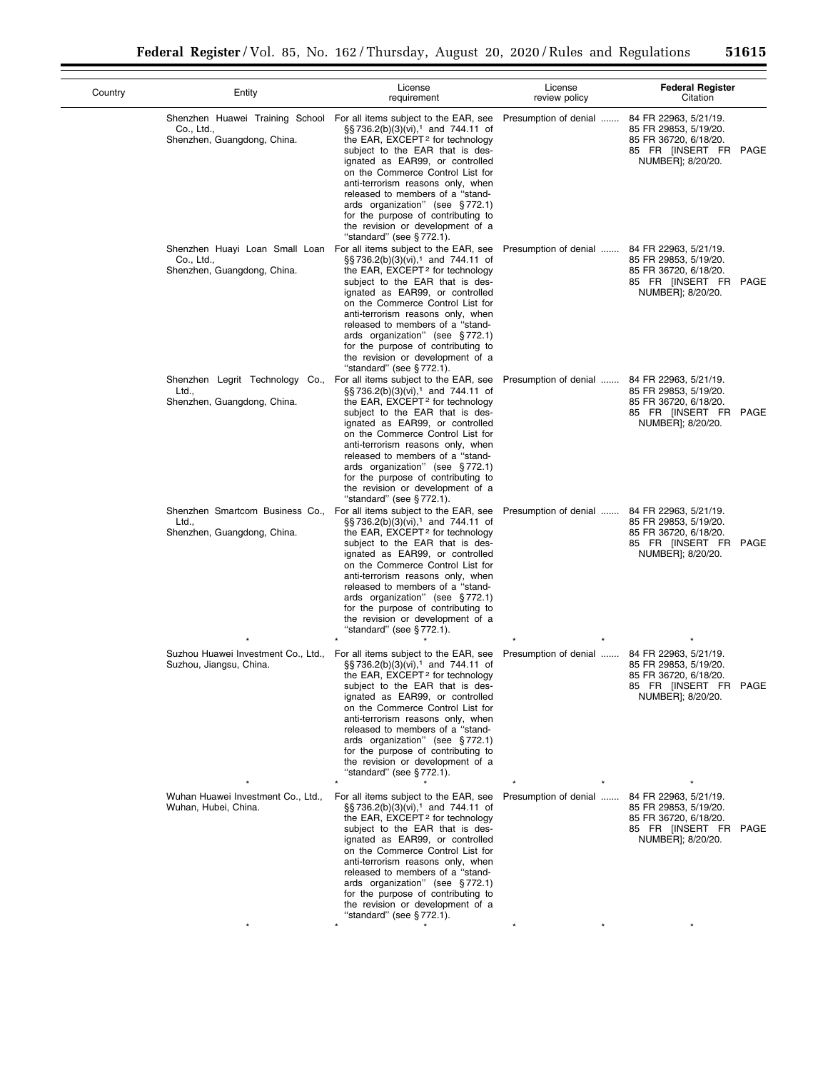| Country | Entity | License requirement | License review policy | Federal Register Citation |
|---|---|---|---|---|
| | Shenzhen Huawei Training School Co., Ltd., Shenzhen, Guangdong, China. | For all items subject to the EAR, see §§ 736.2(b)(3)(vi),[1] and 744.11 of the EAR, EXCEPT[2] for technology subject to the EAR that is designated as EAR99, or controlled on the Commerce Control List for anti-terrorism reasons only, when released to members of a "standards organization" (see § 772.1) for the purpose of contributing to the revision or development of a "standard" (see § 772.1). | Presumption of denial ....... | 84 FR 22963, 5/21/19. 85 FR 29853, 5/19/20. 85 FR 36720, 6/18/20. 85 FR [INSERT FR PAGE NUMBER]; 8/20/20. |
| | Shenzhen Huayi Loan Small Loan Co., Ltd., Shenzhen, Guangdong, China. | For all items subject to the EAR, see §§ 736.2(b)(3)(vi),[1] and 744.11 of the EAR, EXCEPT[2] for technology subject to the EAR that is designated as EAR99, or controlled on the Commerce Control List for anti-terrorism reasons only, when released to members of a "standards organization" (see § 772.1) for the purpose of contributing to the revision or development of a "standard" (see § 772.1). | Presumption of denial ....... | 84 FR 22963, 5/21/19. 85 FR 29853, 5/19/20. 85 FR 36720, 6/18/20. 85 FR [INSERT FR PAGE NUMBER]; 8/20/20. |
| | Shenzhen Legrit Technology Co., Ltd., Shenzhen, Guangdong, China. | For all items subject to the EAR, see §§ 736.2(b)(3)(vi),[1] and 744.11 of the EAR, EXCEPT[2] for technology subject to the EAR that is designated as EAR99, or controlled on the Commerce Control List for anti-terrorism reasons only, when released to members of a "standards organization" (see § 772.1) for the purpose of contributing to the revision or development of a "standard" (see § 772.1). | Presumption of denial ....... | 84 FR 22963, 5/21/19. 85 FR 29853, 5/19/20. 85 FR 36720, 6/18/20. 85 FR [INSERT FR PAGE NUMBER]; 8/20/20. |
| | Shenzhen Smartcom Business Co., Ltd., Shenzhen, Guangdong, China. | For all items subject to the EAR, see §§ 736.2(b)(3)(vi),[1] and 744.11 of the EAR, EXCEPT[2] for technology subject to the EAR that is designated as EAR99, or controlled on the Commerce Control List for anti-terrorism reasons only, when released to members of a "standards organization" (see § 772.1) for the purpose of contributing to the revision or development of a "standard" (see § 772.1). | Presumption of denial ....... | 84 FR 22963, 5/21/19. 85 FR 29853, 5/19/20. 85 FR 36720, 6/18/20. 85 FR [INSERT FR PAGE NUMBER]; 8/20/20. |
| * | * | * | * * | * |
| | Suzhou Huawei Investment Co., Ltd., Suzhou, Jiangsu, China. | For all items subject to the EAR, see §§ 736.2(b)(3)(vi),[1] and 744.11 of the EAR, EXCEPT[2] for technology subject to the EAR that is designated as EAR99, or controlled on the Commerce Control List for anti-terrorism reasons only, when released to members of a "standards organization" (see § 772.1) for the purpose of contributing to the revision or development of a "standard" (see § 772.1). | Presumption of denial ....... | 84 FR 22963, 5/21/19. 85 FR 29853, 5/19/20. 85 FR 36720, 6/18/20. 85 FR [INSERT FR PAGE NUMBER]; 8/20/20. |
| * | * | * | * * | * |
| | Wuhan Huawei Investment Co., Ltd., Wuhan, Hubei, China. | For all items subject to the EAR, see §§ 736.2(b)(3)(vi),[1] and 744.11 of the EAR, EXCEPT[2] for technology subject to the EAR that is designated as EAR99, or controlled on the Commerce Control List for anti-terrorism reasons only, when released to members of a "standards organization" (see § 772.1) for the purpose of contributing to the revision or development of a "standard" (see § 772.1). | Presumption of denial ....... | 84 FR 22963, 5/21/19. 85 FR 29853, 5/19/20. 85 FR 36720, 6/18/20. 85 FR [INSERT FR PAGE NUMBER]; 8/20/20. |
| * | * | * | * * | * |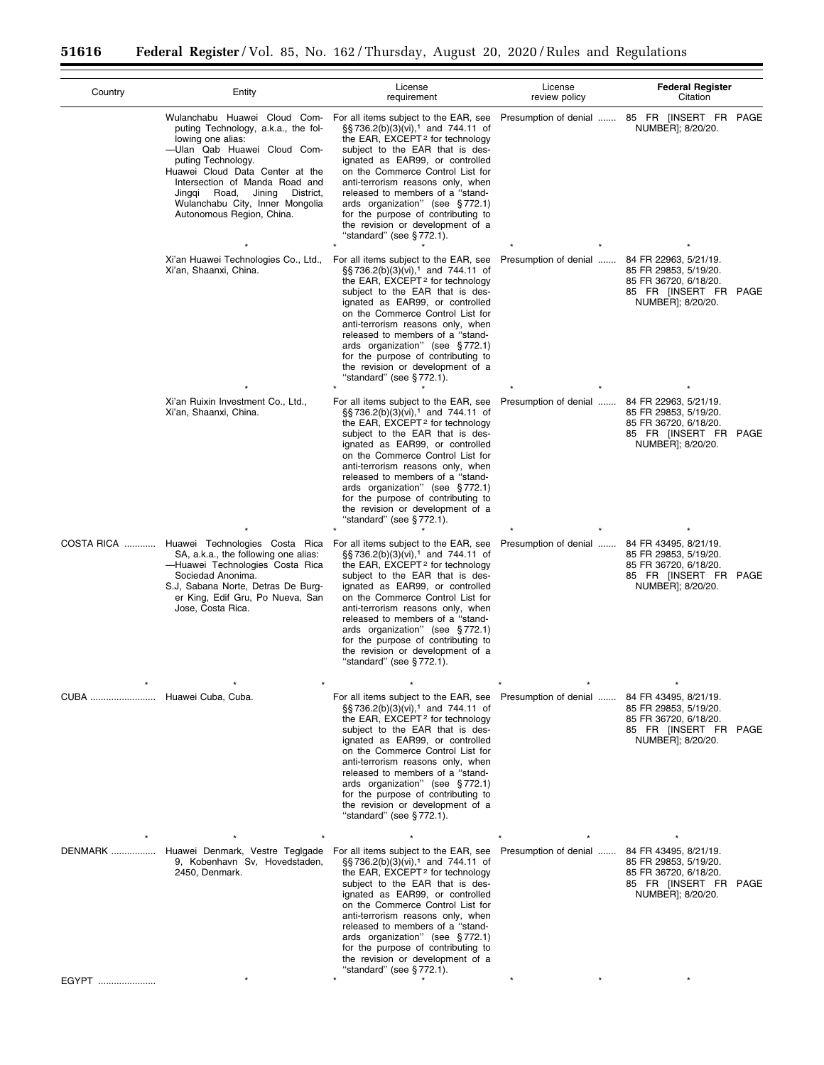| Country | Entity | License requirement | License review policy | Federal Register Citation |
|---|---|---|---|---|
| | Wulanchabu Huawei Cloud Computing Technology, a.k.a., the following one alias: —Ulan Qab Huawei Cloud Computing Technology. Huawei Cloud Data Center at the Intersection of Manda Road and Jingqi Road, Jining District, Wulanchabu City, Inner Mongolia Autonomous Region, China. | For all items subject to the EAR, see §§ 736.2(b)(3)(vi),[1] and 744.11 of the EAR, EXCEPT[2] for technology subject to the EAR that is designated as EAR99, or controlled on the Commerce Control List for anti-terrorism reasons only, when released to members of a "standards organization" (see § 772.1) for the purpose of contributing to the revision or development of a "standard" (see § 772.1). | Presumption of denial | 85 FR [INSERT FR PAGE NUMBER]; 8/20/20. |
| | * * * | * | * * | * |
| | Xi'an Huawei Technologies Co., Ltd., Xi'an, Shaanxi, China. | For all items subject to the EAR, see §§ 736.2(b)(3)(vi),[1] and 744.11 of the EAR, EXCEPT[2] for technology subject to the EAR that is designated as EAR99, or controlled on the Commerce Control List for anti-terrorism reasons only, when released to members of a "standards organization" (see § 772.1) for the purpose of contributing to the revision or development of a "standard" (see § 772.1). | Presumption of denial | 84 FR 22963, 5/21/19. 85 FR 29853, 5/19/20. 85 FR 36720, 6/18/20. 85 FR [INSERT FR PAGE NUMBER]; 8/20/20. |
| | * * * | * | * * | * |
| | Xi'an Ruixin Investment Co., Ltd., Xi'an, Shaanxi, China. | For all items subject to the EAR, see §§ 736.2(b)(3)(vi),[1] and 744.11 of the EAR, EXCEPT[2] for technology subject to the EAR that is designated as EAR99, or controlled on the Commerce Control List for anti-terrorism reasons only, when released to members of a "standards organization" (see § 772.1) for the purpose of contributing to the revision or development of a "standard" (see § 772.1). | Presumption of denial | 84 FR 22963, 5/21/19. 85 FR 29853, 5/19/20. 85 FR 36720, 6/18/20. 85 FR [INSERT FR PAGE NUMBER]; 8/20/20. |
| | * * * | * | * * | * |
| COSTA RICA | Huawei Technologies Costa Rica SA, a.k.a., the following one alias: —Huawei Technologies Costa Rica Sociedad Anonima. S.J, Sabana Norte, Detras De Burger King, Edif Gru, Po Nueva, San Jose, Costa Rica. | For all items subject to the EAR, see §§ 736.2(b)(3)(vi),[1] and 744.11 of the EAR, EXCEPT[2] for technology subject to the EAR that is designated as EAR99, or controlled on the Commerce Control List for anti-terrorism reasons only, when released to members of a "standards organization" (see § 772.1) for the purpose of contributing to the revision or development of a "standard" (see § 772.1). | Presumption of denial | 84 FR 43495, 8/21/19. 85 FR 29853, 5/19/20. 85 FR 36720, 6/18/20. 85 FR [INSERT FR PAGE NUMBER]; 8/20/20. |
| * | * * | * | * * | * |
| CUBA | Huawei Cuba, Cuba. | For all items subject to the EAR, see §§ 736.2(b)(3)(vi),[1] and 744.11 of the EAR, EXCEPT[2] for technology subject to the EAR that is designated as EAR99, or controlled on the Commerce Control List for anti-terrorism reasons only, when released to members of a "standards organization" (see § 772.1) for the purpose of contributing to the revision or development of a "standard" (see § 772.1). | Presumption of denial | 84 FR 43495, 8/21/19. 85 FR 29853, 5/19/20. 85 FR 36720, 6/18/20. 85 FR [INSERT FR PAGE NUMBER]; 8/20/20. |
| * | * * | * | * * | * |
| DENMARK | Huawei Denmark, Vestre Teglgade 9, Kobenhavn Sv, Hovedstaden, 2450, Denmark. | For all items subject to the EAR, see §§ 736.2(b)(3)(vi),[1] and 744.11 of the EAR, EXCEPT[2] for technology subject to the EAR that is designated as EAR99, or controlled on the Commerce Control List for anti-terrorism reasons only, when released to members of a "standards organization" (see § 772.1) for the purpose of contributing to the revision or development of a "standard" (see § 772.1). | Presumption of denial | 84 FR 43495, 8/21/19. 85 FR 29853, 5/19/20. 85 FR 36720, 6/18/20. 85 FR [INSERT FR PAGE NUMBER]; 8/20/20. |
| EGYPT | * | * * | * * | * |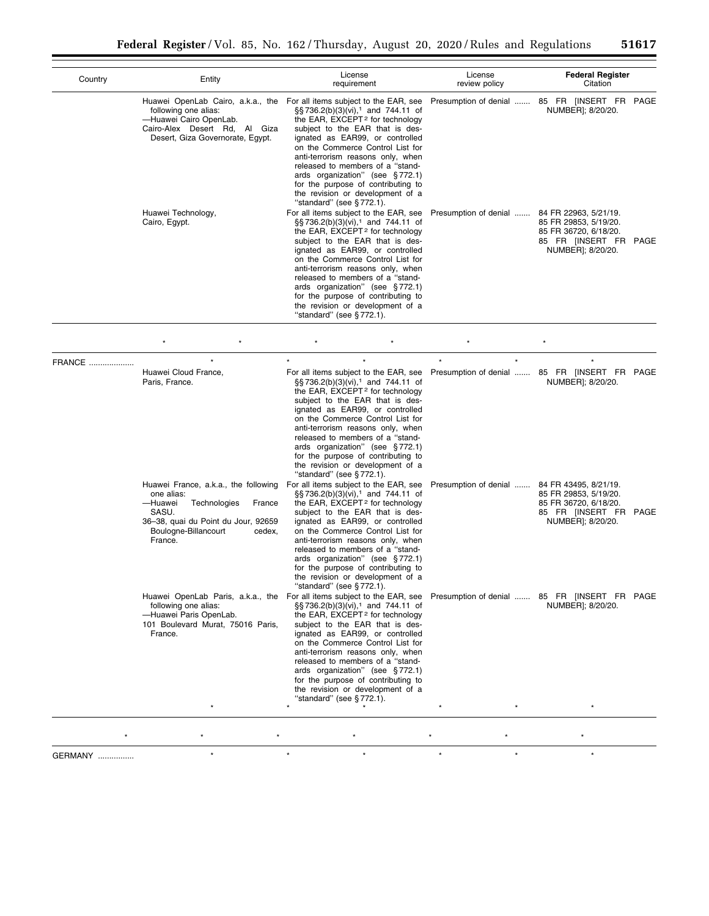| Country | Entity | License requirement | License review policy | Federal Register Citation |
|---|---|---|---|---|
| | Huawei OpenLab Cairo, a.k.a., the following one alias:<br>—Huawei Cairo OpenLab.<br>Cairo-Alex Desert Rd, Al Giza Desert, Giza Governorate, Egypt. | For all items subject to the EAR, see §§ 736.2(b)(3)(vi),[1] and 744.11 of the EAR, EXCEPT[2] for technology subject to the EAR that is designated as EAR99, or controlled on the Commerce Control List for anti-terrorism reasons only, when released to members of a "standards organization" (see § 772.1) for the purpose of contributing to the revision or development of a "standard" (see § 772.1). | Presumption of denial ....... | 85 FR [INSERT FR PAGE NUMBER]; 8/20/20. |
| | Huawei Technology, Cairo, Egypt. | For all items subject to the EAR, see §§ 736.2(b)(3)(vi),[1] and 744.11 of the EAR, EXCEPT[2] for technology subject to the EAR that is designated as EAR99, or controlled on the Commerce Control List for anti-terrorism reasons only, when released to members of a "standards organization" (see § 772.1) for the purpose of contributing to the revision or development of a "standard" (see § 772.1). | Presumption of denial ....... | 84 FR 22963, 5/21/19.<br>85 FR 29853, 5/19/20.<br>85 FR 36720, 6/18/20.<br>85 FR [INSERT FR PAGE NUMBER]; 8/20/20. |
| * | * | * | * | * |
| FRANCE ................... | * | * | * | * |
| | Huawei Cloud France, Paris, France. | For all items subject to the EAR, see §§ 736.2(b)(3)(vi),[1] and 744.11 of the EAR, EXCEPT[2] for technology subject to the EAR that is designated as EAR99, or controlled on the Commerce Control List for anti-terrorism reasons only, when released to members of a "standards organization" (see § 772.1) for the purpose of contributing to the revision or development of a "standard" (see § 772.1). | Presumption of denial ....... | 85 FR [INSERT FR PAGE NUMBER]; 8/20/20. |
| | Huawei France, a.k.a., the following one alias:<br>—Huawei Technologies France SASU.<br>36–38, quai du Point du Jour, 92659 Boulogne-Billancourt cedex, France. | For all items subject to the EAR, see §§ 736.2(b)(3)(vi),[1] and 744.11 of the EAR, EXCEPT[2] for technology subject to the EAR that is designated as EAR99, or controlled on the Commerce Control List for anti-terrorism reasons only, when released to members of a "standards organization" (see § 772.1) for the purpose of contributing to the revision or development of a "standard" (see § 772.1). | Presumption of denial ....... | 84 FR 43495, 8/21/19.<br>85 FR 29853, 5/19/20.<br>85 FR 36720, 6/18/20.<br>85 FR [INSERT FR PAGE NUMBER]; 8/20/20. |
| | Huawei OpenLab Paris, a.k.a., the following one alias:<br>—Huawei Paris OpenLab.<br>101 Boulevard Murat, 75016 Paris, France. | For all items subject to the EAR, see §§ 736.2(b)(3)(vi),[1] and 744.11 of the EAR, EXCEPT[2] for technology subject to the EAR that is designated as EAR99, or controlled on the Commerce Control List for anti-terrorism reasons only, when released to members of a "standards organization" (see § 772.1) for the purpose of contributing to the revision or development of a "standard" (see § 772.1). | Presumption of denial ....... | 85 FR [INSERT FR PAGE NUMBER]; 8/20/20. |
| | * | * | * | * |
| * | * | * | * | * |
| GERMANY ................ | * | * | * | * |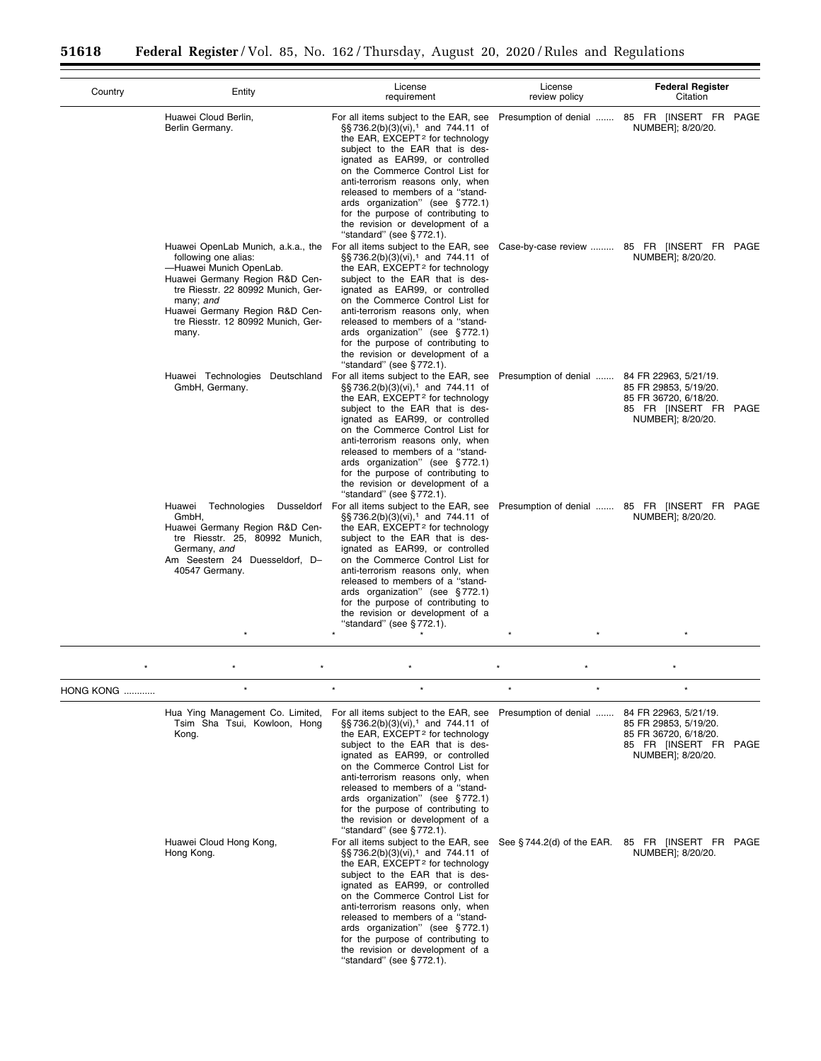| Country | Entity | License requirement | License review policy | Federal Register Citation |
|---|---|---|---|---|
| | Huawei Cloud Berlin, Berlin Germany. | For all items subject to the EAR, see §§ 736.2(b)(3)(vi),[1] and 744.11 of the EAR, EXCEPT[2] for technology subject to the EAR that is designated as EAR99, or controlled on the Commerce Control List for anti-terrorism reasons only, when released to members of a ''standards organization'' (see § 772.1) for the purpose of contributing to the revision or development of a ''standard'' (see § 772.1). | Presumption of denial ....... | 85 FR [INSERT FR PAGE NUMBER]; 8/20/20. |
| | Huawei OpenLab Munich, a.k.a., the following one alias: —Huawei Munich OpenLab. Huawei Germany Region R&D Centre Riesstr. 22 80992 Munich, Germany; *and* Huawei Germany Region R&D Centre Riesstr. 12 80992 Munich, Germany. | For all items subject to the EAR, see §§ 736.2(b)(3)(vi),[1] and 744.11 of the EAR, EXCEPT[2] for technology subject to the EAR that is designated as EAR99, or controlled on the Commerce Control List for anti-terrorism reasons only, when released to members of a ''standards organization'' (see § 772.1) for the purpose of contributing to the revision or development of a ''standard'' (see § 772.1). | Case-by-case review ......... | 85 FR [INSERT FR PAGE NUMBER]; 8/20/20. |
| | Huawei Technologies Deutschland GmbH, Germany. | For all items subject to the EAR, see §§ 736.2(b)(3)(vi),[1] and 744.11 of the EAR, EXCEPT[2] for technology subject to the EAR that is designated as EAR99, or controlled on the Commerce Control List for anti-terrorism reasons only, when released to members of a ''standards organization'' (see § 772.1) for the purpose of contributing to the revision or development of a ''standard'' (see § 772.1). | Presumption of denial ....... | 84 FR 22963, 5/21/19. 85 FR 29853, 5/19/20. 85 FR 36720, 6/18/20. 85 FR [INSERT FR PAGE NUMBER]; 8/20/20. |
| | Huawei Technologies Dusseldorf GmbH, Huawei Germany Region R&D Centre Riesstr. 25, 80992 Munich, Germany, *and* Am Seestern 24 Duesseldorf, D–40547 Germany. | For all items subject to the EAR, see §§ 736.2(b)(3)(vi),[1] and 744.11 of the EAR, EXCEPT[2] for technology subject to the EAR that is designated as EAR99, or controlled on the Commerce Control List for anti-terrorism reasons only, when released to members of a ''standards organization'' (see § 772.1) for the purpose of contributing to the revision or development of a ''standard'' (see § 772.1). | Presumption of denial ....... | 85 FR [INSERT FR PAGE NUMBER]; 8/20/20. |
| | * | * * | * * | * |
| * | * * | * | * * | * |
| HONG KONG ............ | * | * * | * * | * |
| | Hua Ying Management Co. Limited, Tsim Sha Tsui, Kowloon, Hong Kong. | For all items subject to the EAR, see §§ 736.2(b)(3)(vi),[1] and 744.11 of the EAR, EXCEPT[2] for technology subject to the EAR that is designated as EAR99, or controlled on the Commerce Control List for anti-terrorism reasons only, when released to members of a ''standards organization'' (see § 772.1) for the purpose of contributing to the revision or development of a ''standard'' (see § 772.1). | Presumption of denial ....... | 84 FR 22963, 5/21/19. 85 FR 29853, 5/19/20. 85 FR 36720, 6/18/20. 85 FR [INSERT FR PAGE NUMBER]; 8/20/20. |
| | Huawei Cloud Hong Kong, Hong Kong. | For all items subject to the EAR, see §§ 736.2(b)(3)(vi),[1] and 744.11 of the EAR, EXCEPT[2] for technology subject to the EAR that is designated as EAR99, or controlled on the Commerce Control List for anti-terrorism reasons only, when released to members of a ''standards organization'' (see § 772.1) for the purpose of contributing to the revision or development of a ''standard'' (see § 772.1). | See § 744.2(d) of the EAR. | 85 FR [INSERT FR PAGE NUMBER]; 8/20/20. |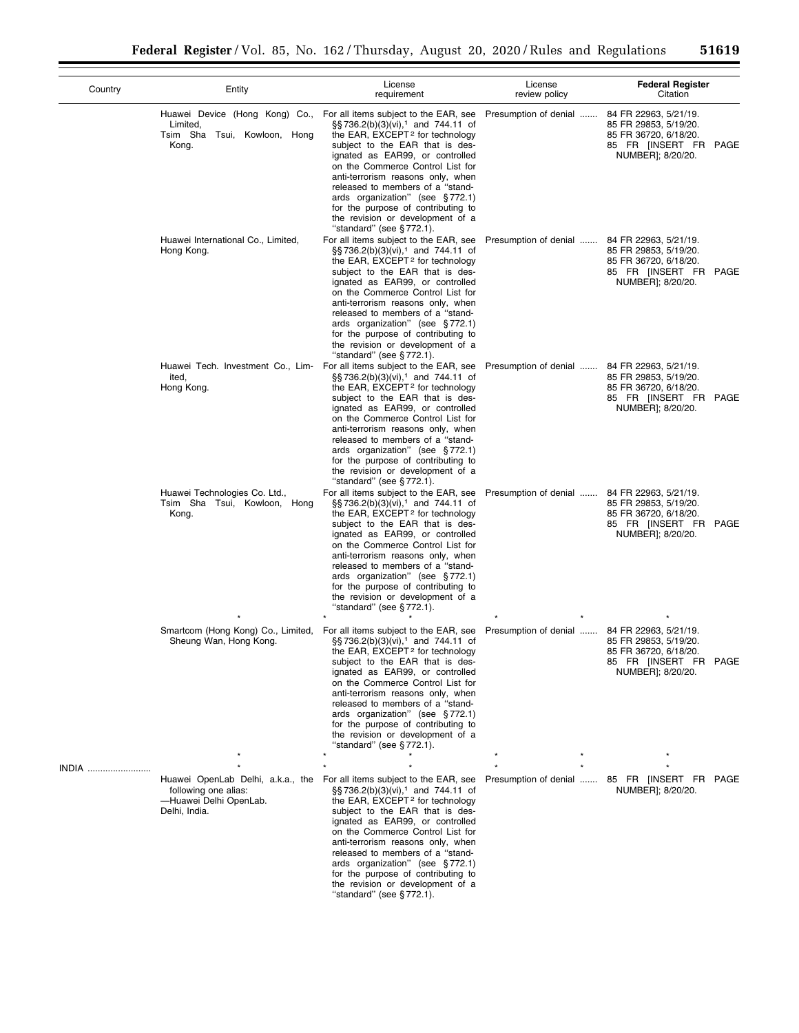| Country | Entity | License requirement | License review policy | Federal Register Citation |
|---|---|---|---|---|
| | Huawei Device (Hong Kong) Co., Limited, Tsim Sha Tsui, Kowloon, Hong Kong. | For all items subject to the EAR, see §§ 736.2(b)(3)(vi),[1] and 744.11 of the EAR, EXCEPT [2] for technology subject to the EAR that is designated as EAR99, or controlled on the Commerce Control List for anti-terrorism reasons only, when released to members of a "standards organization" (see § 772.1) for the purpose of contributing to the revision or development of a "standard" (see § 772.1). | Presumption of denial ....... | 84 FR 22963, 5/21/19. 85 FR 29853, 5/19/20. 85 FR 36720, 6/18/20. 85 FR [INSERT FR PAGE NUMBER]; 8/20/20. |
| | Huawei International Co., Limited, Hong Kong. | For all items subject to the EAR, see §§ 736.2(b)(3)(vi),[1] and 744.11 of the EAR, EXCEPT [2] for technology subject to the EAR that is designated as EAR99, or controlled on the Commerce Control List for anti-terrorism reasons only, when released to members of a "standards organization" (see § 772.1) for the purpose of contributing to the revision or development of a "standard" (see § 772.1). | Presumption of denial ....... | 84 FR 22963, 5/21/19. 85 FR 29853, 5/19/20. 85 FR 36720, 6/18/20. 85 FR [INSERT FR PAGE NUMBER]; 8/20/20. |
| | Huawei Tech. Investment Co., Limited, Hong Kong. | For all items subject to the EAR, see §§ 736.2(b)(3)(vi),[1] and 744.11 of the EAR, EXCEPT [2] for technology subject to the EAR that is designated as EAR99, or controlled on the Commerce Control List for anti-terrorism reasons only, when released to members of a "standards organization" (see § 772.1) for the purpose of contributing to the revision or development of a "standard" (see § 772.1). | Presumption of denial ....... | 84 FR 22963, 5/21/19. 85 FR 29853, 5/19/20. 85 FR 36720, 6/18/20. 85 FR [INSERT FR PAGE NUMBER]; 8/20/20. |
| | Huawei Technologies Co. Ltd., Tsim Sha Tsui, Kowloon, Hong Kong. | For all items subject to the EAR, see §§ 736.2(b)(3)(vi),[1] and 744.11 of the EAR, EXCEPT [2] for technology subject to the EAR that is designated as EAR99, or controlled on the Commerce Control List for anti-terrorism reasons only, when released to members of a "standards organization" (see § 772.1) for the purpose of contributing to the revision or development of a "standard" (see § 772.1). | Presumption of denial ....... | 84 FR 22963, 5/21/19. 85 FR 29853, 5/19/20. 85 FR 36720, 6/18/20. 85 FR [INSERT FR PAGE NUMBER]; 8/20/20. |
| | * | * | * * | * |
| | Smartcom (Hong Kong) Co., Limited, Sheung Wan, Hong Kong. | For all items subject to the EAR, see §§ 736.2(b)(3)(vi),[1] and 744.11 of the EAR, EXCEPT [2] for technology subject to the EAR that is designated as EAR99, or controlled on the Commerce Control List for anti-terrorism reasons only, when released to members of a "standards organization" (see § 772.1) for the purpose of contributing to the revision or development of a "standard" (see § 772.1). | Presumption of denial ....... | 84 FR 22963, 5/21/19. 85 FR 29853, 5/19/20. 85 FR 36720, 6/18/20. 85 FR [INSERT FR PAGE NUMBER]; 8/20/20. |
| | * | * | * * | * |
| INDIA ........................ | * | * | * * | * |
| | Huawei OpenLab Delhi, a.k.a., the following one alias: —Huawei Delhi OpenLab. Delhi, India. | For all items subject to the EAR, see §§ 736.2(b)(3)(vi),[1] and 744.11 of the EAR, EXCEPT [2] for technology subject to the EAR that is designated as EAR99, or controlled on the Commerce Control List for anti-terrorism reasons only, when released to members of a "standards organization" (see § 772.1) for the purpose of contributing to the revision or development of a "standard" (see § 772.1). | Presumption of denial ....... | 85 FR [INSERT FR PAGE NUMBER]; 8/20/20. |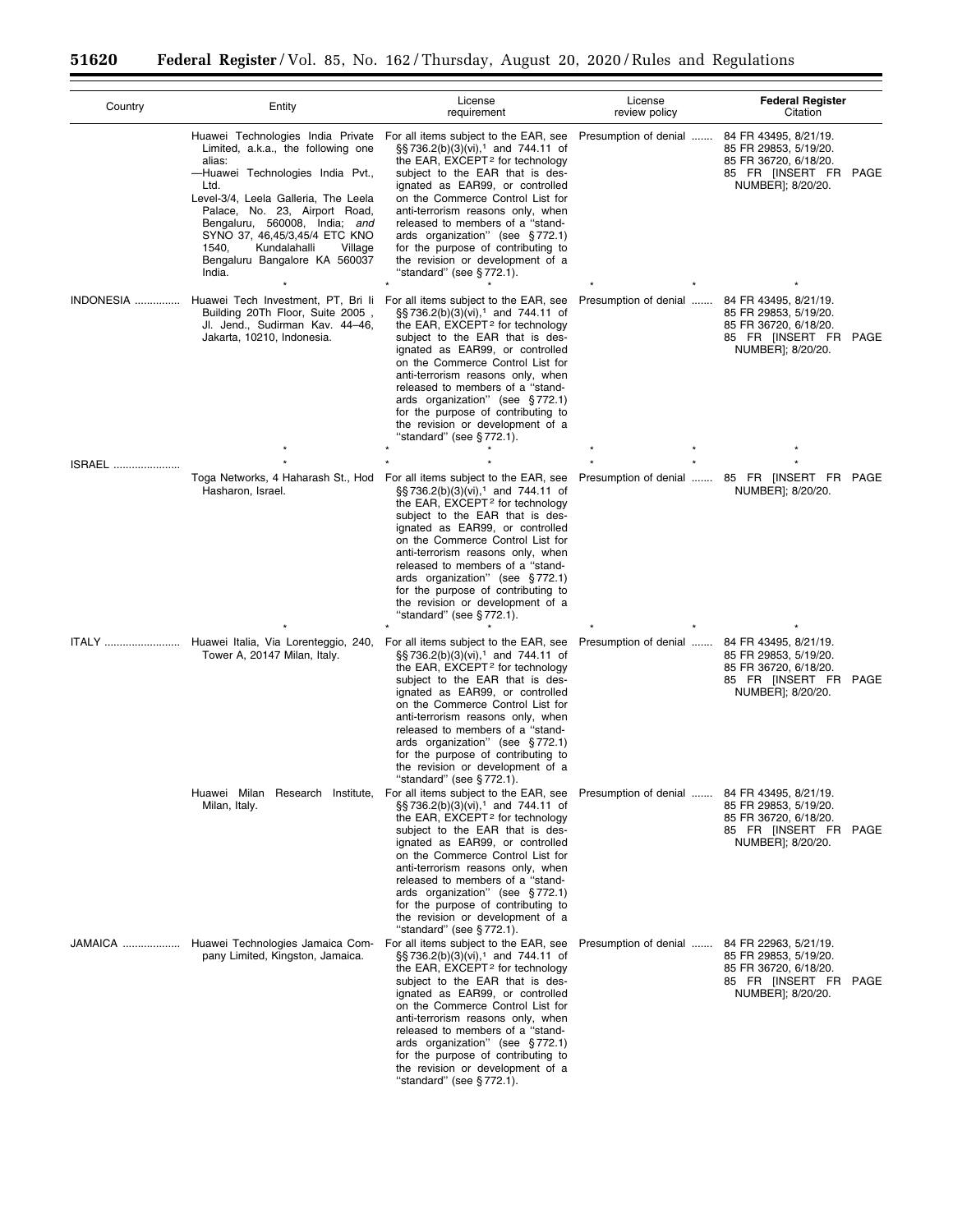| Country | Entity | License requirement | License review policy | Federal Register Citation |
|---|---|---|---|---|
| | Huawei Technologies India Private Limited, a.k.a., the following one alias: —Huawei Technologies India Pvt., Ltd. Level-3/4, Leela Galleria, The Leela Palace, No. 23, Airport Road, Bengaluru, 560008, India; *and* SYNO 37, 46,45/3,45/4 ETC KNO 1540, Kundalahalli Village Bengaluru Bangalore KA 560037 India. | For all items subject to the EAR, see §§ 736.2(b)(3)(vi),[1] and 744.11 of the EAR, EXCEPT[2] for technology subject to the EAR that is designated as EAR99, or controlled on the Commerce Control List for anti-terrorism reasons only, when released to members of a "standards organization" (see § 772.1) for the purpose of contributing to the revision or development of a "standard" (see § 772.1). | Presumption of denial | 84 FR 43495, 8/21/19. 85 FR 29853, 5/19/20. 85 FR 36720, 6/18/20. 85 FR [INSERT FR PAGE NUMBER]; 8/20/20. |
| * | * | * | * | * |
| INDONESIA | Huawei Tech Investment, PT, Bri Ii Building 20Th Floor, Suite 2005 , Jl. Jend., Sudirman Kav. 44–46, Jakarta, 10210, Indonesia. | For all items subject to the EAR, see §§ 736.2(b)(3)(vi),[1] and 744.11 of the EAR, EXCEPT[2] for technology subject to the EAR that is designated as EAR99, or controlled on the Commerce Control List for anti-terrorism reasons only, when released to members of a "standards organization" (see § 772.1) for the purpose of contributing to the revision or development of a "standard" (see § 772.1). | Presumption of denial | 84 FR 43495, 8/21/19. 85 FR 29853, 5/19/20. 85 FR 36720, 6/18/20. 85 FR [INSERT FR PAGE NUMBER]; 8/20/20. |
| * | * | * | * | * |
| ISRAEL | * | * | * | * |
| | Toga Networks, 4 Haharash St., Hod Hasharon, Israel. | For all items subject to the EAR, see §§ 736.2(b)(3)(vi),[1] and 744.11 of the EAR, EXCEPT[2] for technology subject to the EAR that is designated as EAR99, or controlled on the Commerce Control List for anti-terrorism reasons only, when released to members of a "standards organization" (see § 772.1) for the purpose of contributing to the revision or development of a "standard" (see § 772.1). | Presumption of denial | 85 FR [INSERT FR PAGE NUMBER]; 8/20/20. |
| * | * | * | * | * |
| ITALY | Huawei Italia, Via Lorenteggio, 240, Tower A, 20147 Milan, Italy. | For all items subject to the EAR, see §§ 736.2(b)(3)(vi),[1] and 744.11 of the EAR, EXCEPT[2] for technology subject to the EAR that is designated as EAR99, or controlled on the Commerce Control List for anti-terrorism reasons only, when released to members of a "standards organization" (see § 772.1) for the purpose of contributing to the revision or development of a "standard" (see § 772.1). | Presumption of denial | 84 FR 43495, 8/21/19. 85 FR 29853, 5/19/20. 85 FR 36720, 6/18/20. 85 FR [INSERT FR PAGE NUMBER]; 8/20/20. |
| | Huawei Milan Research Institute, Milan, Italy. | For all items subject to the EAR, see §§ 736.2(b)(3)(vi),[1] and 744.11 of the EAR, EXCEPT[2] for technology subject to the EAR that is designated as EAR99, or controlled on the Commerce Control List for anti-terrorism reasons only, when released to members of a "standards organization" (see § 772.1) for the purpose of contributing to the revision or development of a "standard" (see § 772.1). | Presumption of denial | 84 FR 43495, 8/21/19. 85 FR 29853, 5/19/20. 85 FR 36720, 6/18/20. 85 FR [INSERT FR PAGE NUMBER]; 8/20/20. |
| JAMAICA | Huawei Technologies Jamaica Company Limited, Kingston, Jamaica. | For all items subject to the EAR, see §§ 736.2(b)(3)(vi),[1] and 744.11 of the EAR, EXCEPT[2] for technology subject to the EAR that is designated as EAR99, or controlled on the Commerce Control List for anti-terrorism reasons only, when released to members of a "standards organization" (see § 772.1) for the purpose of contributing to the revision or development of a "standard" (see § 772.1). | Presumption of denial | 84 FR 22963, 5/21/19. 85 FR 29853, 5/19/20. 85 FR 36720, 6/18/20. 85 FR [INSERT FR PAGE NUMBER]; 8/20/20. |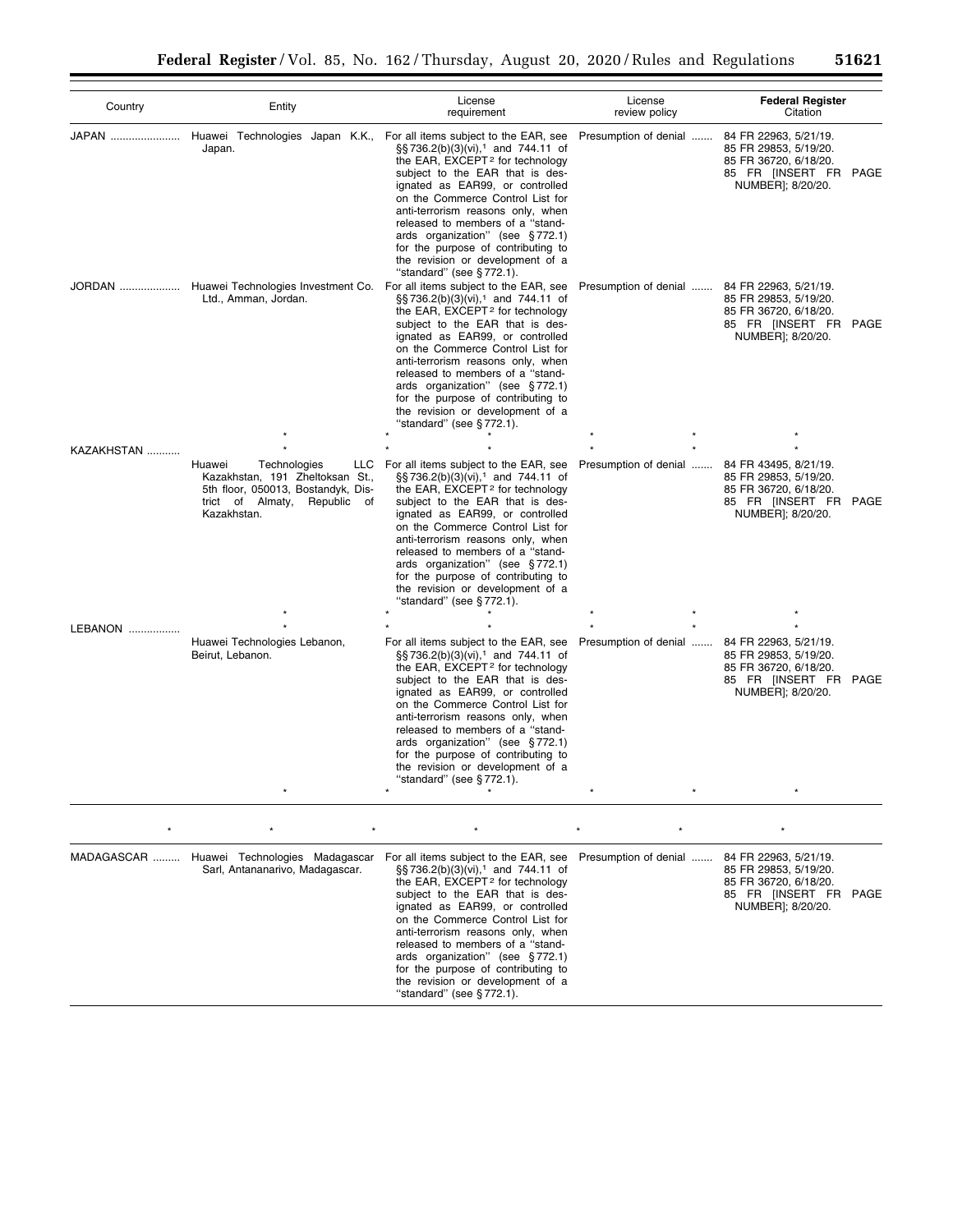| Country | Entity | License requirement | License review policy | Federal Register Citation |
|---|---|---|---|---|
| JAPAN | Huawei Technologies Japan K.K., Japan. | For all items subject to the EAR, see §§ 736.2(b)(3)(vi),[1] and 744.11 of the EAR, EXCEPT[2] for technology subject to the EAR that is designated as EAR99, or controlled on the Commerce Control List for anti-terrorism reasons only, when released to members of a "standards organization" (see § 772.1) for the purpose of contributing to the revision or development of a "standard" (see § 772.1). | Presumption of denial | 84 FR 22963, 5/21/19. 85 FR 29853, 5/19/20. 85 FR 36720, 6/18/20. 85 FR [INSERT FR PAGE NUMBER]; 8/20/20. |
| JORDAN | Huawei Technologies Investment Co. Ltd., Amman, Jordan. | For all items subject to the EAR, see §§ 736.2(b)(3)(vi),[1] and 744.11 of the EAR, EXCEPT[2] for technology subject to the EAR that is designated as EAR99, or controlled on the Commerce Control List for anti-terrorism reasons only, when released to members of a "standards organization" (see § 772.1) for the purpose of contributing to the revision or development of a "standard" (see § 772.1). | Presumption of denial | 84 FR 22963, 5/21/19. 85 FR 29853, 5/19/20. 85 FR 36720, 6/18/20. 85 FR [INSERT FR PAGE NUMBER]; 8/20/20. |
| * | * | * | * * | * |
| KAZAKHSTAN | * | * | * * | * |
| | Huawei Technologies LLC Kazakhstan, 191 Zheltoksan St., 5th floor, 050013, Bostandyk, District of Almaty, Republic of Kazakhstan. | For all items subject to the EAR, see §§ 736.2(b)(3)(vi),[1] and 744.11 of the EAR, EXCEPT[2] for technology subject to the EAR that is designated as EAR99, or controlled on the Commerce Control List for anti-terrorism reasons only, when released to members of a "standards organization" (see § 772.1) for the purpose of contributing to the revision or development of a "standard" (see § 772.1). | Presumption of denial | 84 FR 43495, 8/21/19. 85 FR 29853, 5/19/20. 85 FR 36720, 6/18/20. 85 FR [INSERT FR PAGE NUMBER]; 8/20/20. |
| * | * | * | * * | * |
| LEBANON | * | * | * * | * |
| | Huawei Technologies Lebanon, Beirut, Lebanon. | For all items subject to the EAR, see §§ 736.2(b)(3)(vi),[1] and 744.11 of the EAR, EXCEPT[2] for technology subject to the EAR that is designated as EAR99, or controlled on the Commerce Control List for anti-terrorism reasons only, when released to members of a "standards organization" (see § 772.1) for the purpose of contributing to the revision or development of a "standard" (see § 772.1). | Presumption of denial | 84 FR 22963, 5/21/19. 85 FR 29853, 5/19/20. 85 FR 36720, 6/18/20. 85 FR [INSERT FR PAGE NUMBER]; 8/20/20. |
| | * | * | * * | * |

\* \* \* \* \* \* \*

| Country | Entity | License requirement | License review policy | Federal Register Citation |
|---|---|---|---|---|
| MADAGASCAR | Huawei Technologies Madagascar Sarl, Antananarivo, Madagascar. | For all items subject to the EAR, see §§ 736.2(b)(3)(vi),[1] and 744.11 of the EAR, EXCEPT[2] for technology subject to the EAR that is designated as EAR99, or controlled on the Commerce Control List for anti-terrorism reasons only, when released to members of a "standards organization" (see § 772.1) for the purpose of contributing to the revision or development of a "standard" (see § 772.1). | Presumption of denial | 84 FR 22963, 5/21/19. 85 FR 29853, 5/19/20. 85 FR 36720, 6/18/20. 85 FR [INSERT FR PAGE NUMBER]; 8/20/20. |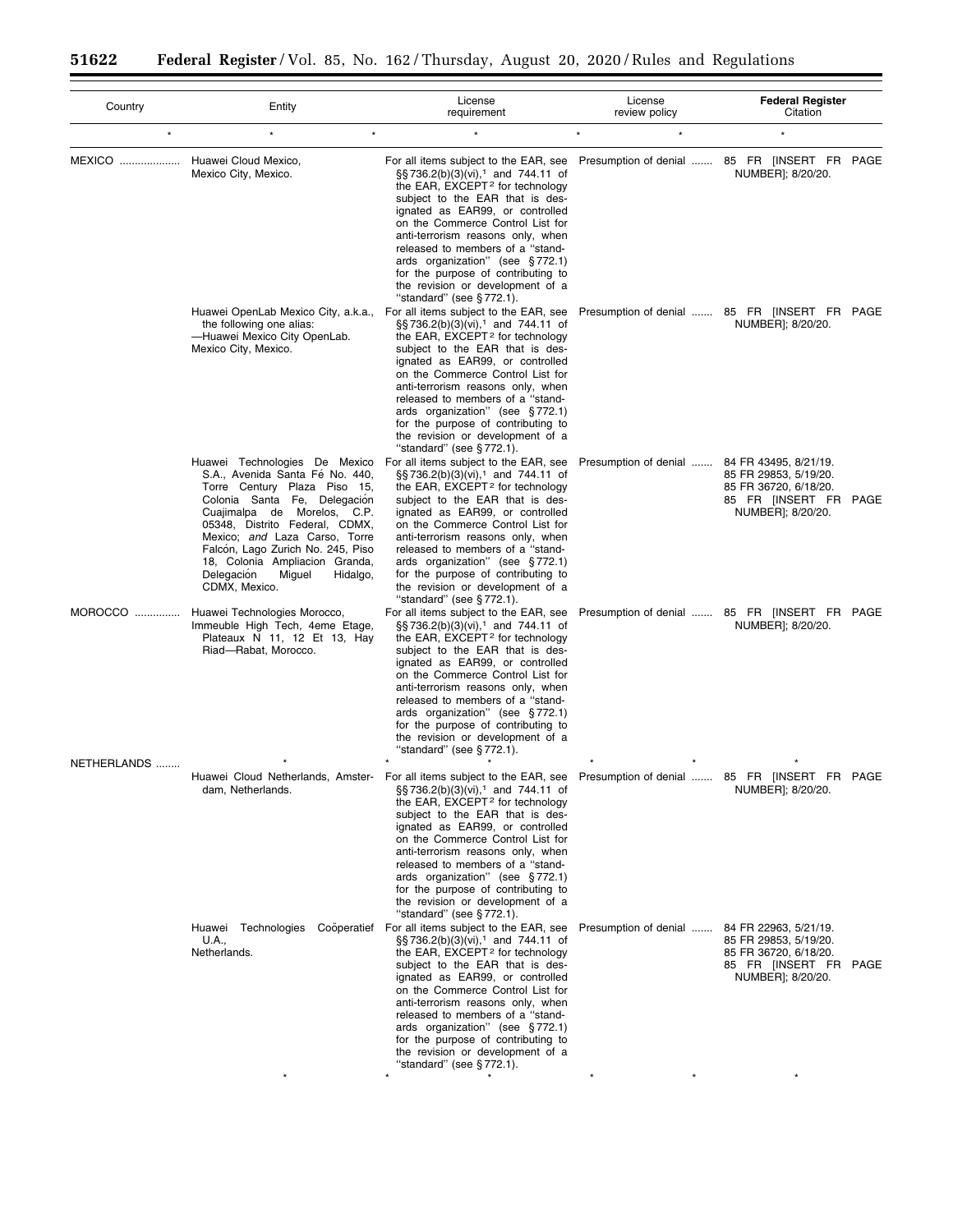| Country | Entity | License requirement | License review policy | Federal Register Citation |
| --- | --- | --- | --- | --- |
| * | * * | * | * * | * |
| MEXICO | Huawei Cloud Mexico, Mexico City, Mexico. | For all items subject to the EAR, see §§ 736.2(b)(3)(vi),[1] and 744.11 of the EAR, EXCEPT[2] for technology subject to the EAR that is designated as EAR99, or controlled on the Commerce Control List for anti-terrorism reasons only, when released to members of a "standards organization" (see § 772.1) for the purpose of contributing to the revision or development of a "standard" (see § 772.1). | Presumption of denial | 85 FR [INSERT FR PAGE NUMBER]; 8/20/20. |
| | Huawei OpenLab Mexico City, a.k.a., the following one alias: —Huawei Mexico City OpenLab. Mexico City, Mexico. | For all items subject to the EAR, see §§ 736.2(b)(3)(vi),[1] and 744.11 of the EAR, EXCEPT[2] for technology subject to the EAR that is designated as EAR99, or controlled on the Commerce Control List for anti-terrorism reasons only, when released to members of a "standards organization" (see § 772.1) for the purpose of contributing to the revision or development of a "standard" (see § 772.1). | Presumption of denial | 85 FR [INSERT FR PAGE NUMBER]; 8/20/20. |
| | Huawei Technologies De Mexico S.A., Avenida Santa Fé No. 440, Torre Century Plaza Piso 15, Colonia Santa Fe, Delegación Cuajimalpa de Morelos, C.P. 05348, Distrito Federal, CDMX, Mexico; *and* Laza Carso, Torre Falcón, Lago Zurich No. 245, Piso 18, Colonia Ampliacion Granda, Delegación Miguel Hidalgo, CDMX, Mexico. | For all items subject to the EAR, see §§ 736.2(b)(3)(vi),[1] and 744.11 of the EAR, EXCEPT[2] for technology subject to the EAR that is designated as EAR99, or controlled on the Commerce Control List for anti-terrorism reasons only, when released to members of a "standards organization" (see § 772.1) for the purpose of contributing to the revision or development of a "standard" (see § 772.1). | Presumption of denial | 84 FR 43495, 8/21/19. 85 FR 29853, 5/19/20. 85 FR 36720, 6/18/20. 85 FR [INSERT FR PAGE NUMBER]; 8/20/20. |
| MOROCCO | Huawei Technologies Morocco, Immeuble High Tech, 4eme Etage, Plateaux N 11, 12 Et 13, Hay Riad—Rabat, Morocco. | For all items subject to the EAR, see §§ 736.2(b)(3)(vi),[1] and 744.11 of the EAR, EXCEPT[2] for technology subject to the EAR that is designated as EAR99, or controlled on the Commerce Control List for anti-terrorism reasons only, when released to members of a "standards organization" (see § 772.1) for the purpose of contributing to the revision or development of a "standard" (see § 772.1). | Presumption of denial | 85 FR [INSERT FR PAGE NUMBER]; 8/20/20. |
| NETHERLANDS | * | * | * * | * |
| | Huawei Cloud Netherlands, Amsterdam, Netherlands. | For all items subject to the EAR, see §§ 736.2(b)(3)(vi),[1] and 744.11 of the EAR, EXCEPT[2] for technology subject to the EAR that is designated as EAR99, or controlled on the Commerce Control List for anti-terrorism reasons only, when released to members of a "standards organization" (see § 772.1) for the purpose of contributing to the revision or development of a "standard" (see § 772.1). | Presumption of denial | 85 FR [INSERT FR PAGE NUMBER]; 8/20/20. |
| | Huawei Technologies Coöperatief U.A., Netherlands. | For all items subject to the EAR, see §§ 736.2(b)(3)(vi),[1] and 744.11 of the EAR, EXCEPT[2] for technology subject to the EAR that is designated as EAR99, or controlled on the Commerce Control List for anti-terrorism reasons only, when released to members of a "standards organization" (see § 772.1) for the purpose of contributing to the revision or development of a "standard" (see § 772.1). | Presumption of denial | 84 FR 22963, 5/21/19. 85 FR 29853, 5/19/20. 85 FR 36720, 6/18/20. 85 FR [INSERT FR PAGE NUMBER]; 8/20/20. |
| | * | * * | * * | * |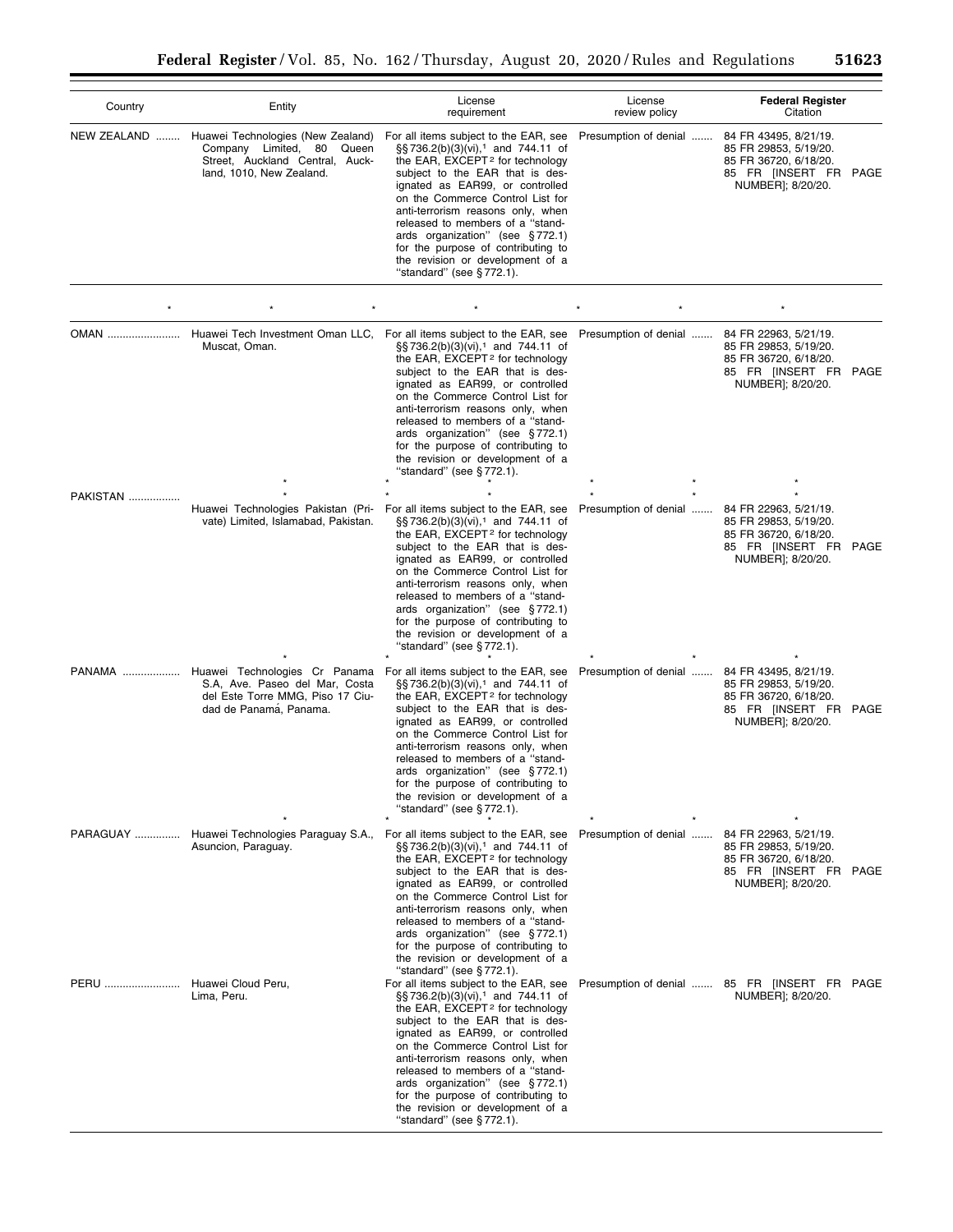| Country | Entity | License requirement | License review policy | **Federal Register** Citation |
|---|---|---|---|---|
| NEW ZEALAND ........ | Huawei Technologies (New Zealand) Company Limited, 80 Queen Street, Auckland Central, Auckland, 1010, New Zealand. | For all items subject to the EAR, see §§ 736.2(b)(3)(vi),[1] and 744.11 of the EAR, EXCEPT [2] for technology subject to the EAR that is designated as EAR99, or controlled on the Commerce Control List for anti-terrorism reasons only, when released to members of a "standards organization" (see § 772.1) for the purpose of contributing to the revision or development of a "standard" (see § 772.1). | Presumption of denial ....... | 84 FR 43495, 8/21/19. 85 FR 29853, 5/19/20. 85 FR 36720, 6/18/20. 85 FR [INSERT FR PAGE NUMBER]; 8/20/20. |
| * | * * | * | * * | * |
| OMAN ........................ | Huawei Tech Investment Oman LLC, Muscat, Oman. | For all items subject to the EAR, see §§ 736.2(b)(3)(vi),[1] and 744.11 of the EAR, EXCEPT [2] for technology subject to the EAR that is designated as EAR99, or controlled on the Commerce Control List for anti-terrorism reasons only, when released to members of a "standards organization" (see § 772.1) for the purpose of contributing to the revision or development of a "standard" (see § 772.1). | Presumption of denial ....... | 84 FR 22963, 5/21/19. 85 FR 29853, 5/19/20. 85 FR 36720, 6/18/20. 85 FR [INSERT FR PAGE NUMBER]; 8/20/20. |
| | * | * | * * | * |
| PAKISTAN ................. | * | * | * * | * |
| | Huawei Technologies Pakistan (Private) Limited, Islamabad, Pakistan. | For all items subject to the EAR, see §§ 736.2(b)(3)(vi),[1] and 744.11 of the EAR, EXCEPT [2] for technology subject to the EAR that is designated as EAR99, or controlled on the Commerce Control List for anti-terrorism reasons only, when released to members of a "standards organization" (see § 772.1) for the purpose of contributing to the revision or development of a "standard" (see § 772.1). | Presumption of denial ....... | 84 FR 22963, 5/21/19. 85 FR 29853, 5/19/20. 85 FR 36720, 6/18/20. 85 FR [INSERT FR PAGE NUMBER]; 8/20/20. |
| | * | * | * * | * |
| PANAMA ................... | Huawei Technologies Cr Panama S.A, Ave. Paseo del Mar, Costa del Este Torre MMG, Piso 17 Ciudad de Panamá, Panama. | For all items subject to the EAR, see §§ 736.2(b)(3)(vi),[1] and 744.11 of the EAR, EXCEPT [2] for technology subject to the EAR that is designated as EAR99, or controlled on the Commerce Control List for anti-terrorism reasons only, when released to members of a "standards organization" (see § 772.1) for the purpose of contributing to the revision or development of a "standard" (see § 772.1). | Presumption of denial ....... | 84 FR 43495, 8/21/19. 85 FR 29853, 5/19/20. 85 FR 36720, 6/18/20. 85 FR [INSERT FR PAGE NUMBER]; 8/20/20. |
| | * | * | * * | * |
| PARAGUAY ............... | Huawei Technologies Paraguay S.A., Asuncion, Paraguay. | For all items subject to the EAR, see §§ 736.2(b)(3)(vi),[1] and 744.11 of the EAR, EXCEPT [2] for technology subject to the EAR that is designated as EAR99, or controlled on the Commerce Control List for anti-terrorism reasons only, when released to members of a "standards organization" (see § 772.1) for the purpose of contributing to the revision or development of a "standard" (see § 772.1). | Presumption of denial ....... | 84 FR 22963, 5/21/19. 85 FR 29853, 5/19/20. 85 FR 36720, 6/18/20. 85 FR [INSERT FR PAGE NUMBER]; 8/20/20. |
| PERU ........................ | Huawei Cloud Peru, Lima, Peru. | For all items subject to the EAR, see §§ 736.2(b)(3)(vi),[1] and 744.11 of the EAR, EXCEPT [2] for technology subject to the EAR that is designated as EAR99, or controlled on the Commerce Control List for anti-terrorism reasons only, when released to members of a "standards organization" (see § 772.1) for the purpose of contributing to the revision or development of a "standard" (see § 772.1). | Presumption of denial ....... | 85 FR [INSERT FR PAGE NUMBER]; 8/20/20. |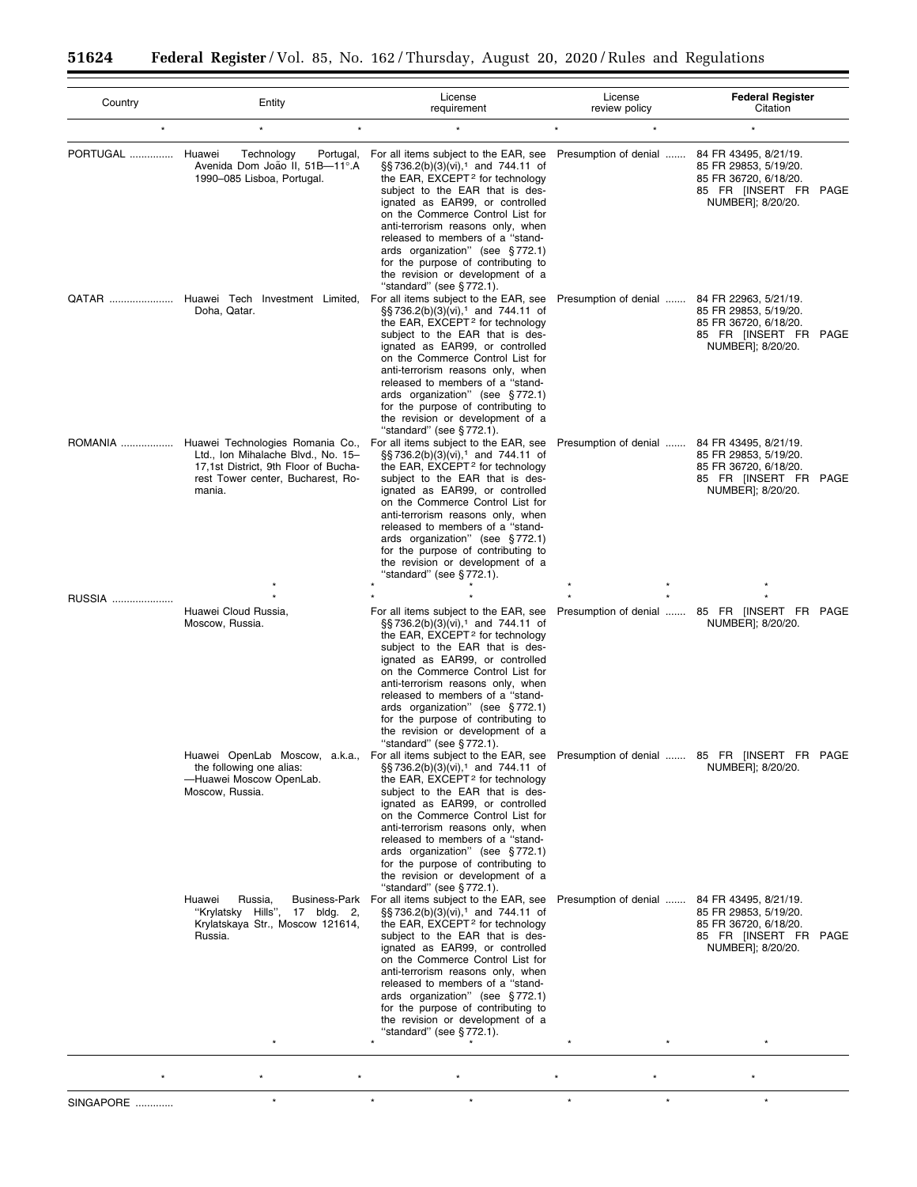| Country | Entity | License requirement | License review policy | Federal Register Citation |
| --- | --- | --- | --- | --- |
| * | * * | * | * * | * |
| PORTUGAL | Huawei Technology Portugal, Avenida Dom João II, 51B—11°.A 1990–085 Lisboa, Portugal. | For all items subject to the EAR, see §§ 736.2(b)(3)(vi),[1] and 744.11 of the EAR, EXCEPT[2] for technology subject to the EAR that is designated as EAR99, or controlled on the Commerce Control List for anti-terrorism reasons only, when released to members of a "standards organization" (see § 772.1) for the purpose of contributing to the revision or development of a "standard" (see § 772.1). | Presumption of denial | 84 FR 43495, 8/21/19. 85 FR 29853, 5/19/20. 85 FR 36720, 6/18/20. 85 FR [INSERT FR PAGE NUMBER]; 8/20/20. |
| QATAR | Huawei Tech Investment Limited, Doha, Qatar. | For all items subject to the EAR, see §§ 736.2(b)(3)(vi),[1] and 744.11 of the EAR, EXCEPT[2] for technology subject to the EAR that is designated as EAR99, or controlled on the Commerce Control List for anti-terrorism reasons only, when released to members of a "standards organization" (see § 772.1) for the purpose of contributing to the revision or development of a "standard" (see § 772.1). | Presumption of denial | 84 FR 22963, 5/21/19. 85 FR 29853, 5/19/20. 85 FR 36720, 6/18/20. 85 FR [INSERT FR PAGE NUMBER]; 8/20/20. |
| ROMANIA | Huawei Technologies Romania Co., Ltd., Ion Mihalache Blvd., No. 15–17,1st District, 9th Floor of Bucharest Tower center, Bucharest, Romania. | For all items subject to the EAR, see §§ 736.2(b)(3)(vi),[1] and 744.11 of the EAR, EXCEPT[2] for technology subject to the EAR that is designated as EAR99, or controlled on the Commerce Control List for anti-terrorism reasons only, when released to members of a "standards organization" (see § 772.1) for the purpose of contributing to the revision or development of a "standard" (see § 772.1). | Presumption of denial | 84 FR 43495, 8/21/19. 85 FR 29853, 5/19/20. 85 FR 36720, 6/18/20. 85 FR [INSERT FR PAGE NUMBER]; 8/20/20. |
| | * | * * | * * | * |
| RUSSIA | * | * * | * * | * |
| | Huawei Cloud Russia, Moscow, Russia. | For all items subject to the EAR, see §§ 736.2(b)(3)(vi),[1] and 744.11 of the EAR, EXCEPT[2] for technology subject to the EAR that is designated as EAR99, or controlled on the Commerce Control List for anti-terrorism reasons only, when released to members of a "standards organization" (see § 772.1) for the purpose of contributing to the revision or development of a "standard" (see § 772.1). | Presumption of denial | 85 FR [INSERT FR PAGE NUMBER]; 8/20/20. |
| | Huawei OpenLab Moscow, a.k.a., the following one alias: —Huawei Moscow OpenLab. Moscow, Russia. | For all items subject to the EAR, see §§ 736.2(b)(3)(vi),[1] and 744.11 of the EAR, EXCEPT[2] for technology subject to the EAR that is designated as EAR99, or controlled on the Commerce Control List for anti-terrorism reasons only, when released to members of a "standards organization" (see § 772.1) for the purpose of contributing to the revision or development of a "standard" (see § 772.1). | Presumption of denial | 85 FR [INSERT FR PAGE NUMBER]; 8/20/20. |
| | Huawei Russia, Business-Park "Krylatsky Hills", 17 bldg. 2, Krylatskaya Str., Moscow 121614, Russia. | For all items subject to the EAR, see §§ 736.2(b)(3)(vi),[1] and 744.11 of the EAR, EXCEPT[2] for technology subject to the EAR that is designated as EAR99, or controlled on the Commerce Control List for anti-terrorism reasons only, when released to members of a "standards organization" (see § 772.1) for the purpose of contributing to the revision or development of a "standard" (see § 772.1). | Presumption of denial | 84 FR 43495, 8/21/19. 85 FR 29853, 5/19/20. 85 FR 36720, 6/18/20. 85 FR [INSERT FR PAGE NUMBER]; 8/20/20. |
| | * | * * | * * | * |
| * | * * | * | * * | * |
| SINGAPORE | * | * * | * * | * |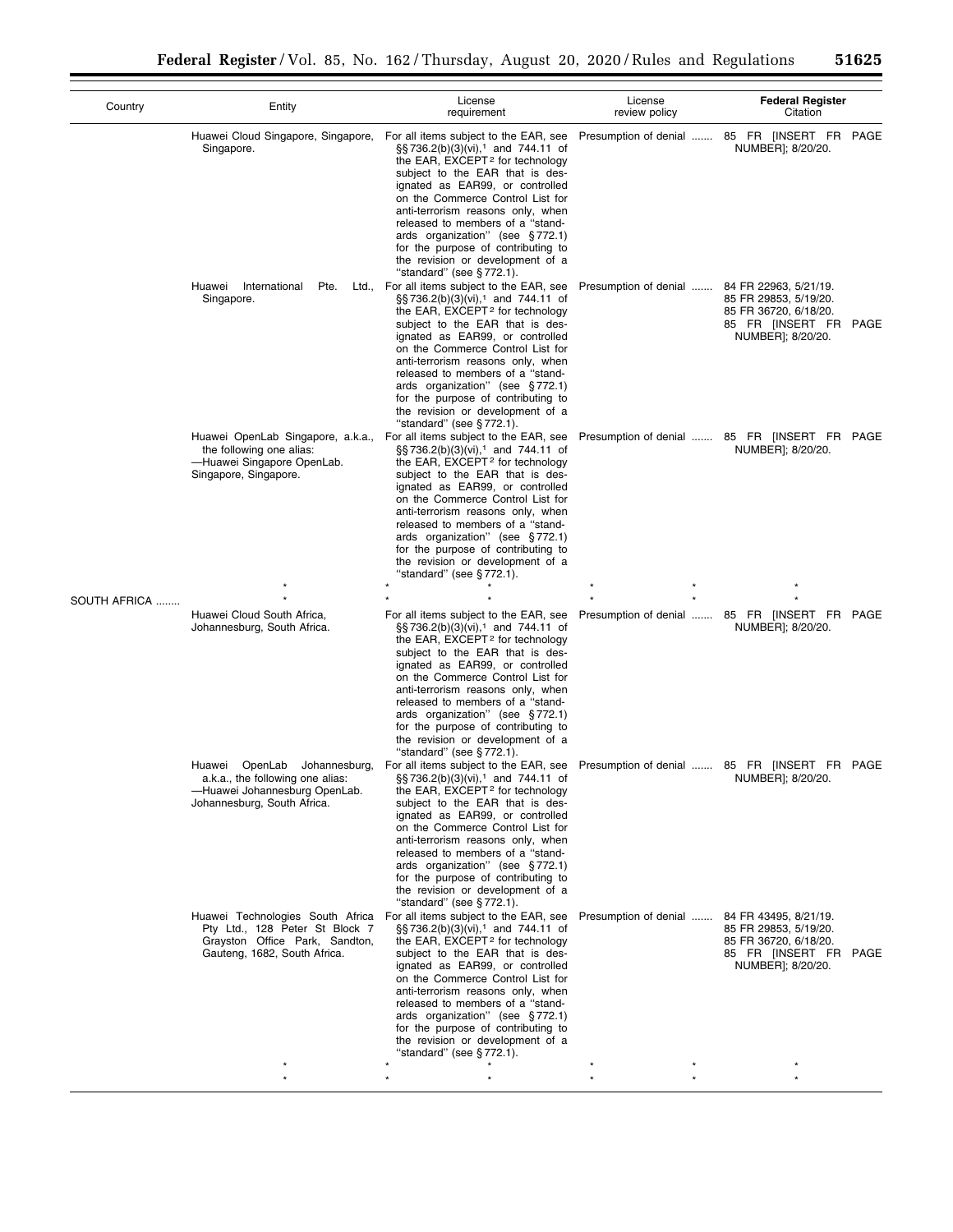| Country | Entity | License requirement | License review policy | Federal Register Citation |
|---|---|---|---|---|
| | Huawei Cloud Singapore, Singapore, Singapore. | For all items subject to the EAR, see §§ 736.2(b)(3)(vi),[1] and 744.11 of the EAR, EXCEPT[2] for technology subject to the EAR that is designated as EAR99, or controlled on the Commerce Control List for anti-terrorism reasons only, when released to members of a "standards organization" (see § 772.1) for the purpose of contributing to the revision or development of a "standard" (see § 772.1). | Presumption of denial ....... | 85 FR [INSERT FR PAGE NUMBER]; 8/20/20. |
| | Huawei International Pte. Ltd., Singapore. | For all items subject to the EAR, see §§ 736.2(b)(3)(vi),[1] and 744.11 of the EAR, EXCEPT[2] for technology subject to the EAR that is designated as EAR99, or controlled on the Commerce Control List for anti-terrorism reasons only, when released to members of a "standards organization" (see § 772.1) for the purpose of contributing to the revision or development of a "standard" (see § 772.1). | Presumption of denial ....... | 84 FR 22963, 5/21/19. 85 FR 29853, 5/19/20. 85 FR 36720, 6/18/20. 85 FR [INSERT FR PAGE NUMBER]; 8/20/20. |
| | Huawei OpenLab Singapore, a.k.a., the following one alias: —Huawei Singapore OpenLab. Singapore, Singapore. | For all items subject to the EAR, see §§ 736.2(b)(3)(vi),[1] and 744.11 of the EAR, EXCEPT[2] for technology subject to the EAR that is designated as EAR99, or controlled on the Commerce Control List for anti-terrorism reasons only, when released to members of a "standards organization" (see § 772.1) for the purpose of contributing to the revision or development of a "standard" (see § 772.1). | Presumption of denial ....... | 85 FR [INSERT FR PAGE NUMBER]; 8/20/20. |
| | * | * * | * * | * |
| SOUTH AFRICA ........ | * | * * | * * | * |
| | Huawei Cloud South Africa, Johannesburg, South Africa. | For all items subject to the EAR, see §§ 736.2(b)(3)(vi),[1] and 744.11 of the EAR, EXCEPT[2] for technology subject to the EAR that is designated as EAR99, or controlled on the Commerce Control List for anti-terrorism reasons only, when released to members of a "standards organization" (see § 772.1) for the purpose of contributing to the revision or development of a "standard" (see § 772.1). | Presumption of denial ....... | 85 FR [INSERT FR PAGE NUMBER]; 8/20/20. |
| | Huawei OpenLab Johannesburg, a.k.a., the following one alias: —Huawei Johannesburg OpenLab. Johannesburg, South Africa. | For all items subject to the EAR, see §§ 736.2(b)(3)(vi),[1] and 744.11 of the EAR, EXCEPT[2] for technology subject to the EAR that is designated as EAR99, or controlled on the Commerce Control List for anti-terrorism reasons only, when released to members of a "standards organization" (see § 772.1) for the purpose of contributing to the revision or development of a "standard" (see § 772.1). | Presumption of denial ....... | 85 FR [INSERT FR PAGE NUMBER]; 8/20/20. |
| | Huawei Technologies South Africa Pty Ltd., 128 Peter St Block 7 Grayston Office Park, Sandton, Gauteng, 1682, South Africa. | For all items subject to the EAR, see §§ 736.2(b)(3)(vi),[1] and 744.11 of the EAR, EXCEPT[2] for technology subject to the EAR that is designated as EAR99, or controlled on the Commerce Control List for anti-terrorism reasons only, when released to members of a "standards organization" (see § 772.1) for the purpose of contributing to the revision or development of a "standard" (see § 772.1). | Presumption of denial ....... | 84 FR 43495, 8/21/19. 85 FR 29853, 5/19/20. 85 FR 36720, 6/18/20. 85 FR [INSERT FR PAGE NUMBER]; 8/20/20. |
| | * | * * | * * | * |
| | * | * * | * * | * |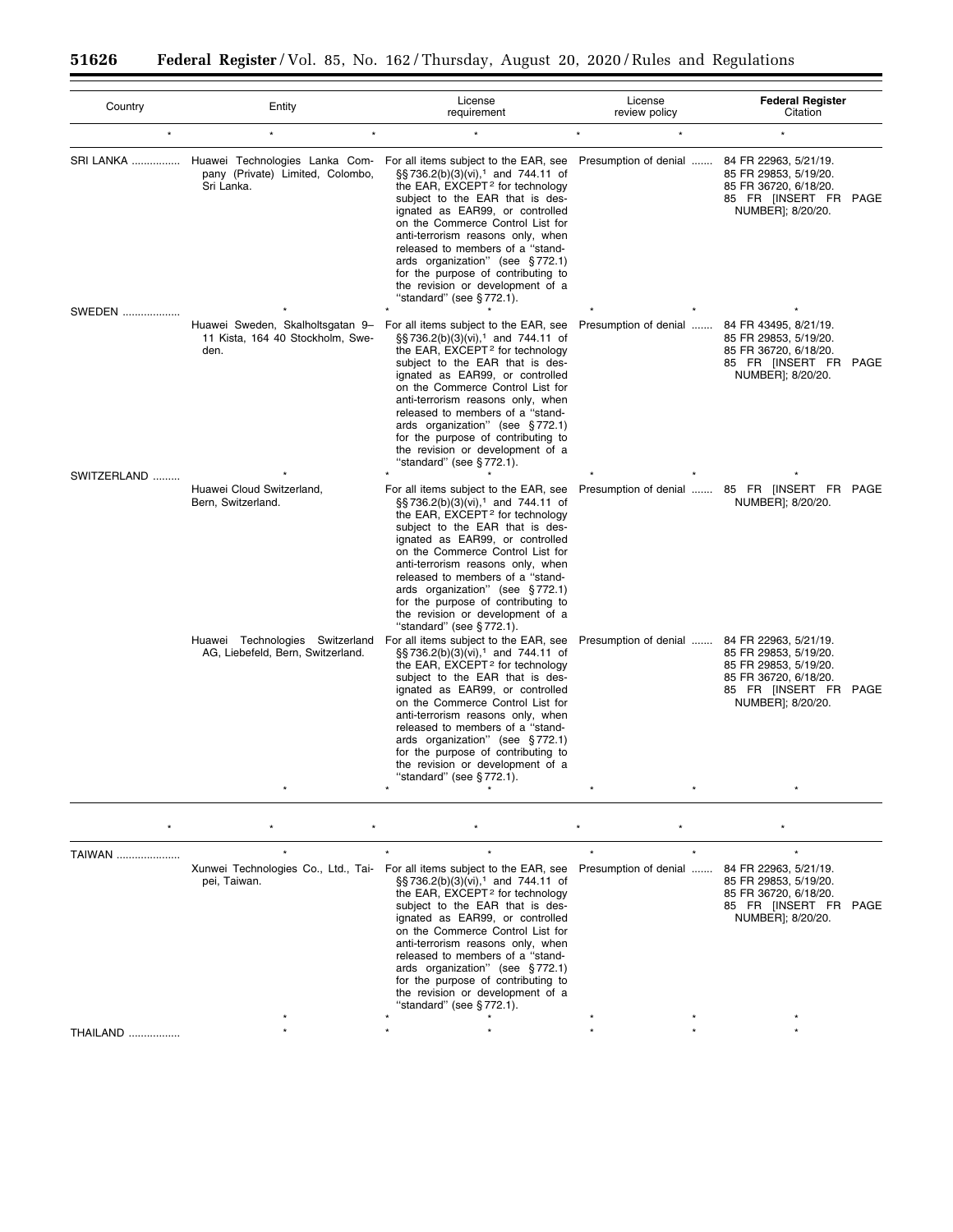| Country | Entity | License requirement | License review policy | Federal Register Citation |
| --- | --- | --- | --- | --- |
| * | * * | * | * * | * |
| SRI LANKA | Huawei Technologies Lanka Company (Private) Limited, Colombo, Sri Lanka. | For all items subject to the EAR, see §§ 736.2(b)(3)(vi),[1] and 744.11 of the EAR, EXCEPT[2] for technology subject to the EAR that is designated as EAR99, or controlled on the Commerce Control List for anti-terrorism reasons only, when released to members of a "standards organization" (see § 772.1) for the purpose of contributing to the revision or development of a "standard" (see § 772.1). | Presumption of denial | 84 FR 22963, 5/21/19. 85 FR 29853, 5/19/20. 85 FR 36720, 6/18/20. 85 FR [INSERT FR PAGE NUMBER]; 8/20/20. |
| | * | * * | * * | * |
| SWEDEN | Huawei Sweden, Skalholtsgatan 9–11 Kista, 164 40 Stockholm, Sweden. | For all items subject to the EAR, see §§ 736.2(b)(3)(vi),[1] and 744.11 of the EAR, EXCEPT[2] for technology subject to the EAR that is designated as EAR99, or controlled on the Commerce Control List for anti-terrorism reasons only, when released to members of a "standards organization" (see § 772.1) for the purpose of contributing to the revision or development of a "standard" (see § 772.1). | Presumption of denial | 84 FR 43495, 8/21/19. 85 FR 29853, 5/19/20. 85 FR 36720, 6/18/20. 85 FR [INSERT FR PAGE NUMBER]; 8/20/20. |
| | * | * * | * * | * |
| SWITZERLAND | Huawei Cloud Switzerland, Bern, Switzerland. | For all items subject to the EAR, see §§ 736.2(b)(3)(vi),[1] and 744.11 of the EAR, EXCEPT[2] for technology subject to the EAR that is designated as EAR99, or controlled on the Commerce Control List for anti-terrorism reasons only, when released to members of a "standards organization" (see § 772.1) for the purpose of contributing to the revision or development of a "standard" (see § 772.1). | Presumption of denial | 85 FR [INSERT FR PAGE NUMBER]; 8/20/20. |
| | Huawei Technologies Switzerland AG, Liebefeld, Bern, Switzerland. | For all items subject to the EAR, see §§ 736.2(b)(3)(vi),[1] and 744.11 of the EAR, EXCEPT[2] for technology subject to the EAR that is designated as EAR99, or controlled on the Commerce Control List for anti-terrorism reasons only, when released to members of a "standards organization" (see § 772.1) for the purpose of contributing to the revision or development of a "standard" (see § 772.1). | Presumption of denial | 84 FR 22963, 5/21/19. 85 FR 29853, 5/19/20. 85 FR 29853, 5/19/20. 85 FR 36720, 6/18/20. 85 FR [INSERT FR PAGE NUMBER]; 8/20/20. |
| | * | * * | * * | * |
| * | * * | * | * * | * |
| TAIWAN | * | * * | * * | * |
| | Xunwei Technologies Co., Ltd., Taipei, Taiwan. | For all items subject to the EAR, see §§ 736.2(b)(3)(vi),[1] and 744.11 of the EAR, EXCEPT[2] for technology subject to the EAR that is designated as EAR99, or controlled on the Commerce Control List for anti-terrorism reasons only, when released to members of a "standards organization" (see § 772.1) for the purpose of contributing to the revision or development of a "standard" (see § 772.1). | Presumption of denial | 84 FR 22963, 5/21/19. 85 FR 29853, 5/19/20. 85 FR 36720, 6/18/20. 85 FR [INSERT FR PAGE NUMBER]; 8/20/20. |
| | * | * * | * * | * |
| THAILAND | * | * * | * * | * |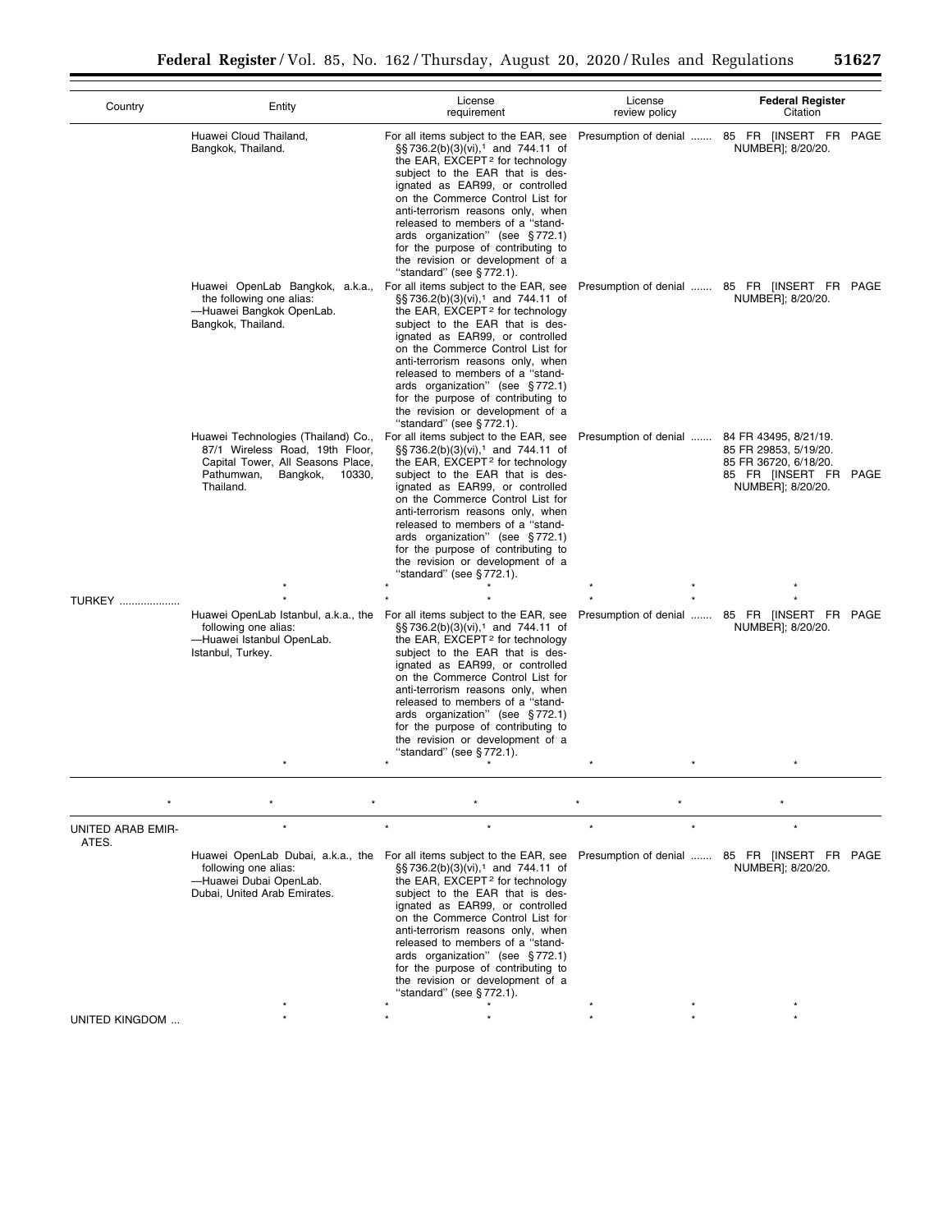| Country | Entity | License requirement | License review policy | Federal Register Citation |
| --- | --- | --- | --- | --- |
| | Huawei Cloud Thailand, Bangkok, Thailand. | For all items subject to the EAR, see §§ 736.2(b)(3)(vi),[1] and 744.11 of the EAR, EXCEPT[2] for technology subject to the EAR that is designated as EAR99, or controlled on the Commerce Control List for anti-terrorism reasons only, when released to members of a "standards organization" (see § 772.1) for the purpose of contributing to the revision or development of a "standard" (see § 772.1). | Presumption of denial ....... | 85 FR [INSERT FR PAGE NUMBER]; 8/20/20. |
| | Huawei OpenLab Bangkok, a.k.a., the following one alias:<br>—Huawei Bangkok OpenLab.<br>Bangkok, Thailand. | For all items subject to the EAR, see §§ 736.2(b)(3)(vi),[1] and 744.11 of the EAR, EXCEPT[2] for technology subject to the EAR that is designated as EAR99, or controlled on the Commerce Control List for anti-terrorism reasons only, when released to members of a "standards organization" (see § 772.1) for the purpose of contributing to the revision or development of a "standard" (see § 772.1). | Presumption of denial ....... | 85 FR [INSERT FR PAGE NUMBER]; 8/20/20. |
| | Huawei Technologies (Thailand) Co., 87/1 Wireless Road, 19th Floor, Capital Tower, All Seasons Place, Pathumwan, Bangkok, 10330, Thailand. | For all items subject to the EAR, see §§ 736.2(b)(3)(vi),[1] and 744.11 of the EAR, EXCEPT[2] for technology subject to the EAR that is designated as EAR99, or controlled on the Commerce Control List for anti-terrorism reasons only, when released to members of a "standards organization" (see § 772.1) for the purpose of contributing to the revision or development of a "standard" (see § 772.1). | Presumption of denial ....... | 84 FR 43495, 8/21/19.<br>85 FR 29853, 5/19/20.<br>85 FR 36720, 6/18/20.<br>85 FR [INSERT FR PAGE NUMBER]; 8/20/20. |
| | * | * * | * * | * |
| TURKEY .................. | * | * * | * * | * |
| | Huawei OpenLab Istanbul, a.k.a., the following one alias:<br>—Huawei Istanbul OpenLab.<br>Istanbul, Turkey. | For all items subject to the EAR, see §§ 736.2(b)(3)(vi),[1] and 744.11 of the EAR, EXCEPT[2] for technology subject to the EAR that is designated as EAR99, or controlled on the Commerce Control List for anti-terrorism reasons only, when released to members of a "standards organization" (see § 772.1) for the purpose of contributing to the revision or development of a "standard" (see § 772.1). | Presumption of denial ....... | 85 FR [INSERT FR PAGE NUMBER]; 8/20/20. |
| | * | * * | * * | * |
| * | * * | * | * * | * |
| UNITED ARAB EMIRATES. | * | * * | * * | * |
| | Huawei OpenLab Dubai, a.k.a., the following one alias:<br>—Huawei Dubai OpenLab.<br>Dubai, United Arab Emirates. | For all items subject to the EAR, see §§ 736.2(b)(3)(vi),[1] and 744.11 of the EAR, EXCEPT[2] for technology subject to the EAR that is designated as EAR99, or controlled on the Commerce Control List for anti-terrorism reasons only, when released to members of a "standards organization" (see § 772.1) for the purpose of contributing to the revision or development of a "standard" (see § 772.1). | Presumption of denial ....... | 85 FR [INSERT FR PAGE NUMBER]; 8/20/20. |
| | * | * * | * * | * |
| UNITED KINGDOM ... | * | * * | * * | * |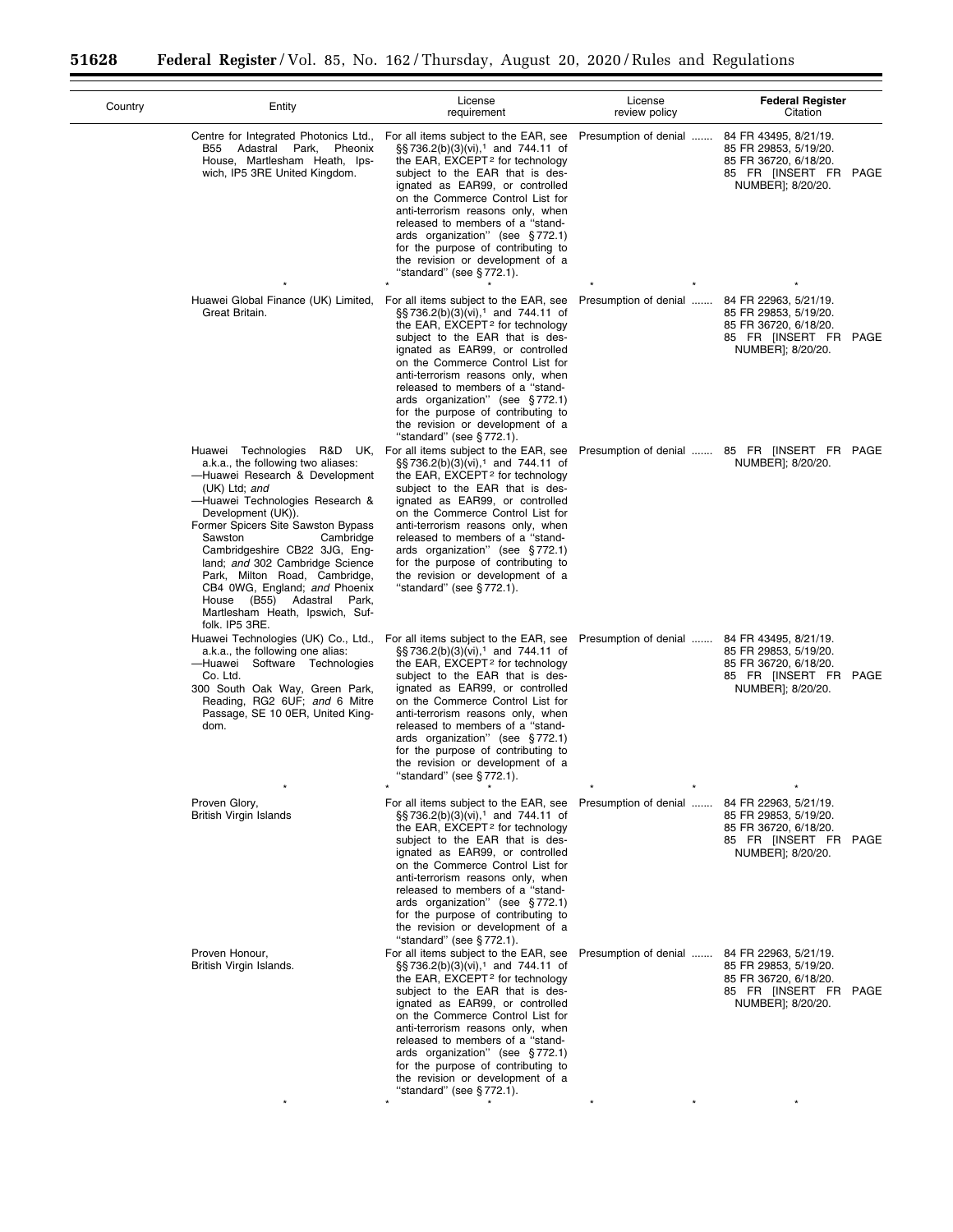| Country | Entity | License requirement | License review policy | Federal Register Citation |
|---|---|---|---|---|
| | Centre for Integrated Photonics Ltd., B55 Adastral Park, Pheonix House, Martlesham Heath, Ipswich, IP5 3RE United Kingdom. | For all items subject to the EAR, see §§ 736.2(b)(3)(vi),[1] and 744.11 of the EAR, EXCEPT[2] for technology subject to the EAR that is designated as EAR99, or controlled on the Commerce Control List for anti-terrorism reasons only, when released to members of a "standards organization" (see § 772.1) for the purpose of contributing to the revision or development of a "standard" (see § 772.1). | Presumption of denial ....... | 84 FR 43495, 8/21/19. 85 FR 29853, 5/19/20. 85 FR 36720, 6/18/20. 85 FR [INSERT FR PAGE NUMBER]; 8/20/20. |
| | * | * | * * | * |
| | Huawei Global Finance (UK) Limited, Great Britain. | For all items subject to the EAR, see §§ 736.2(b)(3)(vi),[1] and 744.11 of the EAR, EXCEPT[2] for technology subject to the EAR that is designated as EAR99, or controlled on the Commerce Control List for anti-terrorism reasons only, when released to members of a "standards organization" (see § 772.1) for the purpose of contributing to the revision or development of a "standard" (see § 772.1). | Presumption of denial ....... | 84 FR 22963, 5/21/19. 85 FR 29853, 5/19/20. 85 FR 36720, 6/18/20. 85 FR [INSERT FR PAGE NUMBER]; 8/20/20. |
| | Huawei Technologies R&D UK, a.k.a., the following two aliases: —Huawei Research & Development (UK) Ltd; *and* —Huawei Technologies Research & Development (UK)). Former Spicers Site Sawston Bypass Sawston Cambridge Cambridgeshire CB22 3JG, England; *and* 302 Cambridge Science Park, Milton Road, Cambridge, CB4 0WG, England; *and* Phoenix House (B55) Adastral Park, Martlesham Heath, Ipswich, Suffolk. IP5 3RE. | For all items subject to the EAR, see §§ 736.2(b)(3)(vi),[1] and 744.11 of the EAR, EXCEPT[2] for technology subject to the EAR that is designated as EAR99, or controlled on the Commerce Control List for anti-terrorism reasons only, when released to members of a "standards organization" (see § 772.1) for the purpose of contributing to the revision or development of a "standard" (see § 772.1). | Presumption of denial ....... | 85 FR [INSERT FR PAGE NUMBER]; 8/20/20. |
| | Huawei Technologies (UK) Co., Ltd., a.k.a., the following one alias: —Huawei Software Technologies Co. Ltd. 300 South Oak Way, Green Park, Reading, RG2 6UF; *and* 6 Mitre Passage, SE 10 0ER, United Kingdom. | For all items subject to the EAR, see §§ 736.2(b)(3)(vi),[1] and 744.11 of the EAR, EXCEPT[2] for technology subject to the EAR that is designated as EAR99, or controlled on the Commerce Control List for anti-terrorism reasons only, when released to members of a "standards organization" (see § 772.1) for the purpose of contributing to the revision or development of a "standard" (see § 772.1). | Presumption of denial ....... | 84 FR 43495, 8/21/19. 85 FR 29853, 5/19/20. 85 FR 36720, 6/18/20. 85 FR [INSERT FR PAGE NUMBER]; 8/20/20. |
| | * | * | * * | * |
| | Proven Glory, British Virgin Islands | For all items subject to the EAR, see §§ 736.2(b)(3)(vi),[1] and 744.11 of the EAR, EXCEPT[2] for technology subject to the EAR that is designated as EAR99, or controlled on the Commerce Control List for anti-terrorism reasons only, when released to members of a "standards organization" (see § 772.1) for the purpose of contributing to the revision or development of a "standard" (see § 772.1). | Presumption of denial ....... | 84 FR 22963, 5/21/19. 85 FR 29853, 5/19/20. 85 FR 36720, 6/18/20. 85 FR [INSERT FR PAGE NUMBER]; 8/20/20. |
| | Proven Honour, British Virgin Islands. | For all items subject to the EAR, see §§ 736.2(b)(3)(vi),[1] and 744.11 of the EAR, EXCEPT[2] for technology subject to the EAR that is designated as EAR99, or controlled on the Commerce Control List for anti-terrorism reasons only, when released to members of a "standards organization" (see § 772.1) for the purpose of contributing to the revision or development of a "standard" (see § 772.1). | Presumption of denial ....... | 84 FR 22963, 5/21/19. 85 FR 29853, 5/19/20. 85 FR 36720, 6/18/20. 85 FR [INSERT FR PAGE NUMBER]; 8/20/20. |
| | * | * | * * | * |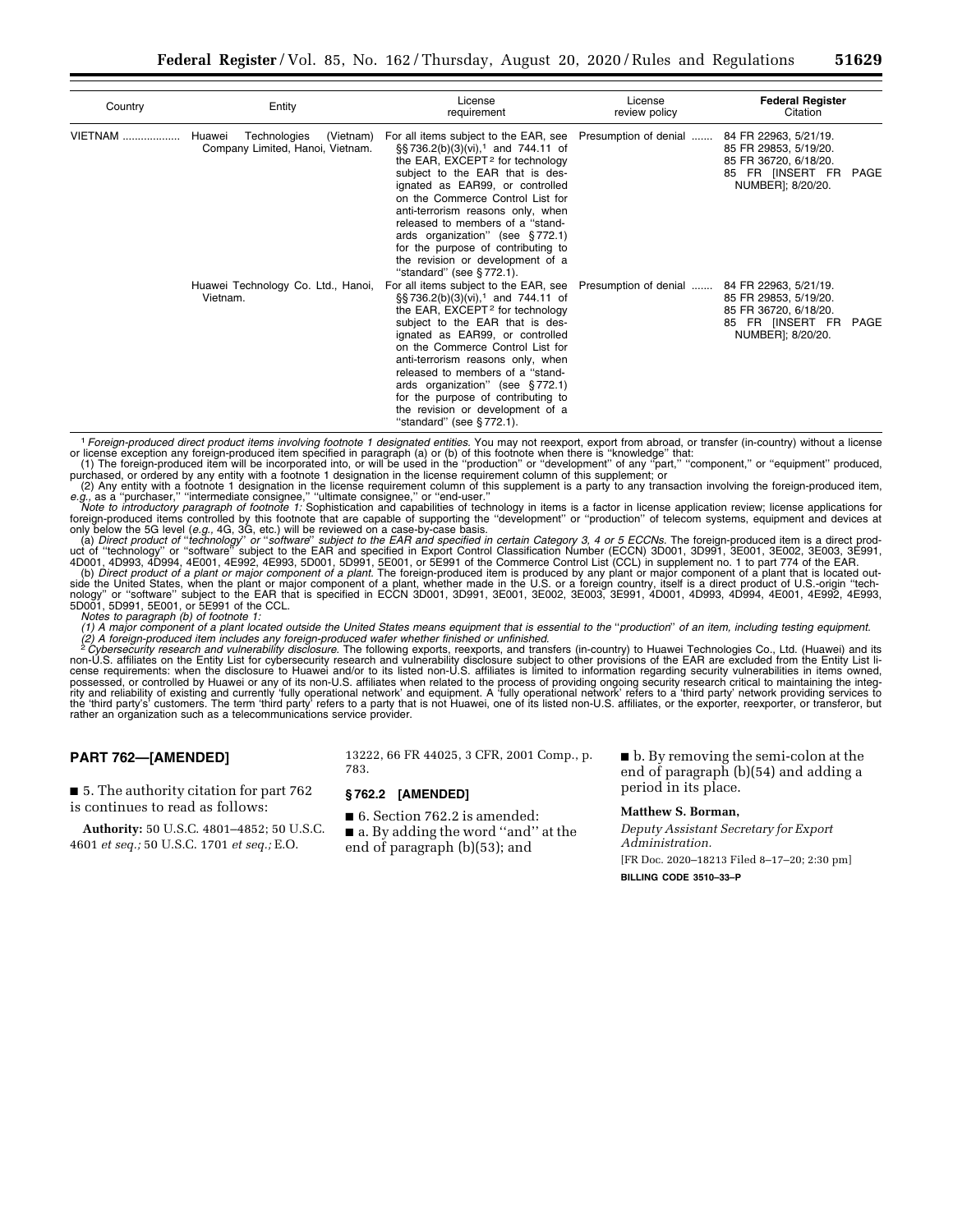| Country | Entity | License requirement | License review policy | **Federal Register** Citation |
| --- | --- | --- | --- | --- |
| VIETNAM .................. | Huawei Technologies (Vietnam) Company Limited, Hanoi, Vietnam. | For all items subject to the EAR, see §§ 736.2(b)(3)(vi),[1] and 744.11 of the EAR, EXCEPT[2] for technology subject to the EAR that is designated as EAR99, or controlled on the Commerce Control List for anti-terrorism reasons only, when released to members of a "standards organization" (see § 772.1) for the purpose of contributing to the revision or development of a "standard" (see § 772.1). | Presumption of denial ....... | 84 FR 22963, 5/21/19. 85 FR 29853, 5/19/20. 85 FR 36720, 6/18/20. 85 FR [INSERT FR PAGE NUMBER]; 8/20/20. |
| | Huawei Technology Co. Ltd., Hanoi, Vietnam. | For all items subject to the EAR, see §§ 736.2(b)(3)(vi),[1] and 744.11 of the EAR, EXCEPT[2] for technology subject to the EAR that is designated as EAR99, or controlled on the Commerce Control List for anti-terrorism reasons only, when released to members of a "standards organization" (see § 772.1) for the purpose of contributing to the revision or development of a "standard" (see § 772.1). | Presumption of denial ....... | 84 FR 22963, 5/21/19. 85 FR 29853, 5/19/20. 85 FR 36720, 6/18/20. 85 FR [INSERT FR PAGE NUMBER]; 8/20/20. |

[1] *Foreign-produced direct product items involving footnote 1 designated entities.* You may not reexport, export from abroad, or transfer (in-country) without a license or license exception any foreign-produced item specified in paragraph (a) or (b) of this footnote when there is "knowledge" that:

(1) The foreign-produced item will be incorporated into, or will be used in the "production" or "development" of any "part," "component," or "equipment" produced, purchased, or ordered by any entity with a footnote 1 designation in the license requirement column of this supplement; or

(2) Any entity with a footnote 1 designation in the license requirement column of this supplement is a party to any transaction involving the foreign-produced item, *e.g.,* as a "purchaser," "intermediate consignee," "ultimate consignee," or "end-user."

*Note to introductory paragraph of footnote 1:* Sophistication and capabilities of technology in items is a factor in license application review; license applications for foreign-produced items controlled by this footnote that are capable of supporting the "development" or "production" of telecom systems, equipment and devices at only below the 5G level (*e.g.,* 4G, 3G, etc.) will be reviewed on a case-by-case basis.

(a) *Direct product of "technology" or "software" subject to the EAR and specified in certain Category 3, 4 or 5 ECCNs.* The foreign-produced item is a direct product of "technology" or "software" subject to the EAR and specified in Export Control Classification Number (ECCN) 3D001, 3D991, 3E001, 3E002, 3E003, 3E991, 4D001, 4D993, 4D994, 4E001, 4E992, 4E993, 5D001, 5D991, 5E001, or 5E991 of the Commerce Control List (CCL) in supplement no. 1 to part 774 of the EAR.

(b) *Direct product of a plant or major component of a plant.* The foreign-produced item is produced by any plant or major component of a plant that is located outside the United States, when the plant or major component of a plant, whether made in the U.S. or a foreign country, itself is a direct product of U.S.-origin "technology" or "software" subject to the EAR that is specified in ECCN 3D001, 3D991, 3E001, 3E002, 3E003, 3E991, 4D001, 4D993, 4D994, 4E001, 4E992, 4E993, 5D001, 5D991, 5E001, or 5E991 of the CCL.

*Notes to paragraph (b) of footnote 1:*

*(1) A major component of a plant located outside the United States means equipment that is essential to the "production" of an item, including testing equipment.*

*(2) A foreign-produced item includes any foreign-produced wafer whether finished or unfinished.*

[2] *Cybersecurity research and vulnerability disclosure.* The following exports, reexports, and transfers (in-country) to Huawei Technologies Co., Ltd. (Huawei) and its non-U.S. affiliates on the Entity List for cybersecurity research and vulnerability disclosure subject to other provisions of the EAR are excluded from the Entity List license requirements: when the disclosure to Huawei and/or to its listed non-U.S. affiliates is limited to information regarding security vulnerabilities in items owned, possessed, or controlled by Huawei or any of its non-U.S. affiliates when related to the process of providing ongoing security research critical to maintaining the integrity and reliability of existing and currently 'fully operational network' and equipment. A 'fully operational network' refers to a 'third party' network providing services to the 'third party's' customers. The term 'third party' refers to a party that is not Huawei, one of its listed non-U.S. affiliates, or the exporter, reexporter, or transferor, but rather an organization such as a telecommunications service provider.

## PART 762—[AMENDED]

■ 5. The authority citation for part 762 is continues to read as follows:

**Authority:** 50 U.S.C. 4801–4852; 50 U.S.C. 4601 *et seq.;* 50 U.S.C. 1701 *et seq.;* E.O. 13222, 66 FR 44025, 3 CFR, 2001 Comp., p. 783.

### § 762.2 [AMENDED]

■ 6. Section 762.2 is amended:

■ a. By adding the word "and" at the end of paragraph (b)(53); and

■ b. By removing the semi-colon at the end of paragraph (b)(54) and adding a period in its place.

**Matthew S. Borman,**

*Deputy Assistant Secretary for Export Administration.*

[FR Doc. 2020–18213 Filed 8–17–20; 2:30 pm]

**BILLING CODE 3510–33–P**